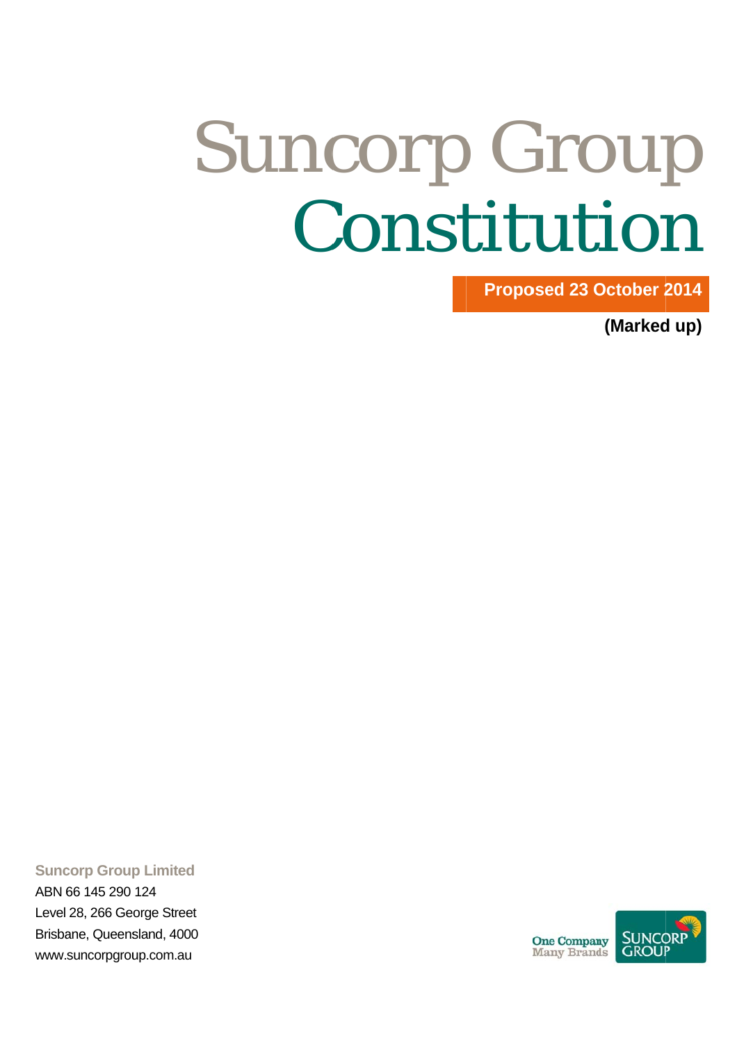# Suncorp Group Constitution

**Proposed 23 October 2014**

**(Marked up)**

**Suncorp Group Limited**

ABN 66 145 290 124

Level 28, 266 George Street

Brisbane, Queensland, 4000

www.suncorpgroup.com.au

One Company Many Brands

SUNCORP GROUP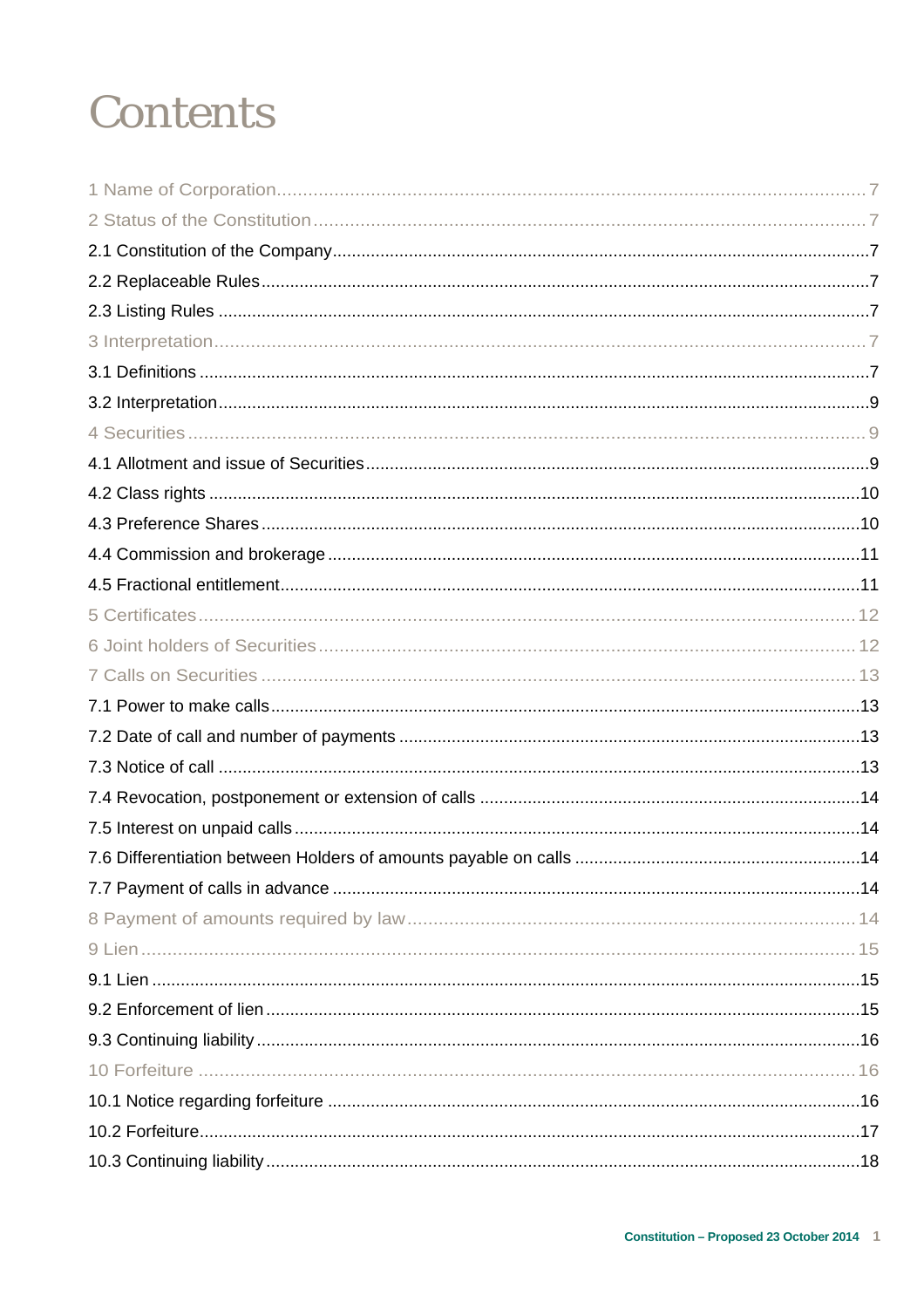# Contents

1 Name of Corporation ........ 7

2 Status of the Constitution ........ 7

2.1 Constitution of the Company ........ 7

2.2 Replaceable Rules ........ 7

2.3 Listing Rules ........ 7

3 Interpretation ........ 7

3.1 Definitions ........ 7

3.2 Interpretation ........ 9

4 Securities ........ 9

4.1 Allotment and issue of Securities ........ 9

4.2 Class rights ........ 10

4.3 Preference Shares ........ 10

4.4 Commission and brokerage ........ 11

4.5 Fractional entitlement ........ 11

5 Certificates ........ 12

6 Joint holders of Securities ........ 12

7 Calls on Securities ........ 13

7.1 Power to make calls ........ 13

7.2 Date of call and number of payments ........ 13

7.3 Notice of call ........ 13

7.4 Revocation, postponement or extension of calls ........ 14

7.5 Interest on unpaid calls ........ 14

7.6 Differentiation between Holders of amounts payable on calls ........ 14

7.7 Payment of calls in advance ........ 14

8 Payment of amounts required by law ........ 14

9 Lien ........ 15

9.1 Lien ........ 15

9.2 Enforcement of lien ........ 15

9.3 Continuing liability ........ 16

10 Forfeiture ........ 16

10.1 Notice regarding forfeiture ........ 16

10.2 Forfeiture ........ 17

10.3 Continuing liability ........ 18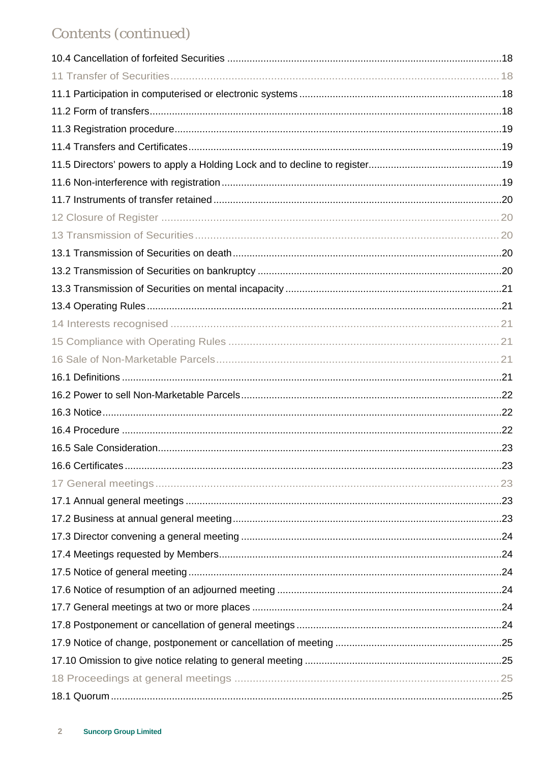## Contents (continued)

10.4 Cancellation of forfeited Securities .....18

11 Transfer of Securities .....18

11.1 Participation in computerised or electronic systems .....18

11.2 Form of transfers .....18

11.3 Registration procedure .....19

11.4 Transfers and Certificates .....19

11.5 Directors' powers to apply a Holding Lock and to decline to register .....19

11.6 Non-interference with registration .....19

11.7 Instruments of transfer retained .....20

12 Closure of Register .....20

13 Transmission of Securities .....20

13.1 Transmission of Securities on death .....20

13.2 Transmission of Securities on bankruptcy .....20

13.3 Transmission of Securities on mental incapacity .....21

13.4 Operating Rules .....21

14 Interests recognised .....21

15 Compliance with Operating Rules .....21

16 Sale of Non-Marketable Parcels .....21

16.1 Definitions .....21

16.2 Power to sell Non-Marketable Parcels .....22

16.3 Notice .....22

16.4 Procedure .....22

16.5 Sale Consideration .....23

16.6 Certificates .....23

17 General meetings .....23

17.1 Annual general meetings .....23

17.2 Business at annual general meeting .....23

17.3 Director convening a general meeting .....24

17.4 Meetings requested by Members .....24

17.5 Notice of general meeting .....24

17.6 Notice of resumption of an adjourned meeting .....24

17.7 General meetings at two or more places .....24

17.8 Postponement or cancellation of general meetings .....24

17.9 Notice of change, postponement or cancellation of meeting .....25

17.10 Omission to give notice relating to general meeting .....25

18 Proceedings at general meetings .....25

18.1 Quorum .....25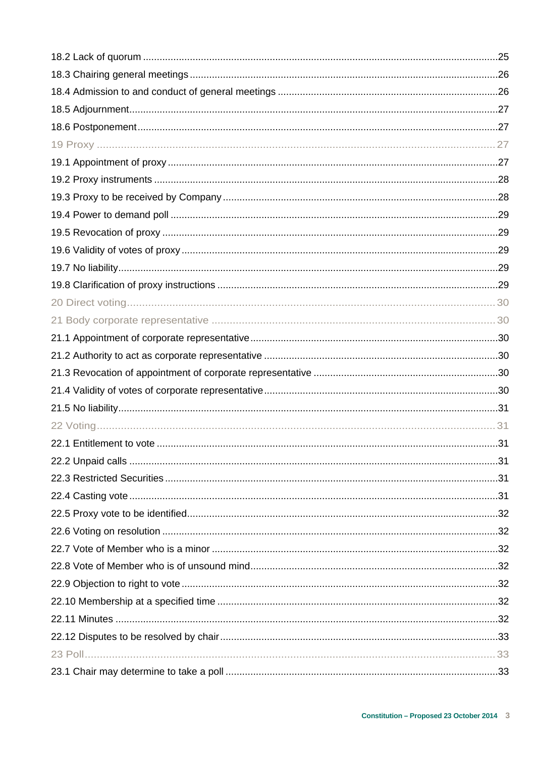18.2 Lack of quorum ....................................................................................................................25

18.3 Chairing general meetings ......................................................................................................26

18.4 Admission to and conduct of general meetings .......................................................................26

18.5 Adjournment............................................................................................................................27

18.6 Postponement .........................................................................................................................27

19 Proxy ..........................................................................................................................................27

19.1 Appointment of proxy ..............................................................................................................27

19.2 Proxy instruments ...................................................................................................................28

19.3 Proxy to be received by Company ..........................................................................................28

19.4 Power to demand poll ..............................................................................................................29

19.5 Revocation of proxy ................................................................................................................29

19.6 Validity of votes of proxy .........................................................................................................29

19.7 No liability................................................................................................................................29

19.8 Clarification of proxy instructions ............................................................................................29

20 Direct voting................................................................................................................................30

21 Body corporate representative ...................................................................................................30

21.1 Appointment of corporate representative................................................................................30

21.2 Authority to act as corporate representative ...........................................................................30

21.3 Revocation of appointment of corporate representative ..........................................................30

21.4 Validity of votes of corporate representative............................................................................30

21.5 No liability................................................................................................................................31

22 Voting..........................................................................................................................................31

22.1 Entitlement to vote ..................................................................................................................31

22.2 Unpaid calls ............................................................................................................................31

22.3 Restricted Securities ...............................................................................................................31

22.4 Casting vote ............................................................................................................................31

22.5 Proxy vote to be identified.......................................................................................................32

22.6 Voting on resolution ................................................................................................................32

22.7 Vote of Member who is a minor ...............................................................................................32

22.8 Vote of Member who is of unsound mind.................................................................................32

22.9 Objection to right to vote .........................................................................................................32

22.10 Membership at a specified time .............................................................................................32

22.11 Minutes .................................................................................................................................32

22.12 Disputes to be resolved by chair............................................................................................33

23 Poll..............................................................................................................................................33

23.1 Chair may determine to take a poll .........................................................................................33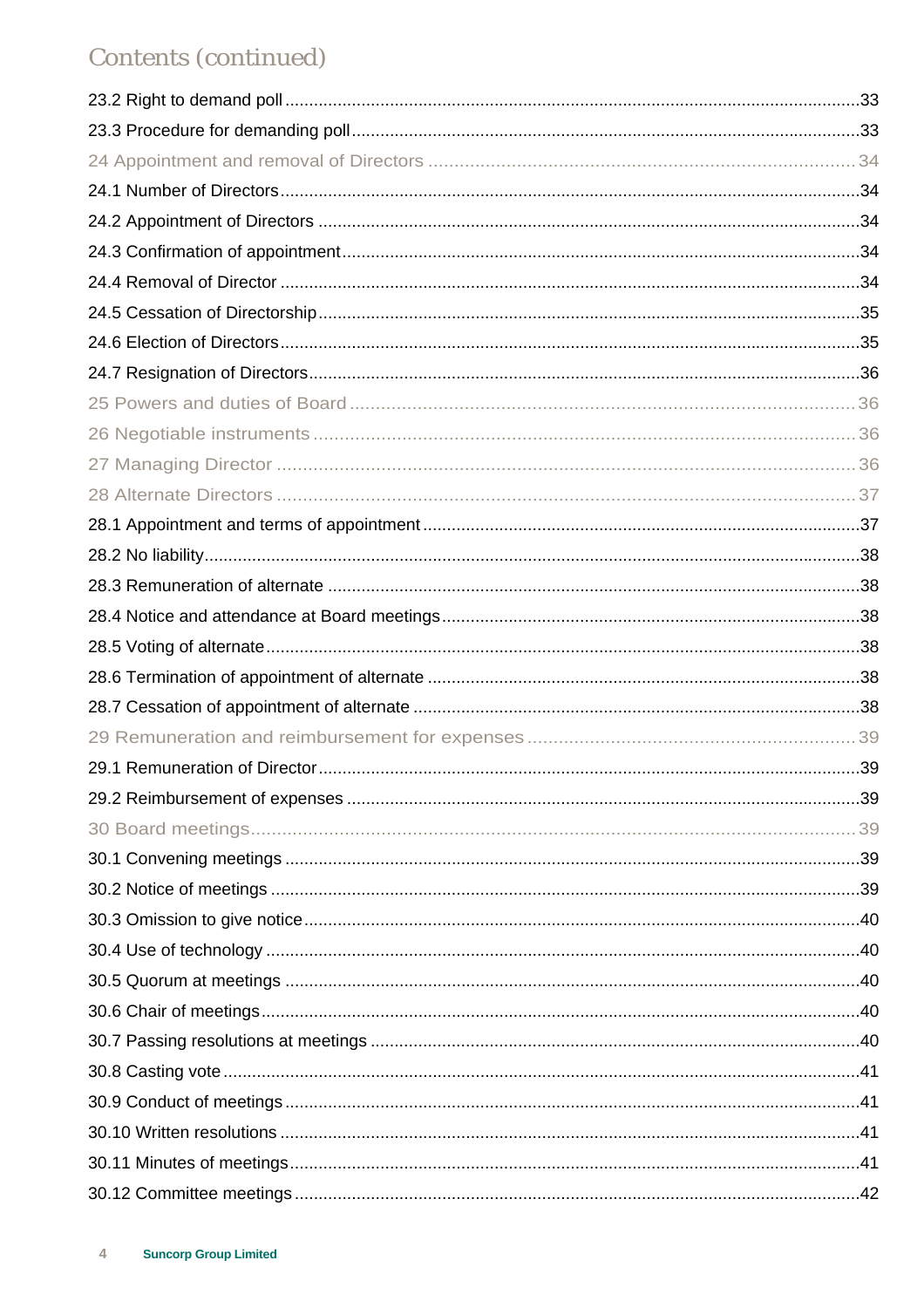## Contents (continued)

23.2 Right to demand poll ..... 33
23.3 Procedure for demanding poll ..... 33
24 Appointment and removal of Directors ..... 34
24.1 Number of Directors ..... 34
24.2 Appointment of Directors ..... 34
24.3 Confirmation of appointment ..... 34
24.4 Removal of Director ..... 34
24.5 Cessation of Directorship ..... 35
24.6 Election of Directors ..... 35
24.7 Resignation of Directors ..... 36
25 Powers and duties of Board ..... 36
26 Negotiable instruments ..... 36
27 Managing Director ..... 36
28 Alternate Directors ..... 37
28.1 Appointment and terms of appointment ..... 37
28.2 No liability ..... 38
28.3 Remuneration of alternate ..... 38
28.4 Notice and attendance at Board meetings ..... 38
28.5 Voting of alternate ..... 38
28.6 Termination of appointment of alternate ..... 38
28.7 Cessation of appointment of alternate ..... 38
29 Remuneration and reimbursement for expenses ..... 39
29.1 Remuneration of Director ..... 39
29.2 Reimbursement of expenses ..... 39
30 Board meetings ..... 39
30.1 Convening meetings ..... 39
30.2 Notice of meetings ..... 39
30.3 Omission to give notice ..... 40
30.4 Use of technology ..... 40
30.5 Quorum at meetings ..... 40
30.6 Chair of meetings ..... 40
30.7 Passing resolutions at meetings ..... 40
30.8 Casting vote ..... 41
30.9 Conduct of meetings ..... 41
30.10 Written resolutions ..... 41
30.11 Minutes of meetings ..... 41
30.12 Committee meetings ..... 42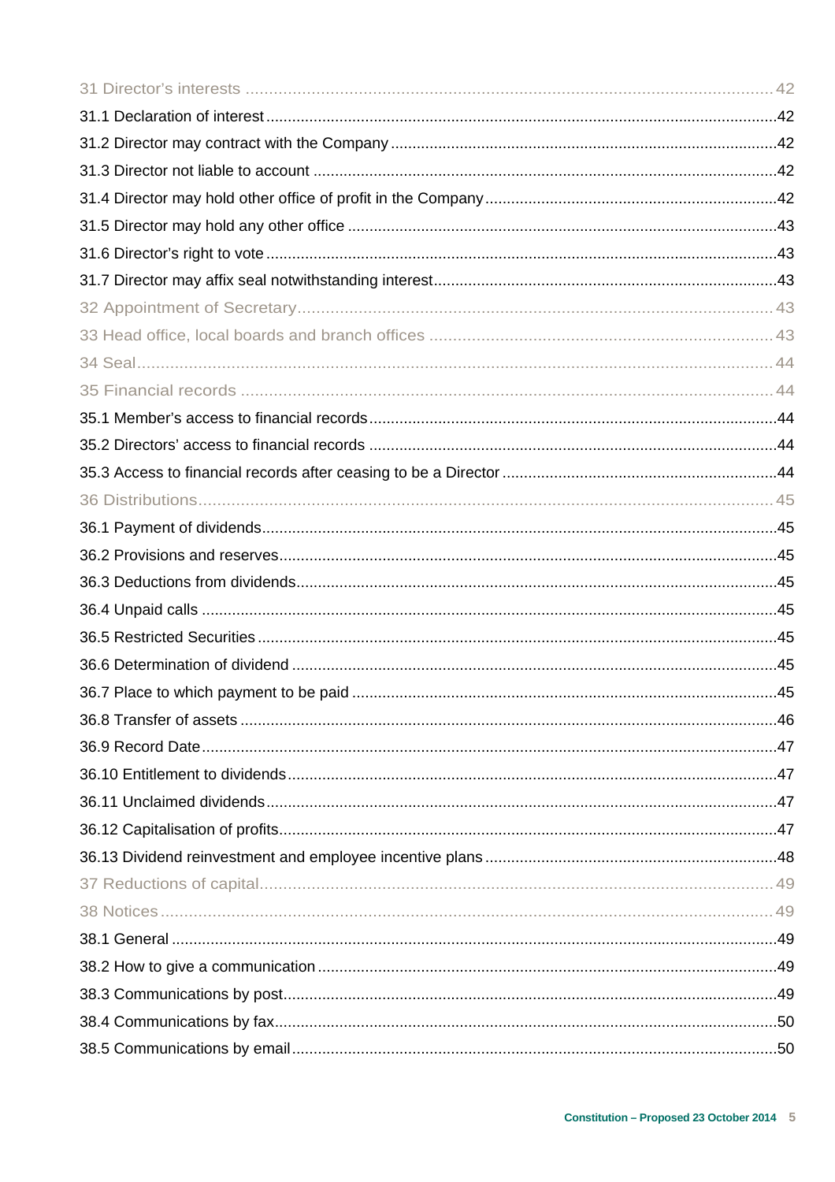31 Director's interests ..... 42

31.1 Declaration of interest ..... 42

31.2 Director may contract with the Company ..... 42

31.3 Director not liable to account ..... 42

31.4 Director may hold other office of profit in the Company ..... 42

31.5 Director may hold any other office ..... 43

31.6 Director's right to vote ..... 43

31.7 Director may affix seal notwithstanding interest ..... 43

32 Appointment of Secretary ..... 43

33 Head office, local boards and branch offices ..... 43

34 Seal ..... 44

35 Financial records ..... 44

35.1 Member's access to financial records ..... 44

35.2 Directors' access to financial records ..... 44

35.3 Access to financial records after ceasing to be a Director ..... 44

36 Distributions ..... 45

36.1 Payment of dividends ..... 45

36.2 Provisions and reserves ..... 45

36.3 Deductions from dividends ..... 45

36.4 Unpaid calls ..... 45

36.5 Restricted Securities ..... 45

36.6 Determination of dividend ..... 45

36.7 Place to which payment to be paid ..... 45

36.8 Transfer of assets ..... 46

36.9 Record Date ..... 47

36.10 Entitlement to dividends ..... 47

36.11 Unclaimed dividends ..... 47

36.12 Capitalisation of profits ..... 47

36.13 Dividend reinvestment and employee incentive plans ..... 48

37 Reductions of capital ..... 49

38 Notices ..... 49

38.1 General ..... 49

38.2 How to give a communication ..... 49

38.3 Communications by post ..... 49

38.4 Communications by fax ..... 50

38.5 Communications by email ..... 50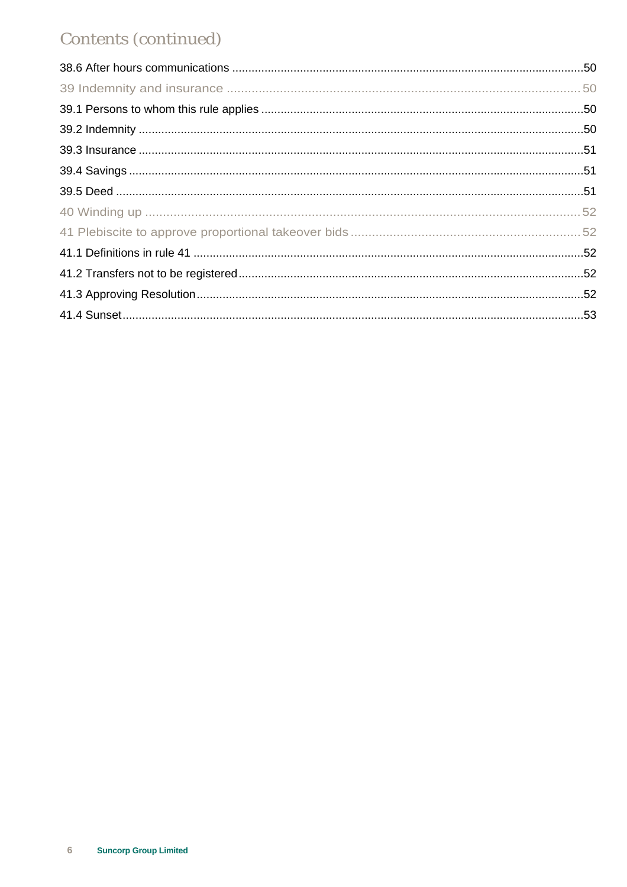# Contents (continued)

38.6 After hours communications ....................................................................................................................50

39 Indemnity and insurance ............................................................................................................................50

39.1 Persons to whom this rule applies ............................................................................................................50

39.2 Indemnity ...................................................................................................................................................50

39.3 Insurance ...................................................................................................................................................51

39.4 Savings ......................................................................................................................................................51

39.5 Deed ..........................................................................................................................................................51

40 Winding up ..................................................................................................................................................52

41 Plebiscite to approve proportional takeover bids ...........................................................................................52

41.1 Definitions in rule 41 ..................................................................................................................................52

41.2 Transfers not to be registered ...................................................................................................................52

41.3 Approving Resolution .................................................................................................................................52

41.4 Sunset ........................................................................................................................................................53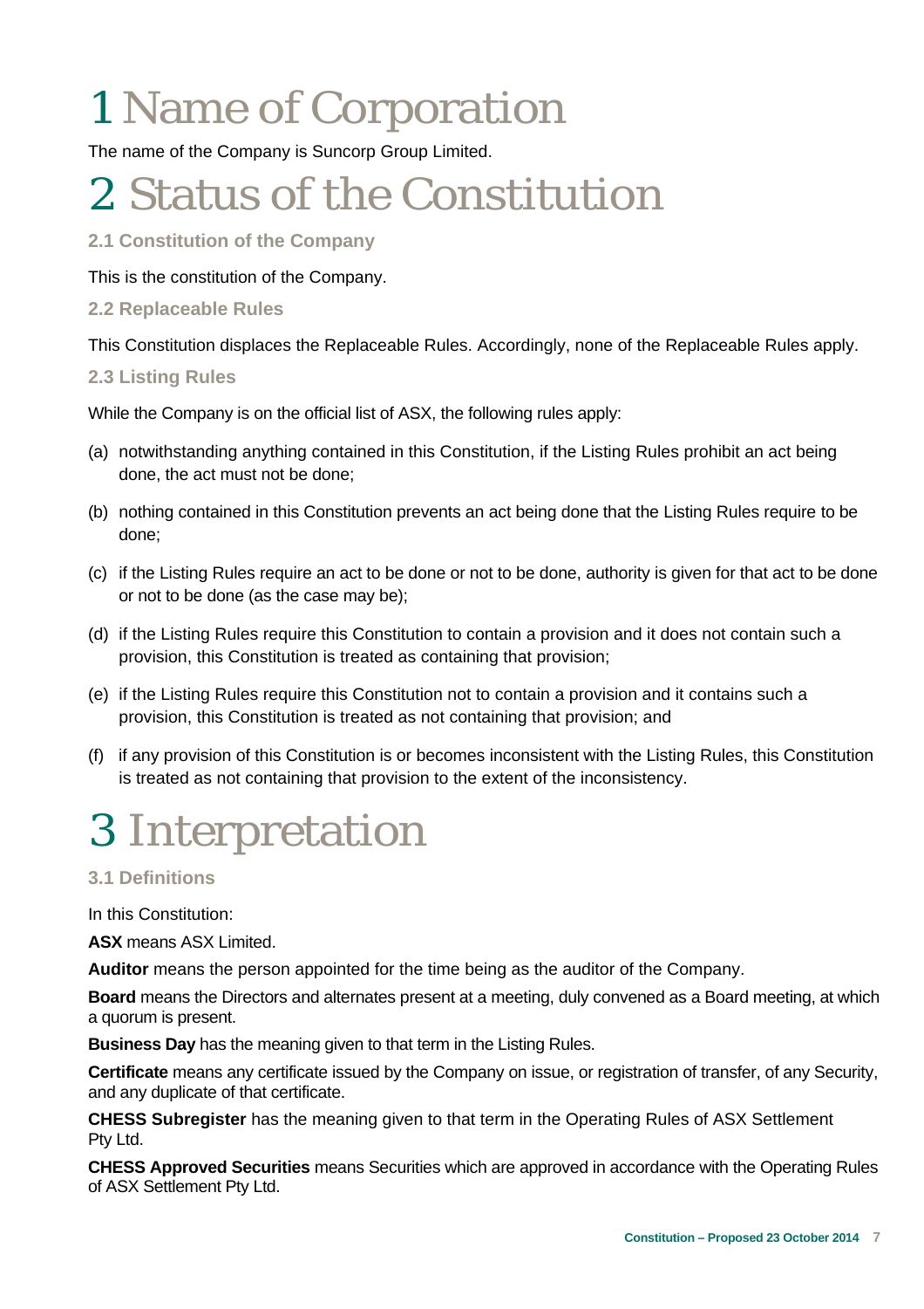# 1 Name of Corporation

The name of the Company is Suncorp Group Limited.

# 2 Status of the Constitution

### 2.1 Constitution of the Company

This is the constitution of the Company.

### 2.2 Replaceable Rules

This Constitution displaces the Replaceable Rules. Accordingly, none of the Replaceable Rules apply.

### 2.3 Listing Rules

While the Company is on the official list of ASX, the following rules apply:

(a) notwithstanding anything contained in this Constitution, if the Listing Rules prohibit an act being done, the act must not be done;

(b) nothing contained in this Constitution prevents an act being done that the Listing Rules require to be done;

(c) if the Listing Rules require an act to be done or not to be done, authority is given for that act to be done or not to be done (as the case may be);

(d) if the Listing Rules require this Constitution to contain a provision and it does not contain such a provision, this Constitution is treated as containing that provision;

(e) if the Listing Rules require this Constitution not to contain a provision and it contains such a provision, this Constitution is treated as not containing that provision; and

(f) if any provision of this Constitution is or becomes inconsistent with the Listing Rules, this Constitution is treated as not containing that provision to the extent of the inconsistency.

# 3 Interpretation

### 3.1 Definitions

In this Constitution:

**ASX** means ASX Limited.

**Auditor** means the person appointed for the time being as the auditor of the Company.

**Board** means the Directors and alternates present at a meeting, duly convened as a Board meeting, at which a quorum is present.

**Business Day** has the meaning given to that term in the Listing Rules.

**Certificate** means any certificate issued by the Company on issue, or registration of transfer, of any Security, and any duplicate of that certificate.

**CHESS Subregister** has the meaning given to that term in the Operating Rules of ASX Settlement Pty Ltd.

**CHESS Approved Securities** means Securities which are approved in accordance with the Operating Rules of ASX Settlement Pty Ltd.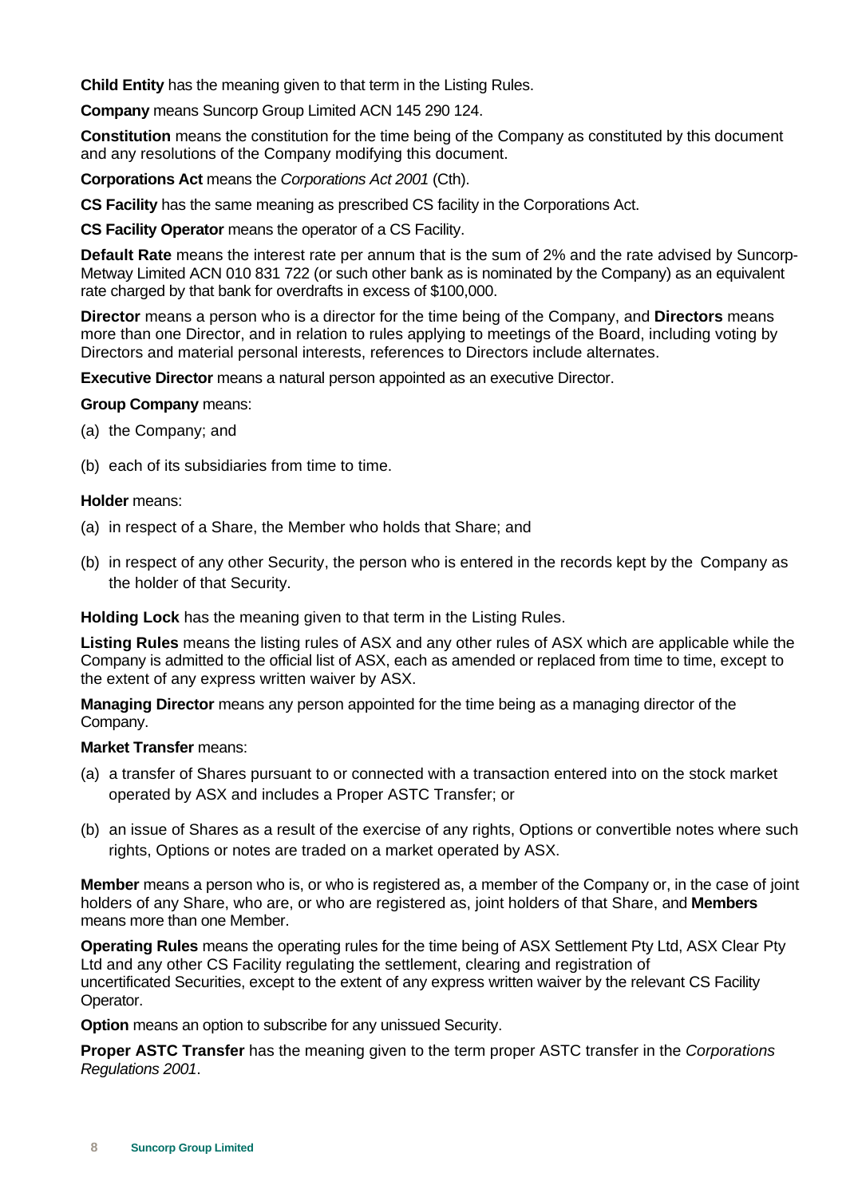**Child Entity** has the meaning given to that term in the Listing Rules.

**Company** means Suncorp Group Limited ACN 145 290 124.

**Constitution** means the constitution for the time being of the Company as constituted by this document and any resolutions of the Company modifying this document.

**Corporations Act** means the *Corporations Act 2001* (Cth).

**CS Facility** has the same meaning as prescribed CS facility in the Corporations Act.

**CS Facility Operator** means the operator of a CS Facility.

**Default Rate** means the interest rate per annum that is the sum of 2% and the rate advised by Suncorp-Metway Limited ACN 010 831 722 (or such other bank as is nominated by the Company) as an equivalent rate charged by that bank for overdrafts in excess of $100,000.

**Director** means a person who is a director for the time being of the Company, and **Directors** means more than one Director, and in relation to rules applying to meetings of the Board, including voting by Directors and material personal interests, references to Directors include alternates.

**Executive Director** means a natural person appointed as an executive Director.

**Group Company** means:

(a) the Company; and

(b) each of its subsidiaries from time to time.

**Holder** means:

(a) in respect of a Share, the Member who holds that Share; and

(b) in respect of any other Security, the person who is entered in the records kept by the Company as the holder of that Security.

**Holding Lock** has the meaning given to that term in the Listing Rules.

**Listing Rules** means the listing rules of ASX and any other rules of ASX which are applicable while the Company is admitted to the official list of ASX, each as amended or replaced from time to time, except to the extent of any express written waiver by ASX.

**Managing Director** means any person appointed for the time being as a managing director of the Company.

**Market Transfer** means:

(a) a transfer of Shares pursuant to or connected with a transaction entered into on the stock market operated by ASX and includes a Proper ASTC Transfer; or

(b) an issue of Shares as a result of the exercise of any rights, Options or convertible notes where such rights, Options or notes are traded on a market operated by ASX.

**Member** means a person who is, or who is registered as, a member of the Company or, in the case of joint holders of any Share, who are, or who are registered as, joint holders of that Share, and **Members** means more than one Member.

**Operating Rules** means the operating rules for the time being of ASX Settlement Pty Ltd, ASX Clear Pty Ltd and any other CS Facility regulating the settlement, clearing and registration of uncertificated Securities, except to the extent of any express written waiver by the relevant CS Facility Operator.

**Option** means an option to subscribe for any unissued Security.

**Proper ASTC Transfer** has the meaning given to the term proper ASTC transfer in the *Corporations Regulations 2001*.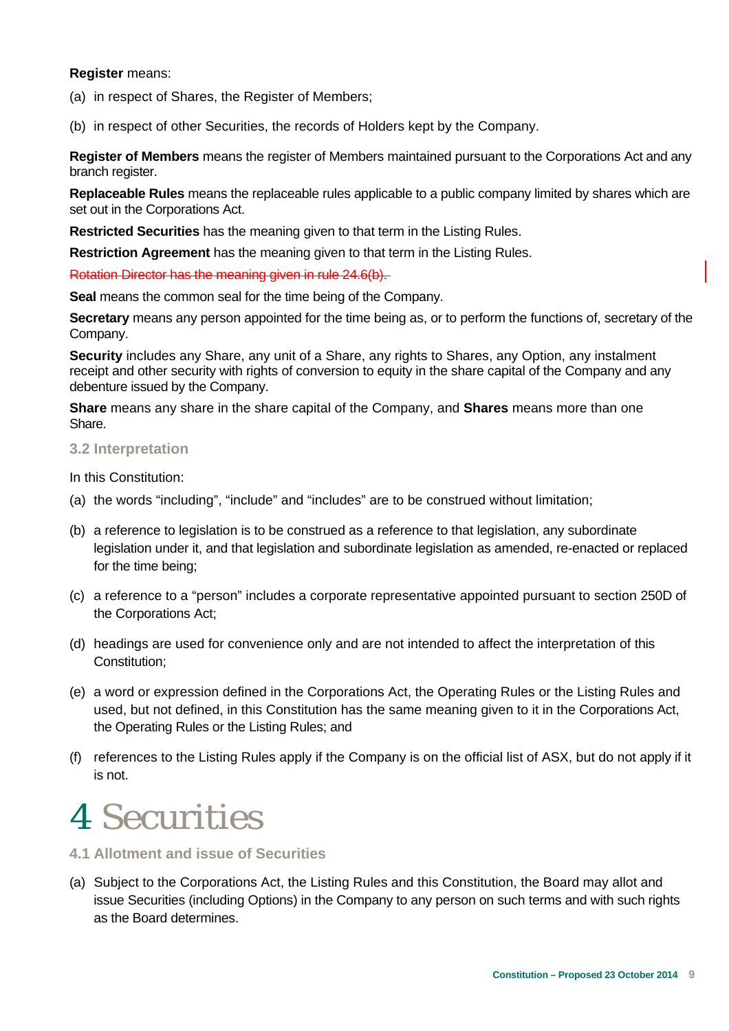**Register** means:

(a) in respect of Shares, the Register of Members;

(b) in respect of other Securities, the records of Holders kept by the Company.

**Register of Members** means the register of Members maintained pursuant to the Corporations Act and any branch register.

**Replaceable Rules** means the replaceable rules applicable to a public company limited by shares which are set out in the Corporations Act.

**Restricted Securities** has the meaning given to that term in the Listing Rules.

**Restriction Agreement** has the meaning given to that term in the Listing Rules.

~~Rotation Director has the meaning given in rule 24.6(b).~~

**Seal** means the common seal for the time being of the Company.

**Secretary** means any person appointed for the time being as, or to perform the functions of, secretary of the Company.

**Security** includes any Share, any unit of a Share, any rights to Shares, any Option, any instalment receipt and other security with rights of conversion to equity in the share capital of the Company and any debenture issued by the Company.

**Share** means any share in the share capital of the Company, and **Shares** means more than one Share.

### 3.2 Interpretation

In this Constitution:

(a) the words "including", "include" and "includes" are to be construed without limitation;

(b) a reference to legislation is to be construed as a reference to that legislation, any subordinate legislation under it, and that legislation and subordinate legislation as amended, re-enacted or replaced for the time being;

(c) a reference to a "person" includes a corporate representative appointed pursuant to section 250D of the Corporations Act;

(d) headings are used for convenience only and are not intended to affect the interpretation of this Constitution;

(e) a word or expression defined in the Corporations Act, the Operating Rules or the Listing Rules and used, but not defined, in this Constitution has the same meaning given to it in the Corporations Act, the Operating Rules or the Listing Rules; and

(f) references to the Listing Rules apply if the Company is on the official list of ASX, but do not apply if it is not.

# 4 Securities

### 4.1 Allotment and issue of Securities

(a) Subject to the Corporations Act, the Listing Rules and this Constitution, the Board may allot and issue Securities (including Options) in the Company to any person on such terms and with such rights as the Board determines.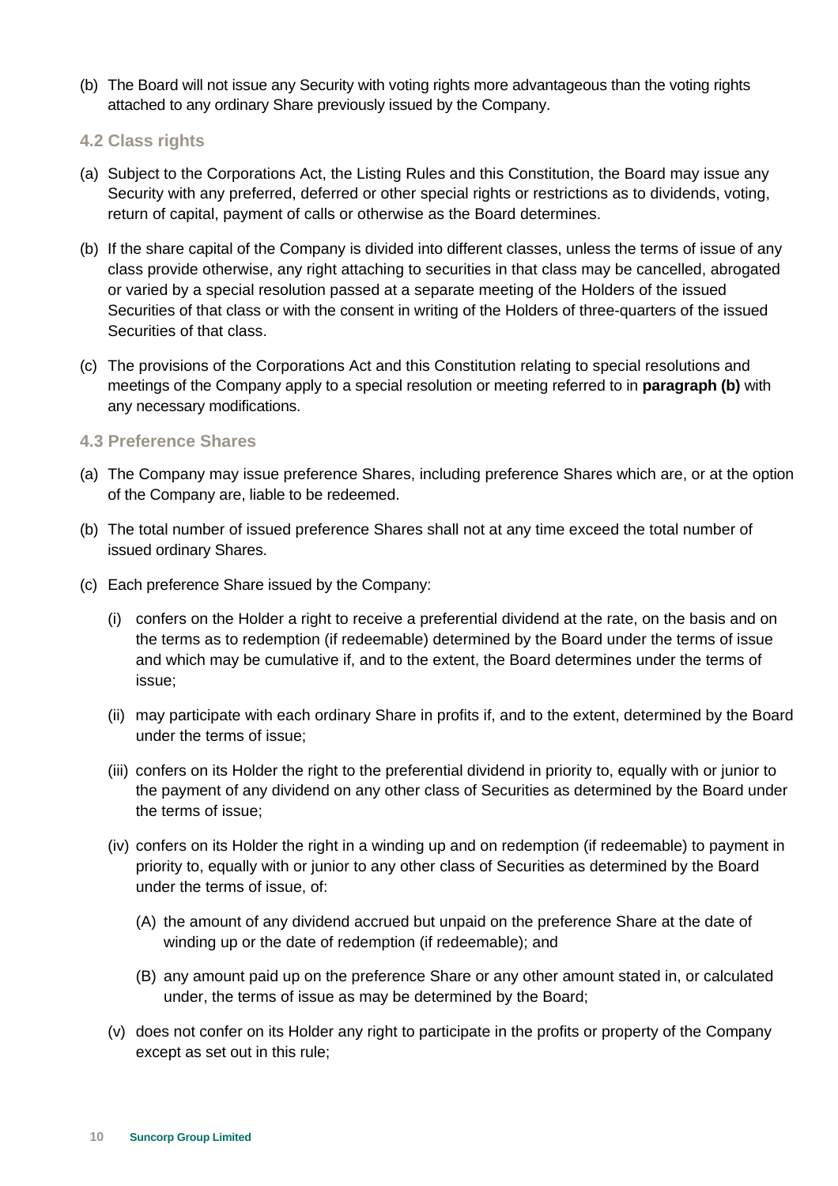(b) The Board will not issue any Security with voting rights more advantageous than the voting rights attached to any ordinary Share previously issued by the Company.

### 4.2 Class rights

(a) Subject to the Corporations Act, the Listing Rules and this Constitution, the Board may issue any Security with any preferred, deferred or other special rights or restrictions as to dividends, voting, return of capital, payment of calls or otherwise as the Board determines.

(b) If the share capital of the Company is divided into different classes, unless the terms of issue of any class provide otherwise, any right attaching to securities in that class may be cancelled, abrogated or varied by a special resolution passed at a separate meeting of the Holders of the issued Securities of that class or with the consent in writing of the Holders of three-quarters of the issued Securities of that class.

(c) The provisions of the Corporations Act and this Constitution relating to special resolutions and meetings of the Company apply to a special resolution or meeting referred to in **paragraph (b)** with any necessary modifications.

### 4.3 Preference Shares

(a) The Company may issue preference Shares, including preference Shares which are, or at the option of the Company are, liable to be redeemed.

(b) The total number of issued preference Shares shall not at any time exceed the total number of issued ordinary Shares.

(c) Each preference Share issued by the Company:

  (i) confers on the Holder a right to receive a preferential dividend at the rate, on the basis and on the terms as to redemption (if redeemable) determined by the Board under the terms of issue and which may be cumulative if, and to the extent, the Board determines under the terms of issue;

  (ii) may participate with each ordinary Share in profits if, and to the extent, determined by the Board under the terms of issue;

  (iii) confers on its Holder the right to the preferential dividend in priority to, equally with or junior to the payment of any dividend on any other class of Securities as determined by the Board under the terms of issue;

  (iv) confers on its Holder the right in a winding up and on redemption (if redeemable) to payment in priority to, equally with or junior to any other class of Securities as determined by the Board under the terms of issue, of:

    (A) the amount of any dividend accrued but unpaid on the preference Share at the date of winding up or the date of redemption (if redeemable); and

    (B) any amount paid up on the preference Share or any other amount stated in, or calculated under, the terms of issue as may be determined by the Board;

  (v) does not confer on its Holder any right to participate in the profits or property of the Company except as set out in this rule;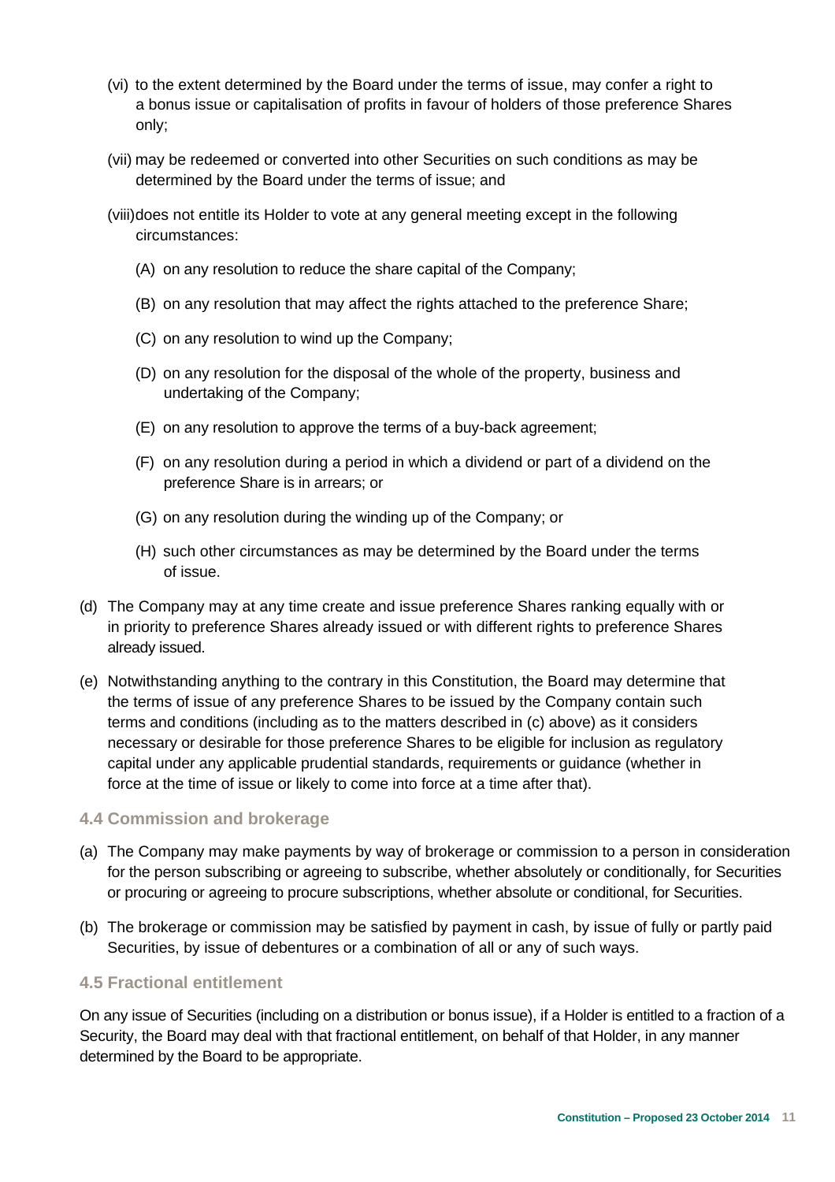(vi) to the extent determined by the Board under the terms of issue, may confer a right to a bonus issue or capitalisation of profits in favour of holders of those preference Shares only;

(vii) may be redeemed or converted into other Securities on such conditions as may be determined by the Board under the terms of issue; and

(viii) does not entitle its Holder to vote at any general meeting except in the following circumstances:

(A) on any resolution to reduce the share capital of the Company;

(B) on any resolution that may affect the rights attached to the preference Share;

(C) on any resolution to wind up the Company;

(D) on any resolution for the disposal of the whole of the property, business and undertaking of the Company;

(E) on any resolution to approve the terms of a buy-back agreement;

(F) on any resolution during a period in which a dividend or part of a dividend on the preference Share is in arrears; or

(G) on any resolution during the winding up of the Company; or

(H) such other circumstances as may be determined by the Board under the terms of issue.

(d) The Company may at any time create and issue preference Shares ranking equally with or in priority to preference Shares already issued or with different rights to preference Shares already issued.

(e) Notwithstanding anything to the contrary in this Constitution, the Board may determine that the terms of issue of any preference Shares to be issued by the Company contain such terms and conditions (including as to the matters described in (c) above) as it considers necessary or desirable for those preference Shares to be eligible for inclusion as regulatory capital under any applicable prudential standards, requirements or guidance (whether in force at the time of issue or likely to come into force at a time after that).

### 4.4 Commission and brokerage

(a) The Company may make payments by way of brokerage or commission to a person in consideration for the person subscribing or agreeing to subscribe, whether absolutely or conditionally, for Securities or procuring or agreeing to procure subscriptions, whether absolute or conditional, for Securities.

(b) The brokerage or commission may be satisfied by payment in cash, by issue of fully or partly paid Securities, by issue of debentures or a combination of all or any of such ways.

### 4.5 Fractional entitlement

On any issue of Securities (including on a distribution or bonus issue), if a Holder is entitled to a fraction of a Security, the Board may deal with that fractional entitlement, on behalf of that Holder, in any manner determined by the Board to be appropriate.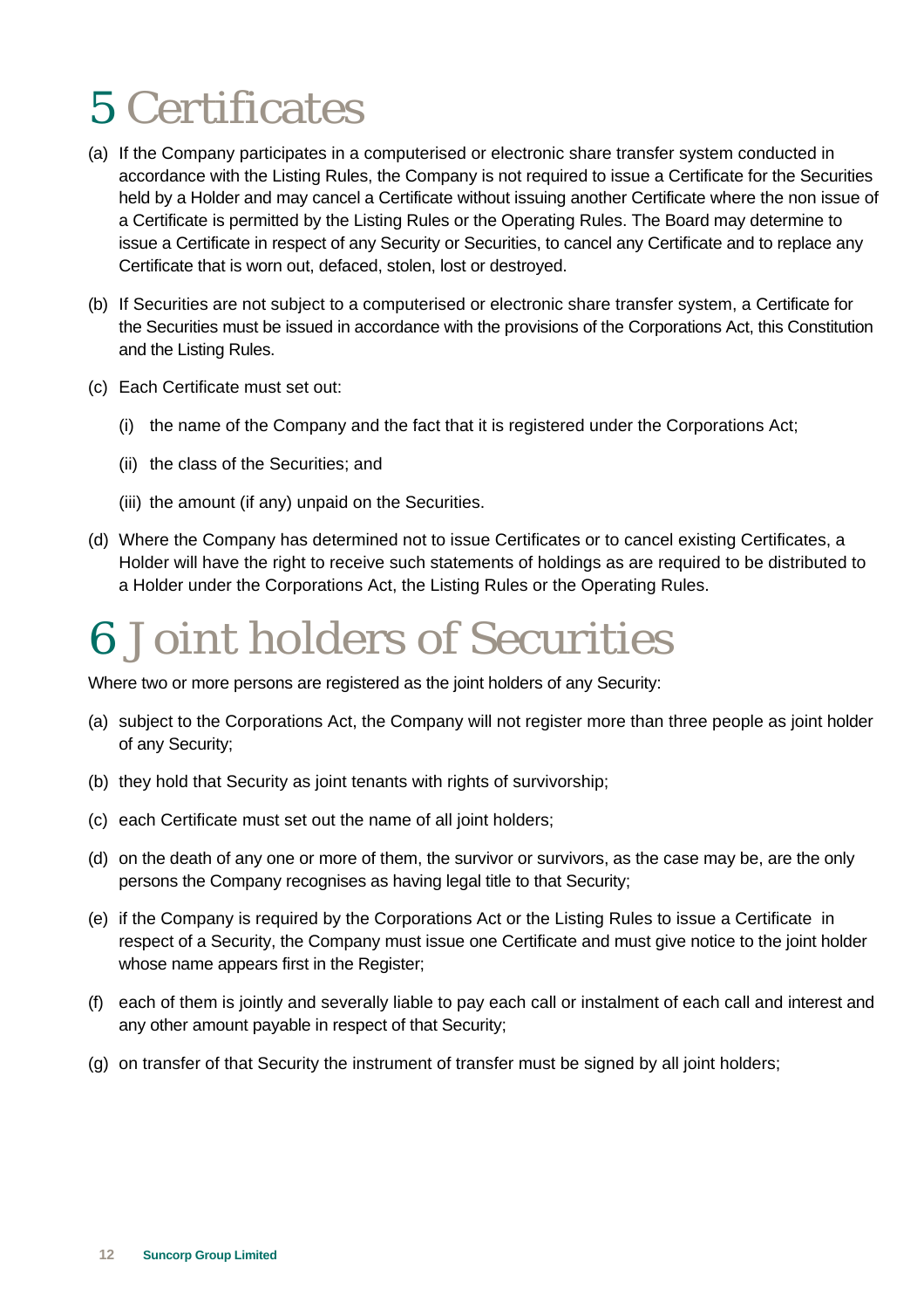# 5 Certificates

(a) If the Company participates in a computerised or electronic share transfer system conducted in accordance with the Listing Rules, the Company is not required to issue a Certificate for the Securities held by a Holder and may cancel a Certificate without issuing another Certificate where the non issue of a Certificate is permitted by the Listing Rules or the Operating Rules. The Board may determine to issue a Certificate in respect of any Security or Securities, to cancel any Certificate and to replace any Certificate that is worn out, defaced, stolen, lost or destroyed.

(b) If Securities are not subject to a computerised or electronic share transfer system, a Certificate for the Securities must be issued in accordance with the provisions of the Corporations Act, this Constitution and the Listing Rules.

(c) Each Certificate must set out:

  (i) the name of the Company and the fact that it is registered under the Corporations Act;

  (ii) the class of the Securities; and

  (iii) the amount (if any) unpaid on the Securities.

(d) Where the Company has determined not to issue Certificates or to cancel existing Certificates, a Holder will have the right to receive such statements of holdings as are required to be distributed to a Holder under the Corporations Act, the Listing Rules or the Operating Rules.

# 6 Joint holders of Securities

Where two or more persons are registered as the joint holders of any Security:

(a) subject to the Corporations Act, the Company will not register more than three people as joint holder of any Security;

(b) they hold that Security as joint tenants with rights of survivorship;

(c) each Certificate must set out the name of all joint holders;

(d) on the death of any one or more of them, the survivor or survivors, as the case may be, are the only persons the Company recognises as having legal title to that Security;

(e) if the Company is required by the Corporations Act or the Listing Rules to issue a Certificate in respect of a Security, the Company must issue one Certificate and must give notice to the joint holder whose name appears first in the Register;

(f) each of them is jointly and severally liable to pay each call or instalment of each call and interest and any other amount payable in respect of that Security;

(g) on transfer of that Security the instrument of transfer must be signed by all joint holders;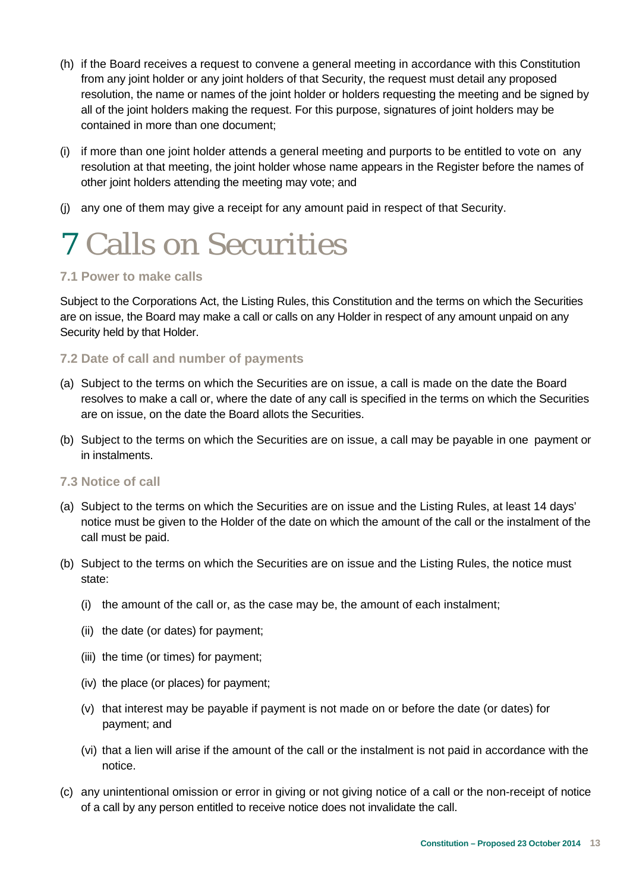(h) if the Board receives a request to convene a general meeting in accordance with this Constitution from any joint holder or any joint holders of that Security, the request must detail any proposed resolution, the name or names of the joint holder or holders requesting the meeting and be signed by all of the joint holders making the request. For this purpose, signatures of joint holders may be contained in more than one document;

(i) if more than one joint holder attends a general meeting and purports to be entitled to vote on any resolution at that meeting, the joint holder whose name appears in the Register before the names of other joint holders attending the meeting may vote; and

(j) any one of them may give a receipt for any amount paid in respect of that Security.

# 7 Calls on Securities

### 7.1 Power to make calls

Subject to the Corporations Act, the Listing Rules, this Constitution and the terms on which the Securities are on issue, the Board may make a call or calls on any Holder in respect of any amount unpaid on any Security held by that Holder.

### 7.2 Date of call and number of payments

(a) Subject to the terms on which the Securities are on issue, a call is made on the date the Board resolves to make a call or, where the date of any call is specified in the terms on which the Securities are on issue, on the date the Board allots the Securities.

(b) Subject to the terms on which the Securities are on issue, a call may be payable in one payment or in instalments.

### 7.3 Notice of call

(a) Subject to the terms on which the Securities are on issue and the Listing Rules, at least 14 days' notice must be given to the Holder of the date on which the amount of the call or the instalment of the call must be paid.

(b) Subject to the terms on which the Securities are on issue and the Listing Rules, the notice must state:

   (i) the amount of the call or, as the case may be, the amount of each instalment;

   (ii) the date (or dates) for payment;

   (iii) the time (or times) for payment;

   (iv) the place (or places) for payment;

   (v) that interest may be payable if payment is not made on or before the date (or dates) for payment; and

   (vi) that a lien will arise if the amount of the call or the instalment is not paid in accordance with the notice.

(c) any unintentional omission or error in giving or not giving notice of a call or the non-receipt of notice of a call by any person entitled to receive notice does not invalidate the call.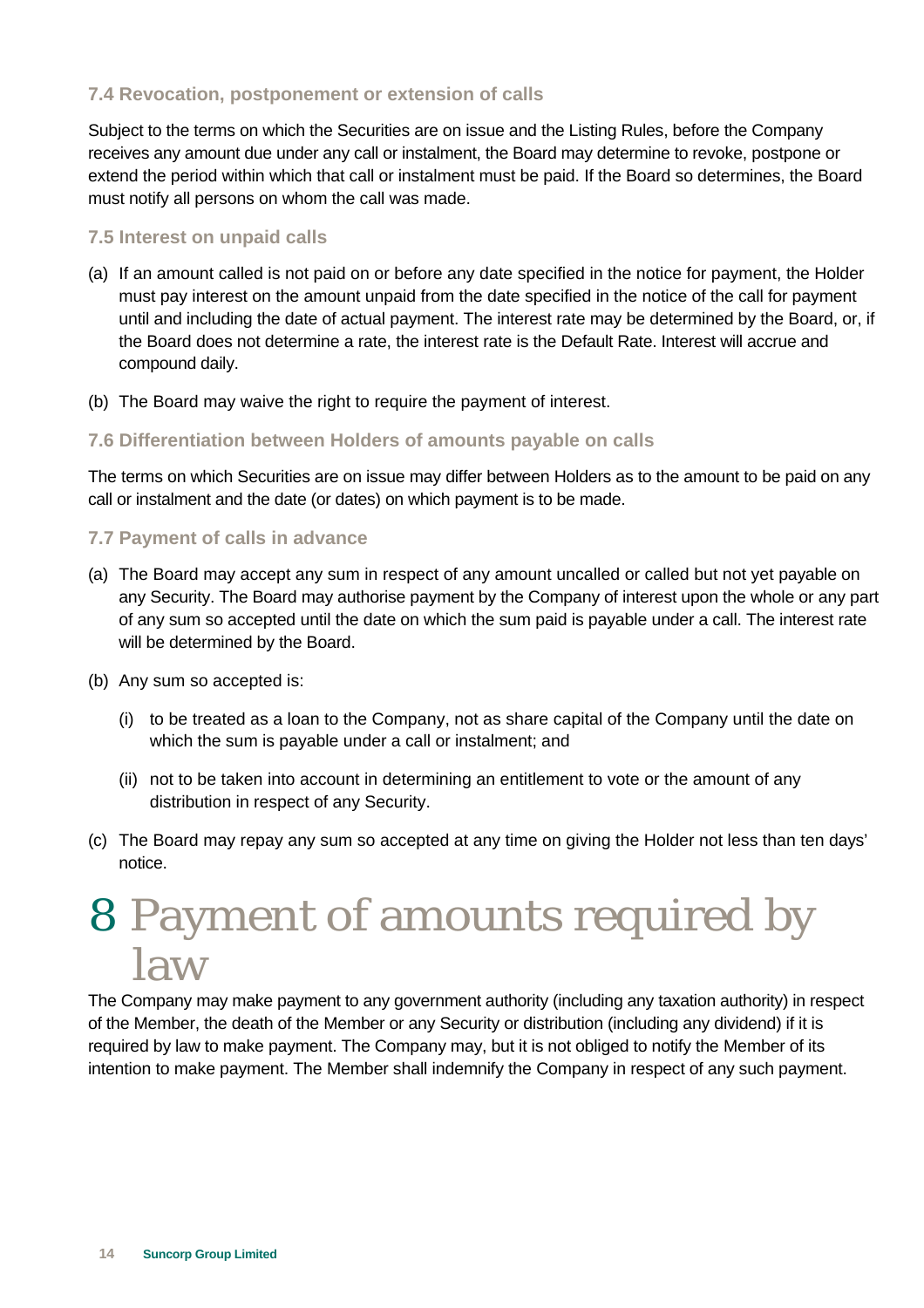### 7.4 Revocation, postponement or extension of calls

Subject to the terms on which the Securities are on issue and the Listing Rules, before the Company receives any amount due under any call or instalment, the Board may determine to revoke, postpone or extend the period within which that call or instalment must be paid. If the Board so determines, the Board must notify all persons on whom the call was made.

### 7.5 Interest on unpaid calls

(a) If an amount called is not paid on or before any date specified in the notice for payment, the Holder must pay interest on the amount unpaid from the date specified in the notice of the call for payment until and including the date of actual payment. The interest rate may be determined by the Board, or, if the Board does not determine a rate, the interest rate is the Default Rate. Interest will accrue and compound daily.

(b) The Board may waive the right to require the payment of interest.

### 7.6 Differentiation between Holders of amounts payable on calls

The terms on which Securities are on issue may differ between Holders as to the amount to be paid on any call or instalment and the date (or dates) on which payment is to be made.

### 7.7 Payment of calls in advance

(a) The Board may accept any sum in respect of any amount uncalled or called but not yet payable on any Security. The Board may authorise payment by the Company of interest upon the whole or any part of any sum so accepted until the date on which the sum paid is payable under a call. The interest rate will be determined by the Board.

(b) Any sum so accepted is:

  (i) to be treated as a loan to the Company, not as share capital of the Company until the date on which the sum is payable under a call or instalment; and

  (ii) not to be taken into account in determining an entitlement to vote or the amount of any distribution in respect of any Security.

(c) The Board may repay any sum so accepted at any time on giving the Holder not less than ten days' notice.

# 8 Payment of amounts required by law

The Company may make payment to any government authority (including any taxation authority) in respect of the Member, the death of the Member or any Security or distribution (including any dividend) if it is required by law to make payment. The Company may, but it is not obliged to notify the Member of its intention to make payment. The Member shall indemnify the Company in respect of any such payment.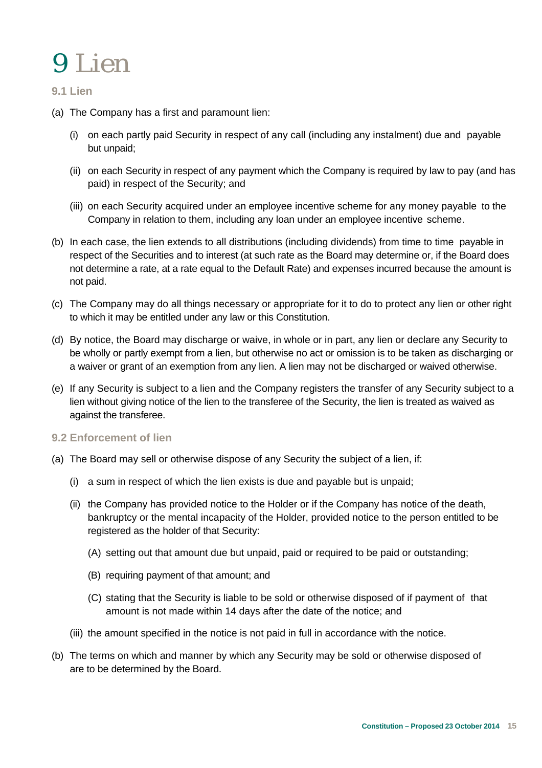# 9 Lien

## 9.1 Lien

(a) The Company has a first and paramount lien:

  (i) on each partly paid Security in respect of any call (including any instalment) due and payable but unpaid;

  (ii) on each Security in respect of any payment which the Company is required by law to pay (and has paid) in respect of the Security; and

  (iii) on each Security acquired under an employee incentive scheme for any money payable to the Company in relation to them, including any loan under an employee incentive scheme.

(b) In each case, the lien extends to all distributions (including dividends) from time to time payable in respect of the Securities and to interest (at such rate as the Board may determine or, if the Board does not determine a rate, at a rate equal to the Default Rate) and expenses incurred because the amount is not paid.

(c) The Company may do all things necessary or appropriate for it to do to protect any lien or other right to which it may be entitled under any law or this Constitution.

(d) By notice, the Board may discharge or waive, in whole or in part, any lien or declare any Security to be wholly or partly exempt from a lien, but otherwise no act or omission is to be taken as discharging or a waiver or grant of an exemption from any lien. A lien may not be discharged or waived otherwise.

(e) If any Security is subject to a lien and the Company registers the transfer of any Security subject to a lien without giving notice of the lien to the transferee of the Security, the lien is treated as waived as against the transferee.

## 9.2 Enforcement of lien

(a) The Board may sell or otherwise dispose of any Security the subject of a lien, if:

  (i) a sum in respect of which the lien exists is due and payable but is unpaid;

  (ii) the Company has provided notice to the Holder or if the Company has notice of the death, bankruptcy or the mental incapacity of the Holder, provided notice to the person entitled to be registered as the holder of that Security:

    (A) setting out that amount due but unpaid, paid or required to be paid or outstanding;

    (B) requiring payment of that amount; and

    (C) stating that the Security is liable to be sold or otherwise disposed of if payment of that amount is not made within 14 days after the date of the notice; and

  (iii) the amount specified in the notice is not paid in full in accordance with the notice.

(b) The terms on which and manner by which any Security may be sold or otherwise disposed of are to be determined by the Board.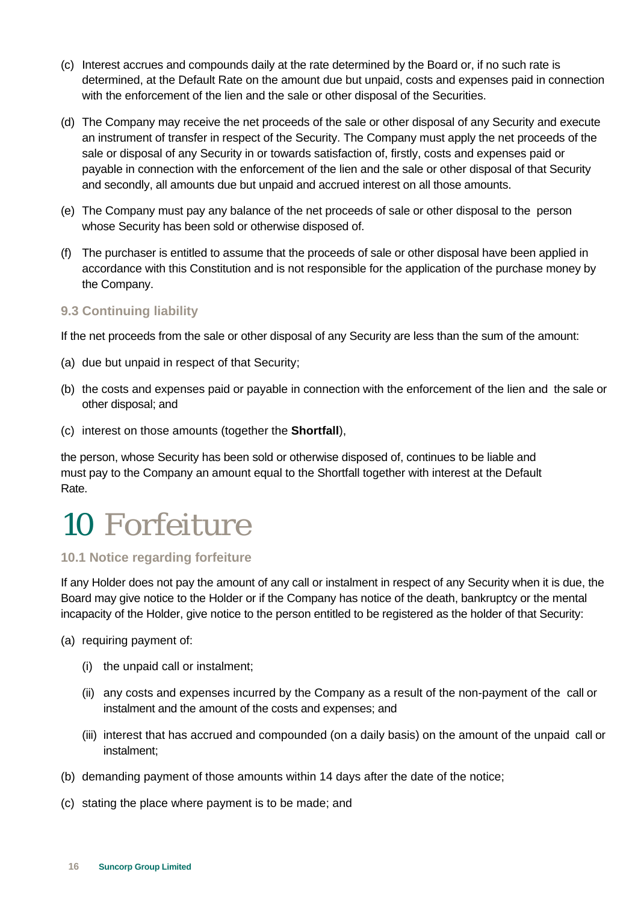(c) Interest accrues and compounds daily at the rate determined by the Board or, if no such rate is determined, at the Default Rate on the amount due but unpaid, costs and expenses paid in connection with the enforcement of the lien and the sale or other disposal of the Securities.

(d) The Company may receive the net proceeds of the sale or other disposal of any Security and execute an instrument of transfer in respect of the Security. The Company must apply the net proceeds of the sale or disposal of any Security in or towards satisfaction of, firstly, costs and expenses paid or payable in connection with the enforcement of the lien and the sale or other disposal of that Security and secondly, all amounts due but unpaid and accrued interest on all those amounts.

(e) The Company must pay any balance of the net proceeds of sale or other disposal to the person whose Security has been sold or otherwise disposed of.

(f) The purchaser is entitled to assume that the proceeds of sale or other disposal have been applied in accordance with this Constitution and is not responsible for the application of the purchase money by the Company.

### 9.3 Continuing liability

If the net proceeds from the sale or other disposal of any Security are less than the sum of the amount:

(a) due but unpaid in respect of that Security;

(b) the costs and expenses paid or payable in connection with the enforcement of the lien and the sale or other disposal; and

(c) interest on those amounts (together the **Shortfall**),

the person, whose Security has been sold or otherwise disposed of, continues to be liable and must pay to the Company an amount equal to the Shortfall together with interest at the Default Rate.

## 10 Forfeiture

### 10.1 Notice regarding forfeiture

If any Holder does not pay the amount of any call or instalment in respect of any Security when it is due, the Board may give notice to the Holder or if the Company has notice of the death, bankruptcy or the mental incapacity of the Holder, give notice to the person entitled to be registered as the holder of that Security:

(a) requiring payment of:

- (i) the unpaid call or instalment;
- (ii) any costs and expenses incurred by the Company as a result of the non-payment of the call or instalment and the amount of the costs and expenses; and
- (iii) interest that has accrued and compounded (on a daily basis) on the amount of the unpaid call or instalment;

(b) demanding payment of those amounts within 14 days after the date of the notice;

(c) stating the place where payment is to be made; and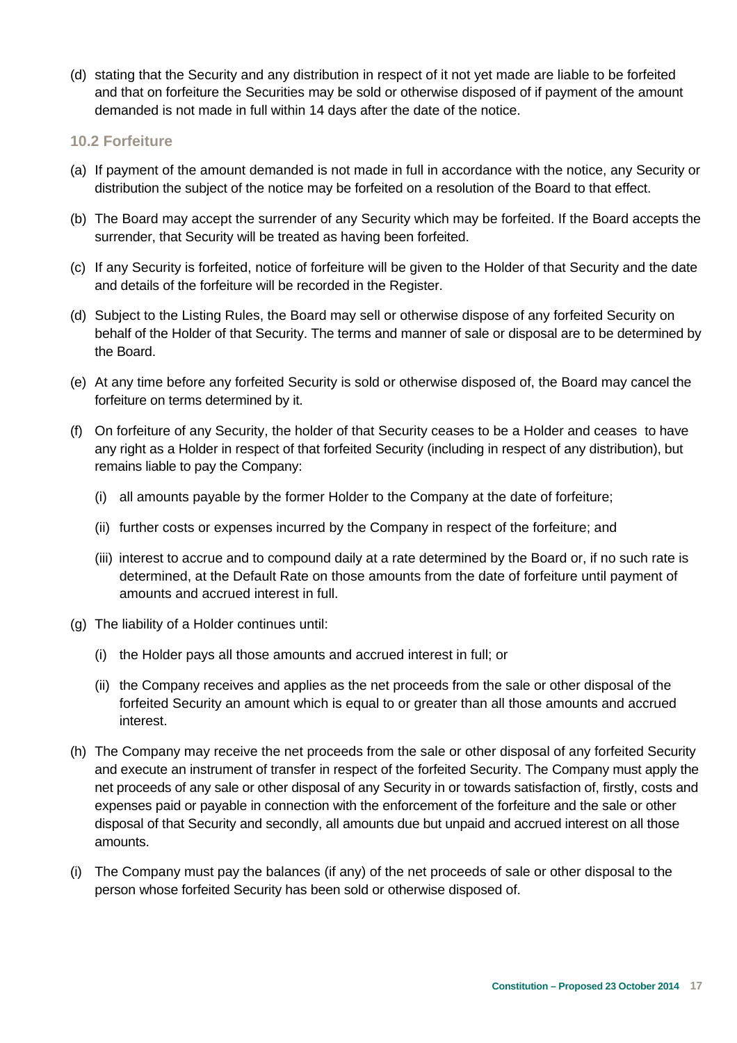(d) stating that the Security and any distribution in respect of it not yet made are liable to be forfeited and that on forfeiture the Securities may be sold or otherwise disposed of if payment of the amount demanded is not made in full within 14 days after the date of the notice.

### 10.2 Forfeiture

(a) If payment of the amount demanded is not made in full in accordance with the notice, any Security or distribution the subject of the notice may be forfeited on a resolution of the Board to that effect.

(b) The Board may accept the surrender of any Security which may be forfeited. If the Board accepts the surrender, that Security will be treated as having been forfeited.

(c) If any Security is forfeited, notice of forfeiture will be given to the Holder of that Security and the date and details of the forfeiture will be recorded in the Register.

(d) Subject to the Listing Rules, the Board may sell or otherwise dispose of any forfeited Security on behalf of the Holder of that Security. The terms and manner of sale or disposal are to be determined by the Board.

(e) At any time before any forfeited Security is sold or otherwise disposed of, the Board may cancel the forfeiture on terms determined by it.

(f) On forfeiture of any Security, the holder of that Security ceases to be a Holder and ceases to have any right as a Holder in respect of that forfeited Security (including in respect of any distribution), but remains liable to pay the Company:

   (i) all amounts payable by the former Holder to the Company at the date of forfeiture;

   (ii) further costs or expenses incurred by the Company in respect of the forfeiture; and

   (iii) interest to accrue and to compound daily at a rate determined by the Board or, if no such rate is determined, at the Default Rate on those amounts from the date of forfeiture until payment of amounts and accrued interest in full.

(g) The liability of a Holder continues until:

   (i) the Holder pays all those amounts and accrued interest in full; or

   (ii) the Company receives and applies as the net proceeds from the sale or other disposal of the forfeited Security an amount which is equal to or greater than all those amounts and accrued interest.

(h) The Company may receive the net proceeds from the sale or other disposal of any forfeited Security and execute an instrument of transfer in respect of the forfeited Security. The Company must apply the net proceeds of any sale or other disposal of any Security in or towards satisfaction of, firstly, costs and expenses paid or payable in connection with the enforcement of the forfeiture and the sale or other disposal of that Security and secondly, all amounts due but unpaid and accrued interest on all those amounts.

(i) The Company must pay the balances (if any) of the net proceeds of sale or other disposal to the person whose forfeited Security has been sold or otherwise disposed of.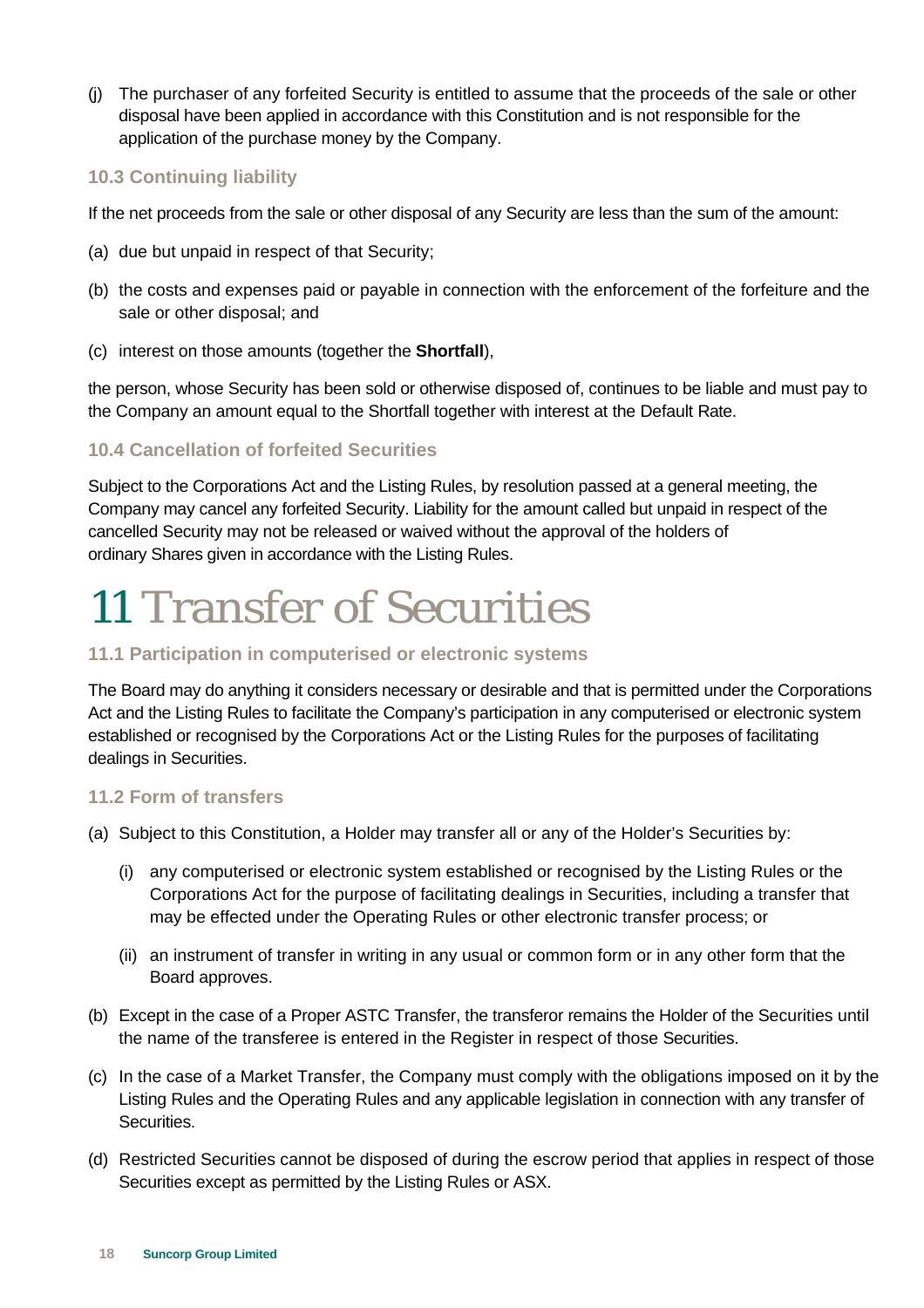(j) The purchaser of any forfeited Security is entitled to assume that the proceeds of the sale or other disposal have been applied in accordance with this Constitution and is not responsible for the application of the purchase money by the Company.

### 10.3 Continuing liability

If the net proceeds from the sale or other disposal of any Security are less than the sum of the amount:

(a) due but unpaid in respect of that Security;

(b) the costs and expenses paid or payable in connection with the enforcement of the forfeiture and the sale or other disposal; and

(c) interest on those amounts (together the **Shortfall**),

the person, whose Security has been sold or otherwise disposed of, continues to be liable and must pay to the Company an amount equal to the Shortfall together with interest at the Default Rate.

### 10.4 Cancellation of forfeited Securities

Subject to the Corporations Act and the Listing Rules, by resolution passed at a general meeting, the Company may cancel any forfeited Security. Liability for the amount called but unpaid in respect of the cancelled Security may not be released or waived without the approval of the holders of ordinary Shares given in accordance with the Listing Rules.

## 11 Transfer of Securities

### 11.1 Participation in computerised or electronic systems

The Board may do anything it considers necessary or desirable and that is permitted under the Corporations Act and the Listing Rules to facilitate the Company's participation in any computerised or electronic system established or recognised by the Corporations Act or the Listing Rules for the purposes of facilitating dealings in Securities.

### 11.2 Form of transfers

(a) Subject to this Constitution, a Holder may transfer all or any of the Holder's Securities by:

   (i) any computerised or electronic system established or recognised by the Listing Rules or the Corporations Act for the purpose of facilitating dealings in Securities, including a transfer that may be effected under the Operating Rules or other electronic transfer process; or

   (ii) an instrument of transfer in writing in any usual or common form or in any other form that the Board approves.

(b) Except in the case of a Proper ASTC Transfer, the transferor remains the Holder of the Securities until the name of the transferee is entered in the Register in respect of those Securities.

(c) In the case of a Market Transfer, the Company must comply with the obligations imposed on it by the Listing Rules and the Operating Rules and any applicable legislation in connection with any transfer of Securities.

(d) Restricted Securities cannot be disposed of during the escrow period that applies in respect of those Securities except as permitted by the Listing Rules or ASX.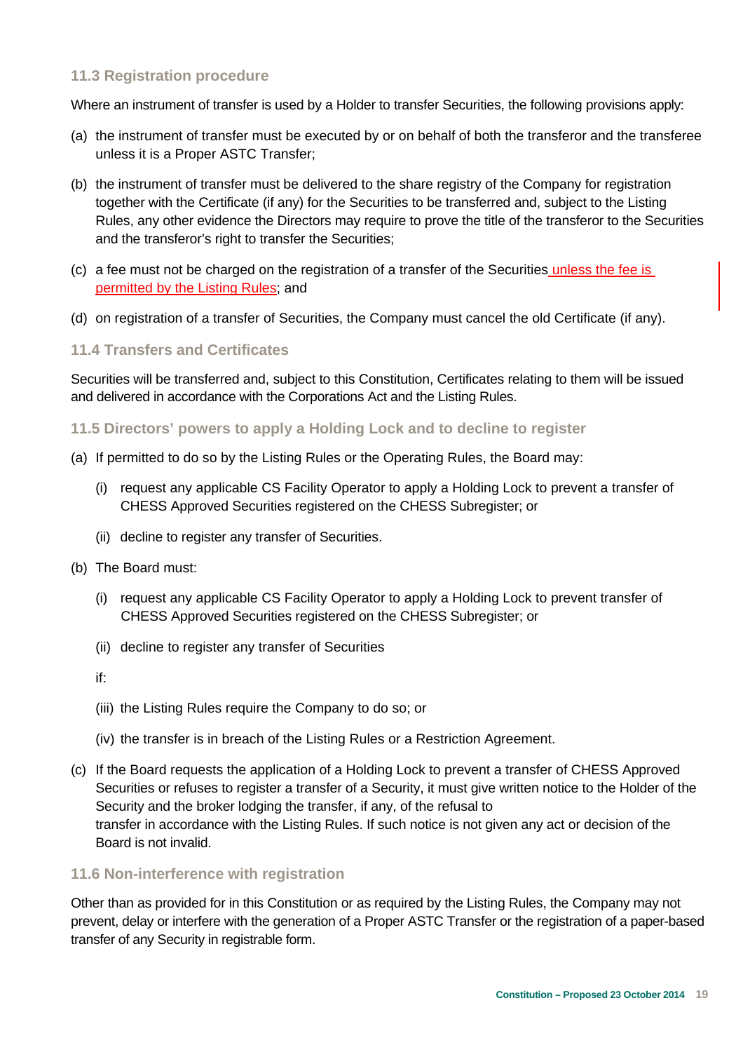### 11.3 Registration procedure

Where an instrument of transfer is used by a Holder to transfer Securities, the following provisions apply:

(a) the instrument of transfer must be executed by or on behalf of both the transferor and the transferee unless it is a Proper ASTC Transfer;

(b) the instrument of transfer must be delivered to the share registry of the Company for registration together with the Certificate (if any) for the Securities to be transferred and, subject to the Listing Rules, any other evidence the Directors may require to prove the title of the transferor to the Securities and the transferor's right to transfer the Securities;

(c) a fee must not be charged on the registration of a transfer of the Securities unless the fee is permitted by the Listing Rules; and

(d) on registration of a transfer of Securities, the Company must cancel the old Certificate (if any).

### 11.4 Transfers and Certificates

Securities will be transferred and, subject to this Constitution, Certificates relating to them will be issued and delivered in accordance with the Corporations Act and the Listing Rules.

### 11.5 Directors' powers to apply a Holding Lock and to decline to register

(a) If permitted to do so by the Listing Rules or the Operating Rules, the Board may:

   (i) request any applicable CS Facility Operator to apply a Holding Lock to prevent a transfer of CHESS Approved Securities registered on the CHESS Subregister; or

   (ii) decline to register any transfer of Securities.

(b) The Board must:

   (i) request any applicable CS Facility Operator to apply a Holding Lock to prevent transfer of CHESS Approved Securities registered on the CHESS Subregister; or

   (ii) decline to register any transfer of Securities

   if:

   (iii) the Listing Rules require the Company to do so; or

   (iv) the transfer is in breach of the Listing Rules or a Restriction Agreement.

(c) If the Board requests the application of a Holding Lock to prevent a transfer of CHESS Approved Securities or refuses to register a transfer of a Security, it must give written notice to the Holder of the Security and the broker lodging the transfer, if any, of the refusal to transfer in accordance with the Listing Rules. If such notice is not given any act or decision of the Board is not invalid.

### 11.6 Non-interference with registration

Other than as provided for in this Constitution or as required by the Listing Rules, the Company may not prevent, delay or interfere with the generation of a Proper ASTC Transfer or the registration of a paper-based transfer of any Security in registrable form.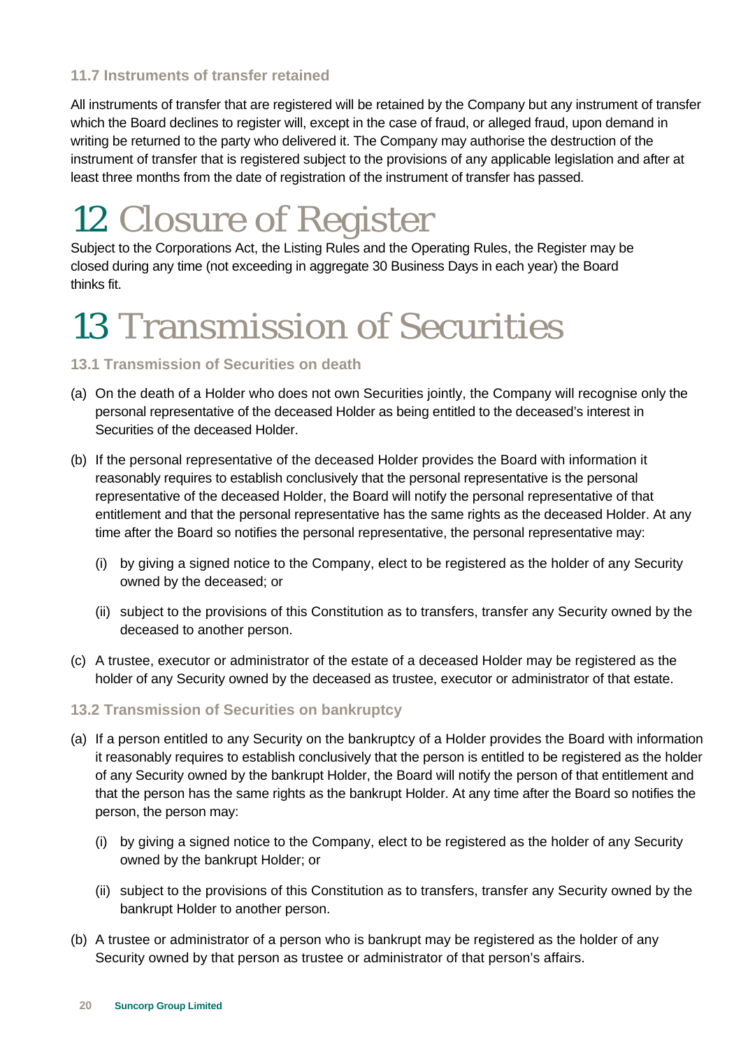### 11.7 Instruments of transfer retained

All instruments of transfer that are registered will be retained by the Company but any instrument of transfer which the Board declines to register will, except in the case of fraud, or alleged fraud, upon demand in writing be returned to the party who delivered it. The Company may authorise the destruction of the instrument of transfer that is registered subject to the provisions of any applicable legislation and after at least three months from the date of registration of the instrument of transfer has passed.

# 12 Closure of Register

Subject to the Corporations Act, the Listing Rules and the Operating Rules, the Register may be closed during any time (not exceeding in aggregate 30 Business Days in each year) the Board thinks fit.

# 13 Transmission of Securities

### 13.1 Transmission of Securities on death

(a) On the death of a Holder who does not own Securities jointly, the Company will recognise only the personal representative of the deceased Holder as being entitled to the deceased's interest in Securities of the deceased Holder.

(b) If the personal representative of the deceased Holder provides the Board with information it reasonably requires to establish conclusively that the personal representative is the personal representative of the deceased Holder, the Board will notify the personal representative of that entitlement and that the personal representative has the same rights as the deceased Holder. At any time after the Board so notifies the personal representative, the personal representative may:

   (i) by giving a signed notice to the Company, elect to be registered as the holder of any Security owned by the deceased; or

   (ii) subject to the provisions of this Constitution as to transfers, transfer any Security owned by the deceased to another person.

(c) A trustee, executor or administrator of the estate of a deceased Holder may be registered as the holder of any Security owned by the deceased as trustee, executor or administrator of that estate.

### 13.2 Transmission of Securities on bankruptcy

(a) If a person entitled to any Security on the bankruptcy of a Holder provides the Board with information it reasonably requires to establish conclusively that the person is entitled to be registered as the holder of any Security owned by the bankrupt Holder, the Board will notify the person of that entitlement and that the person has the same rights as the bankrupt Holder. At any time after the Board so notifies the person, the person may:

   (i) by giving a signed notice to the Company, elect to be registered as the holder of any Security owned by the bankrupt Holder; or

   (ii) subject to the provisions of this Constitution as to transfers, transfer any Security owned by the bankrupt Holder to another person.

(b) A trustee or administrator of a person who is bankrupt may be registered as the holder of any Security owned by that person as trustee or administrator of that person's affairs.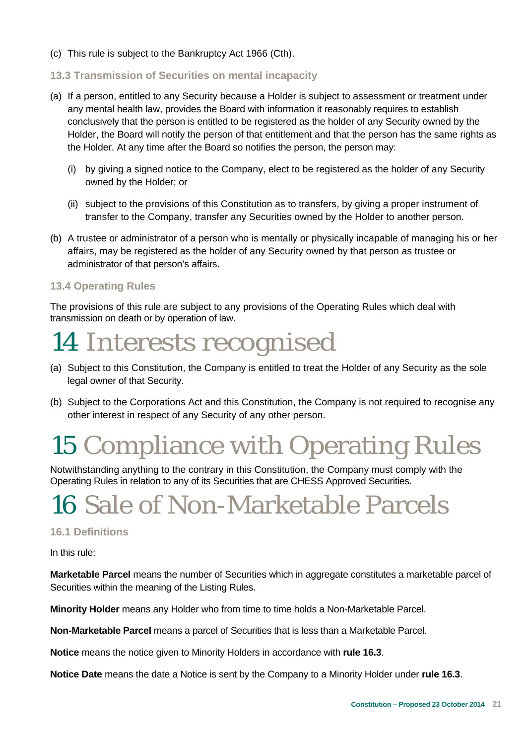(c) This rule is subject to the Bankruptcy Act 1966 (Cth).

### 13.3 Transmission of Securities on mental incapacity

(a) If a person, entitled to any Security because a Holder is subject to assessment or treatment under any mental health law, provides the Board with information it reasonably requires to establish conclusively that the person is entitled to be registered as the holder of any Security owned by the Holder, the Board will notify the person of that entitlement and that the person has the same rights as the Holder. At any time after the Board so notifies the person, the person may:

 (i) by giving a signed notice to the Company, elect to be registered as the holder of any Security owned by the Holder; or

 (ii) subject to the provisions of this Constitution as to transfers, by giving a proper instrument of transfer to the Company, transfer any Securities owned by the Holder to another person.

(b) A trustee or administrator of a person who is mentally or physically incapable of managing his or her affairs, may be registered as the holder of any Security owned by that person as trustee or administrator of that person's affairs.

### 13.4 Operating Rules

The provisions of this rule are subject to any provisions of the Operating Rules which deal with transmission on death or by operation of law.

# 14 Interests recognised

(a) Subject to this Constitution, the Company is entitled to treat the Holder of any Security as the sole legal owner of that Security.

(b) Subject to the Corporations Act and this Constitution, the Company is not required to recognise any other interest in respect of any Security of any other person.

# 15 Compliance with Operating Rules

Notwithstanding anything to the contrary in this Constitution, the Company must comply with the Operating Rules in relation to any of its Securities that are CHESS Approved Securities.

# 16 Sale of Non-Marketable Parcels

### 16.1 Definitions

In this rule:

**Marketable Parcel** means the number of Securities which in aggregate constitutes a marketable parcel of Securities within the meaning of the Listing Rules.

**Minority Holder** means any Holder who from time to time holds a Non-Marketable Parcel.

**Non-Marketable Parcel** means a parcel of Securities that is less than a Marketable Parcel.

**Notice** means the notice given to Minority Holders in accordance with **rule 16.3**.

**Notice Date** means the date a Notice is sent by the Company to a Minority Holder under **rule 16.3**.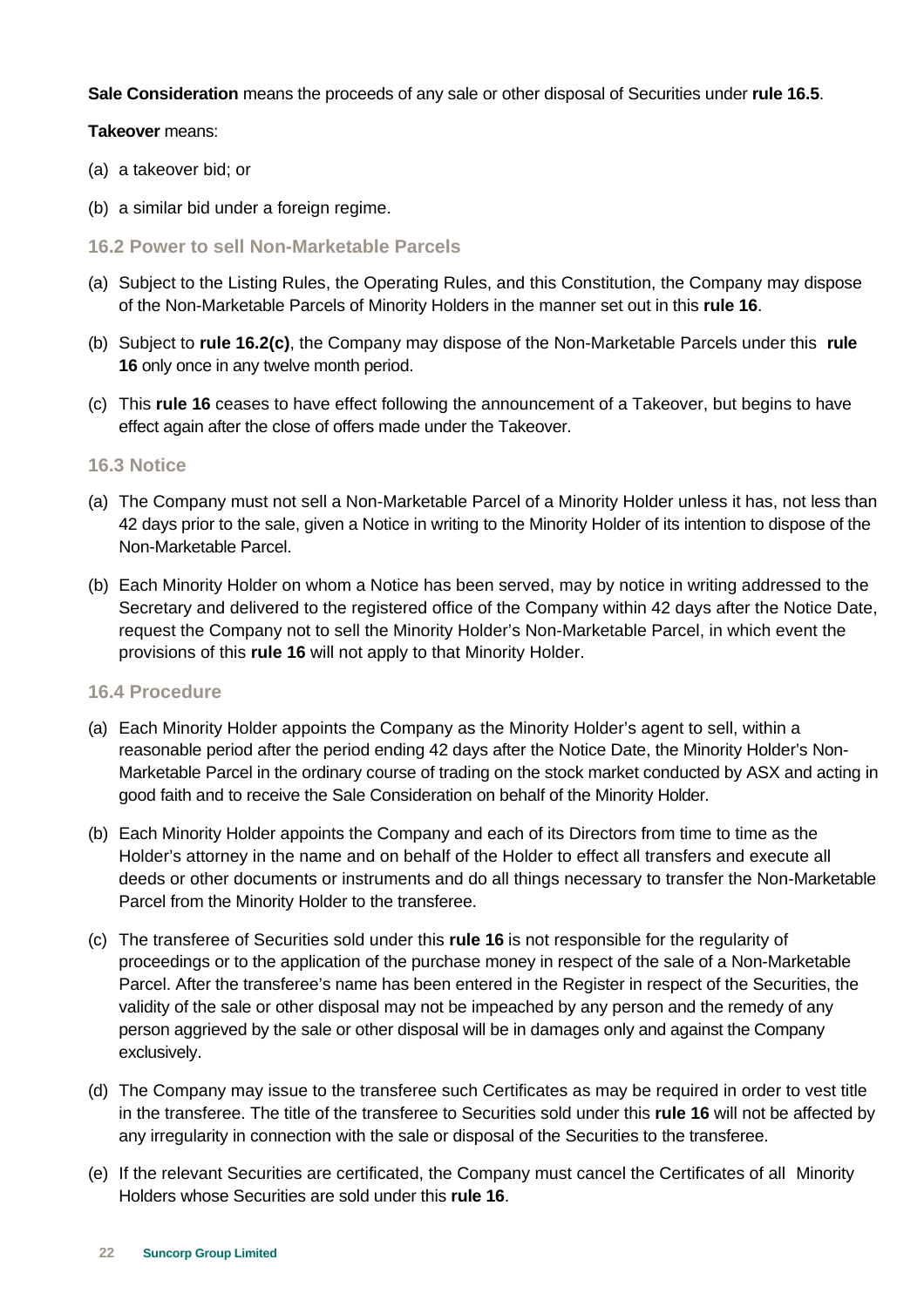**Sale Consideration** means the proceeds of any sale or other disposal of Securities under **rule 16.5**.

**Takeover** means:

(a) a takeover bid; or

(b) a similar bid under a foreign regime.

### 16.2 Power to sell Non-Marketable Parcels

(a) Subject to the Listing Rules, the Operating Rules, and this Constitution, the Company may dispose of the Non-Marketable Parcels of Minority Holders in the manner set out in this **rule 16**.

(b) Subject to **rule 16.2(c)**, the Company may dispose of the Non-Marketable Parcels under this **rule 16** only once in any twelve month period.

(c) This **rule 16** ceases to have effect following the announcement of a Takeover, but begins to have effect again after the close of offers made under the Takeover.

### 16.3 Notice

(a) The Company must not sell a Non-Marketable Parcel of a Minority Holder unless it has, not less than 42 days prior to the sale, given a Notice in writing to the Minority Holder of its intention to dispose of the Non-Marketable Parcel.

(b) Each Minority Holder on whom a Notice has been served, may by notice in writing addressed to the Secretary and delivered to the registered office of the Company within 42 days after the Notice Date, request the Company not to sell the Minority Holder's Non-Marketable Parcel, in which event the provisions of this **rule 16** will not apply to that Minority Holder.

### 16.4 Procedure

(a) Each Minority Holder appoints the Company as the Minority Holder's agent to sell, within a reasonable period after the period ending 42 days after the Notice Date, the Minority Holder's Non-Marketable Parcel in the ordinary course of trading on the stock market conducted by ASX and acting in good faith and to receive the Sale Consideration on behalf of the Minority Holder.

(b) Each Minority Holder appoints the Company and each of its Directors from time to time as the Holder's attorney in the name and on behalf of the Holder to effect all transfers and execute all deeds or other documents or instruments and do all things necessary to transfer the Non-Marketable Parcel from the Minority Holder to the transferee.

(c) The transferee of Securities sold under this **rule 16** is not responsible for the regularity of proceedings or to the application of the purchase money in respect of the sale of a Non-Marketable Parcel. After the transferee's name has been entered in the Register in respect of the Securities, the validity of the sale or other disposal may not be impeached by any person and the remedy of any person aggrieved by the sale or other disposal will be in damages only and against the Company exclusively.

(d) The Company may issue to the transferee such Certificates as may be required in order to vest title in the transferee. The title of the transferee to Securities sold under this **rule 16** will not be affected by any irregularity in connection with the sale or disposal of the Securities to the transferee.

(e) If the relevant Securities are certificated, the Company must cancel the Certificates of all Minority Holders whose Securities are sold under this **rule 16**.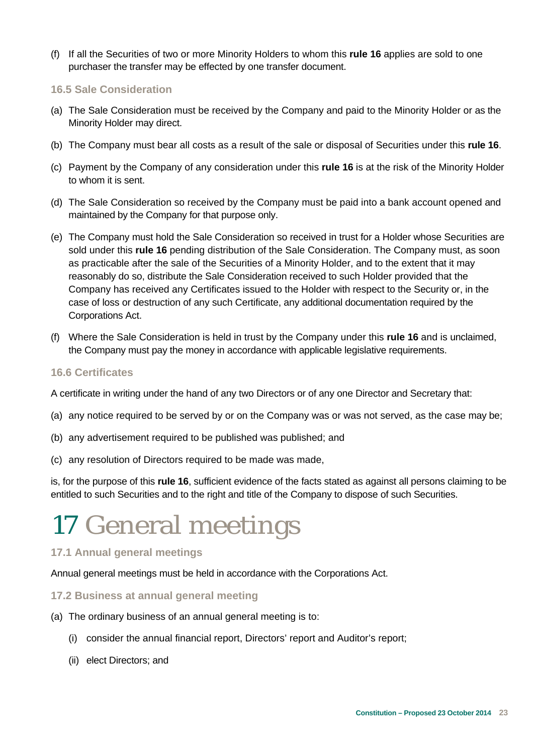(f) If all the Securities of two or more Minority Holders to whom this **rule 16** applies are sold to one purchaser the transfer may be effected by one transfer document.

### 16.5 Sale Consideration

(a) The Sale Consideration must be received by the Company and paid to the Minority Holder or as the Minority Holder may direct.

(b) The Company must bear all costs as a result of the sale or disposal of Securities under this **rule 16**.

(c) Payment by the Company of any consideration under this **rule 16** is at the risk of the Minority Holder to whom it is sent.

(d) The Sale Consideration so received by the Company must be paid into a bank account opened and maintained by the Company for that purpose only.

(e) The Company must hold the Sale Consideration so received in trust for a Holder whose Securities are sold under this **rule 16** pending distribution of the Sale Consideration. The Company must, as soon as practicable after the sale of the Securities of a Minority Holder, and to the extent that it may reasonably do so, distribute the Sale Consideration received to such Holder provided that the Company has received any Certificates issued to the Holder with respect to the Security or, in the case of loss or destruction of any such Certificate, any additional documentation required by the Corporations Act.

(f) Where the Sale Consideration is held in trust by the Company under this **rule 16** and is unclaimed, the Company must pay the money in accordance with applicable legislative requirements.

### 16.6 Certificates

A certificate in writing under the hand of any two Directors or of any one Director and Secretary that:

(a) any notice required to be served by or on the Company was or was not served, as the case may be;

(b) any advertisement required to be published was published; and

(c) any resolution of Directors required to be made was made,

is, for the purpose of this **rule 16**, sufficient evidence of the facts stated as against all persons claiming to be entitled to such Securities and to the right and title of the Company to dispose of such Securities.

# 17 General meetings

### 17.1 Annual general meetings

Annual general meetings must be held in accordance with the Corporations Act.

### 17.2 Business at annual general meeting

(a) The ordinary business of an annual general meeting is to:

(i) consider the annual financial report, Directors' report and Auditor's report;

(ii) elect Directors; and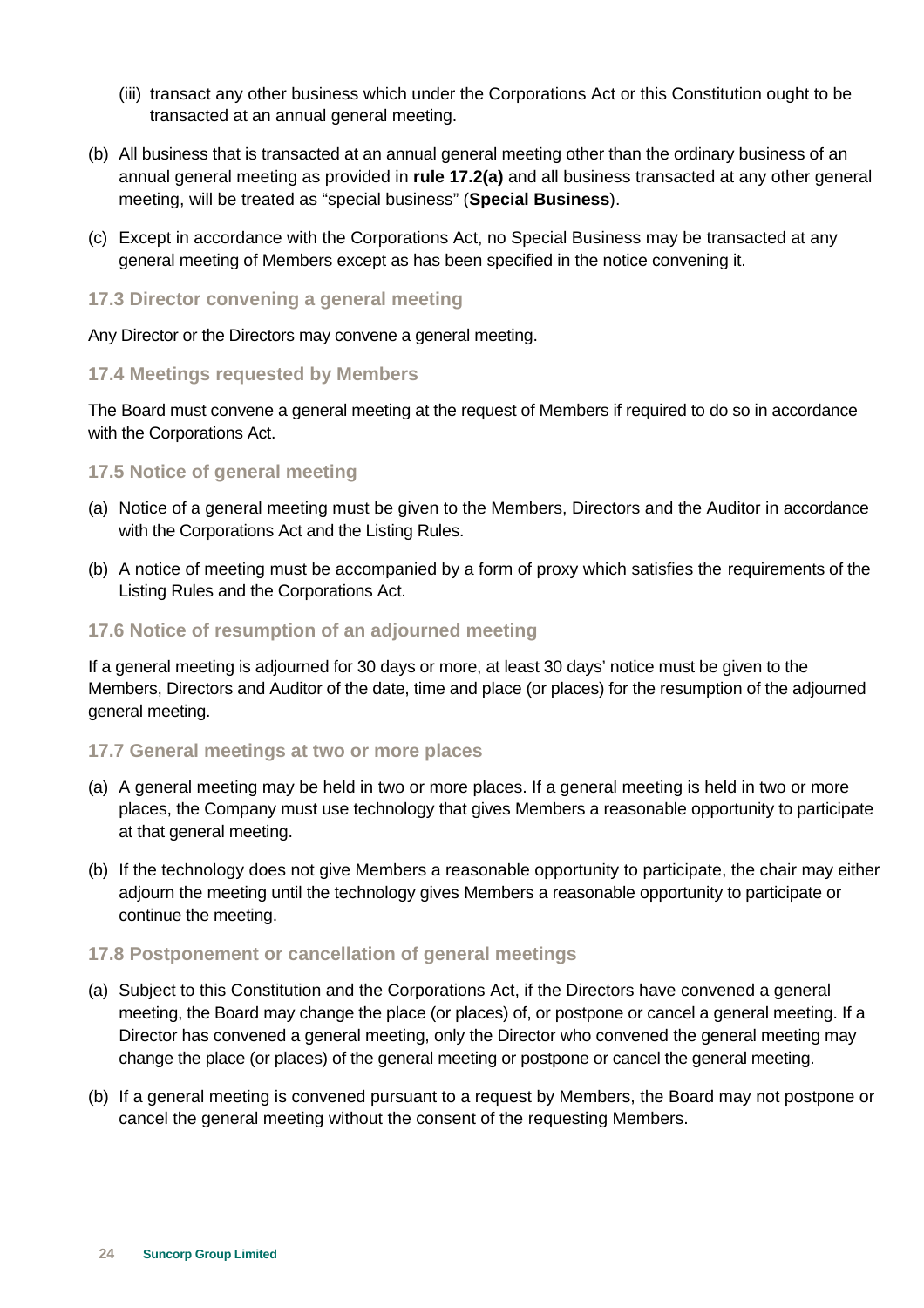(iii) transact any other business which under the Corporations Act or this Constitution ought to be transacted at an annual general meeting.

(b) All business that is transacted at an annual general meeting other than the ordinary business of an annual general meeting as provided in **rule 17.2(a)** and all business transacted at any other general meeting, will be treated as "special business" (**Special Business**).

(c) Except in accordance with the Corporations Act, no Special Business may be transacted at any general meeting of Members except as has been specified in the notice convening it.

### 17.3 Director convening a general meeting

Any Director or the Directors may convene a general meeting.

### 17.4 Meetings requested by Members

The Board must convene a general meeting at the request of Members if required to do so in accordance with the Corporations Act.

### 17.5 Notice of general meeting

(a) Notice of a general meeting must be given to the Members, Directors and the Auditor in accordance with the Corporations Act and the Listing Rules.

(b) A notice of meeting must be accompanied by a form of proxy which satisfies the requirements of the Listing Rules and the Corporations Act.

### 17.6 Notice of resumption of an adjourned meeting

If a general meeting is adjourned for 30 days or more, at least 30 days' notice must be given to the Members, Directors and Auditor of the date, time and place (or places) for the resumption of the adjourned general meeting.

### 17.7 General meetings at two or more places

(a) A general meeting may be held in two or more places. If a general meeting is held in two or more places, the Company must use technology that gives Members a reasonable opportunity to participate at that general meeting.

(b) If the technology does not give Members a reasonable opportunity to participate, the chair may either adjourn the meeting until the technology gives Members a reasonable opportunity to participate or continue the meeting.

### 17.8 Postponement or cancellation of general meetings

(a) Subject to this Constitution and the Corporations Act, if the Directors have convened a general meeting, the Board may change the place (or places) of, or postpone or cancel a general meeting. If a Director has convened a general meeting, only the Director who convened the general meeting may change the place (or places) of the general meeting or postpone or cancel the general meeting.

(b) If a general meeting is convened pursuant to a request by Members, the Board may not postpone or cancel the general meeting without the consent of the requesting Members.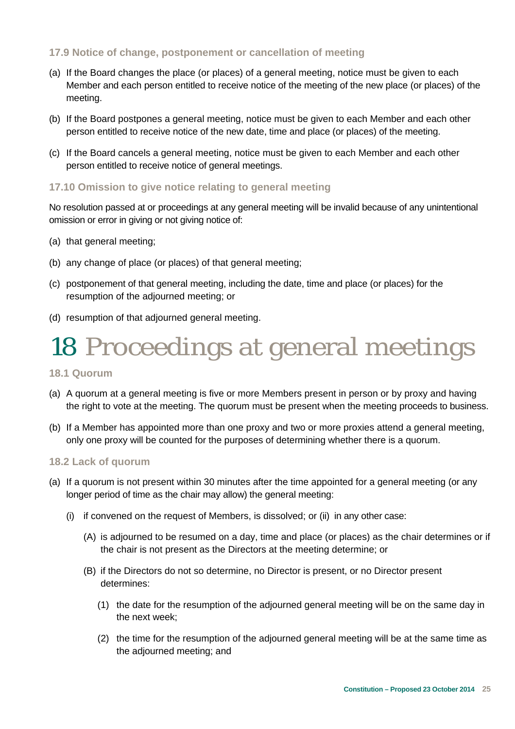### 17.9 Notice of change, postponement or cancellation of meeting

(a) If the Board changes the place (or places) of a general meeting, notice must be given to each Member and each person entitled to receive notice of the meeting of the new place (or places) of the meeting.

(b) If the Board postpones a general meeting, notice must be given to each Member and each other person entitled to receive notice of the new date, time and place (or places) of the meeting.

(c) If the Board cancels a general meeting, notice must be given to each Member and each other person entitled to receive notice of general meetings.

### 17.10 Omission to give notice relating to general meeting

No resolution passed at or proceedings at any general meeting will be invalid because of any unintentional omission or error in giving or not giving notice of:

(a) that general meeting;

(b) any change of place (or places) of that general meeting;

(c) postponement of that general meeting, including the date, time and place (or places) for the resumption of the adjourned meeting; or

(d) resumption of that adjourned general meeting.

# 18 Proceedings at general meetings

### 18.1 Quorum

(a) A quorum at a general meeting is five or more Members present in person or by proxy and having the right to vote at the meeting. The quorum must be present when the meeting proceeds to business.

(b) If a Member has appointed more than one proxy and two or more proxies attend a general meeting, only one proxy will be counted for the purposes of determining whether there is a quorum.

### 18.2 Lack of quorum

(a) If a quorum is not present within 30 minutes after the time appointed for a general meeting (or any longer period of time as the chair may allow) the general meeting:

(i) if convened on the request of Members, is dissolved; or (ii) in any other case:

(A) is adjourned to be resumed on a day, time and place (or places) as the chair determines or if the chair is not present as the Directors at the meeting determine; or

(B) if the Directors do not so determine, no Director is present, or no Director present determines:

(1) the date for the resumption of the adjourned general meeting will be on the same day in the next week;

(2) the time for the resumption of the adjourned general meeting will be at the same time as the adjourned meeting; and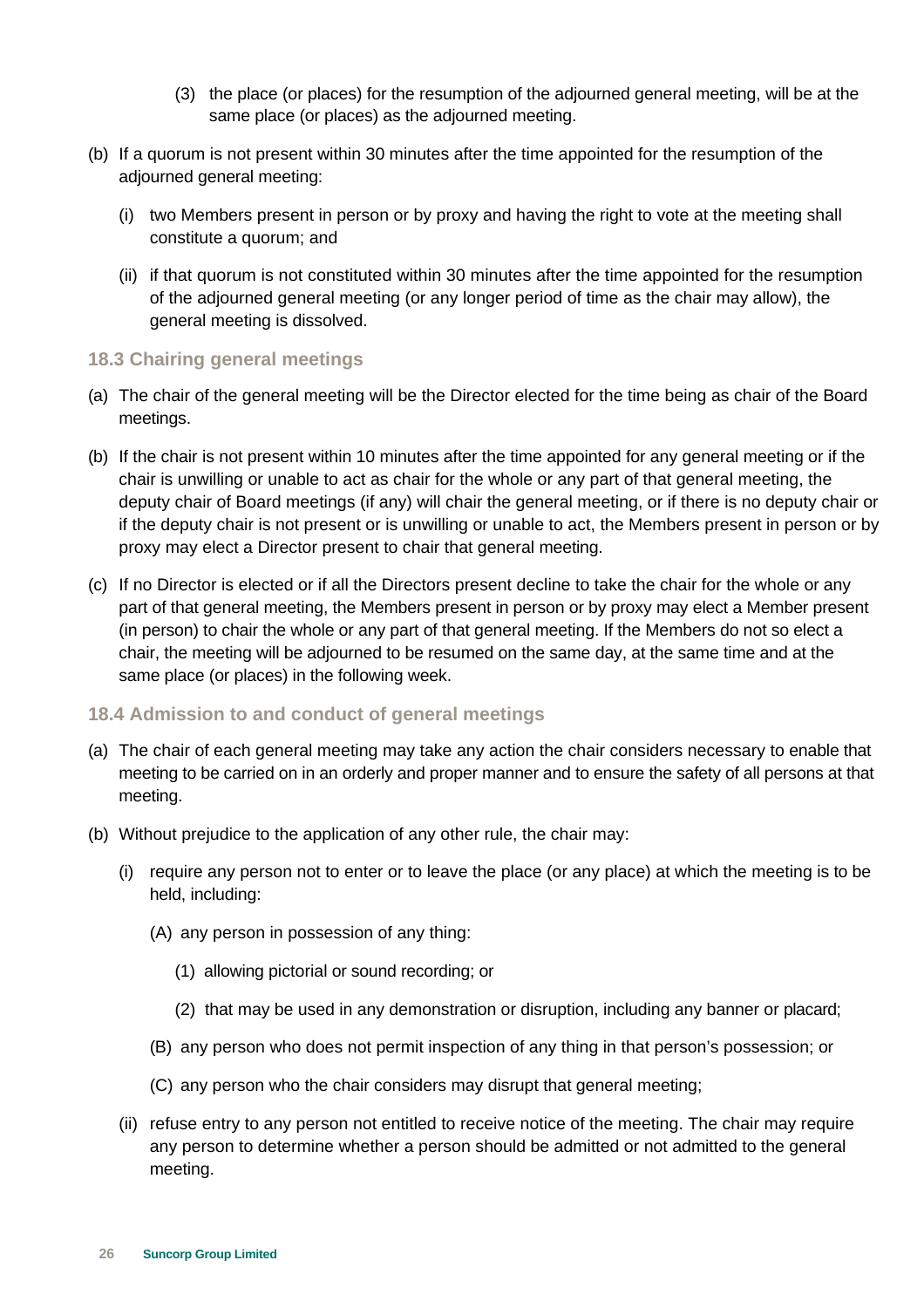(3) the place (or places) for the resumption of the adjourned general meeting, will be at the same place (or places) as the adjourned meeting.

(b) If a quorum is not present within 30 minutes after the time appointed for the resumption of the adjourned general meeting:

(i) two Members present in person or by proxy and having the right to vote at the meeting shall constitute a quorum; and

(ii) if that quorum is not constituted within 30 minutes after the time appointed for the resumption of the adjourned general meeting (or any longer period of time as the chair may allow), the general meeting is dissolved.

### 18.3 Chairing general meetings

(a) The chair of the general meeting will be the Director elected for the time being as chair of the Board meetings.

(b) If the chair is not present within 10 minutes after the time appointed for any general meeting or if the chair is unwilling or unable to act as chair for the whole or any part of that general meeting, the deputy chair of Board meetings (if any) will chair the general meeting, or if there is no deputy chair or if the deputy chair is not present or is unwilling or unable to act, the Members present in person or by proxy may elect a Director present to chair that general meeting.

(c) If no Director is elected or if all the Directors present decline to take the chair for the whole or any part of that general meeting, the Members present in person or by proxy may elect a Member present (in person) to chair the whole or any part of that general meeting. If the Members do not so elect a chair, the meeting will be adjourned to be resumed on the same day, at the same time and at the same place (or places) in the following week.

### 18.4 Admission to and conduct of general meetings

(a) The chair of each general meeting may take any action the chair considers necessary to enable that meeting to be carried on in an orderly and proper manner and to ensure the safety of all persons at that meeting.

(b) Without prejudice to the application of any other rule, the chair may:

(i) require any person not to enter or to leave the place (or any place) at which the meeting is to be held, including:

(A) any person in possession of any thing:

(1) allowing pictorial or sound recording; or

(2) that may be used in any demonstration or disruption, including any banner or placard;

(B) any person who does not permit inspection of any thing in that person's possession; or

(C) any person who the chair considers may disrupt that general meeting;

(ii) refuse entry to any person not entitled to receive notice of the meeting. The chair may require any person to determine whether a person should be admitted or not admitted to the general meeting.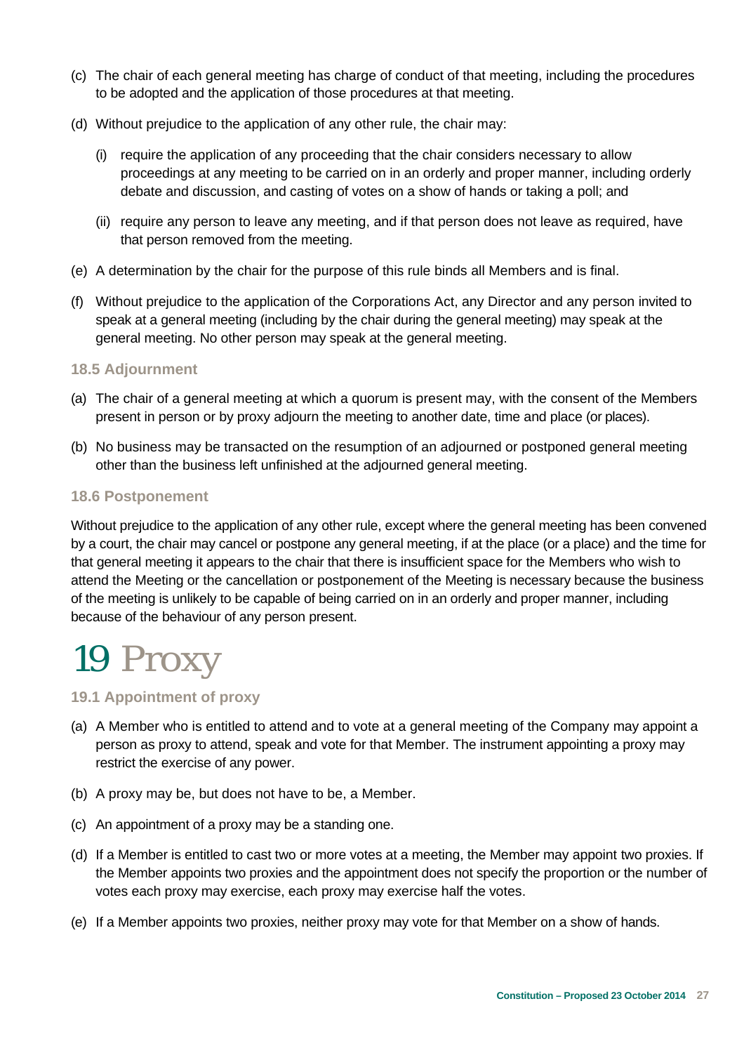(c) The chair of each general meeting has charge of conduct of that meeting, including the procedures to be adopted and the application of those procedures at that meeting.

(d) Without prejudice to the application of any other rule, the chair may:

 (i) require the application of any proceeding that the chair considers necessary to allow proceedings at any meeting to be carried on in an orderly and proper manner, including orderly debate and discussion, and casting of votes on a show of hands or taking a poll; and

 (ii) require any person to leave any meeting, and if that person does not leave as required, have that person removed from the meeting.

(e) A determination by the chair for the purpose of this rule binds all Members and is final.

(f) Without prejudice to the application of the Corporations Act, any Director and any person invited to speak at a general meeting (including by the chair during the general meeting) may speak at the general meeting. No other person may speak at the general meeting.

### 18.5 Adjournment

(a) The chair of a general meeting at which a quorum is present may, with the consent of the Members present in person or by proxy adjourn the meeting to another date, time and place (or places).

(b) No business may be transacted on the resumption of an adjourned or postponed general meeting other than the business left unfinished at the adjourned general meeting.

### 18.6 Postponement

Without prejudice to the application of any other rule, except where the general meeting has been convened by a court, the chair may cancel or postpone any general meeting, if at the place (or a place) and the time for that general meeting it appears to the chair that there is insufficient space for the Members who wish to attend the Meeting or the cancellation or postponement of the Meeting is necessary because the business of the meeting is unlikely to be capable of being carried on in an orderly and proper manner, including because of the behaviour of any person present.

# 19 Proxy

### 19.1 Appointment of proxy

(a) A Member who is entitled to attend and to vote at a general meeting of the Company may appoint a person as proxy to attend, speak and vote for that Member. The instrument appointing a proxy may restrict the exercise of any power.

(b) A proxy may be, but does not have to be, a Member.

(c) An appointment of a proxy may be a standing one.

(d) If a Member is entitled to cast two or more votes at a meeting, the Member may appoint two proxies. If the Member appoints two proxies and the appointment does not specify the proportion or the number of votes each proxy may exercise, each proxy may exercise half the votes.

(e) If a Member appoints two proxies, neither proxy may vote for that Member on a show of hands.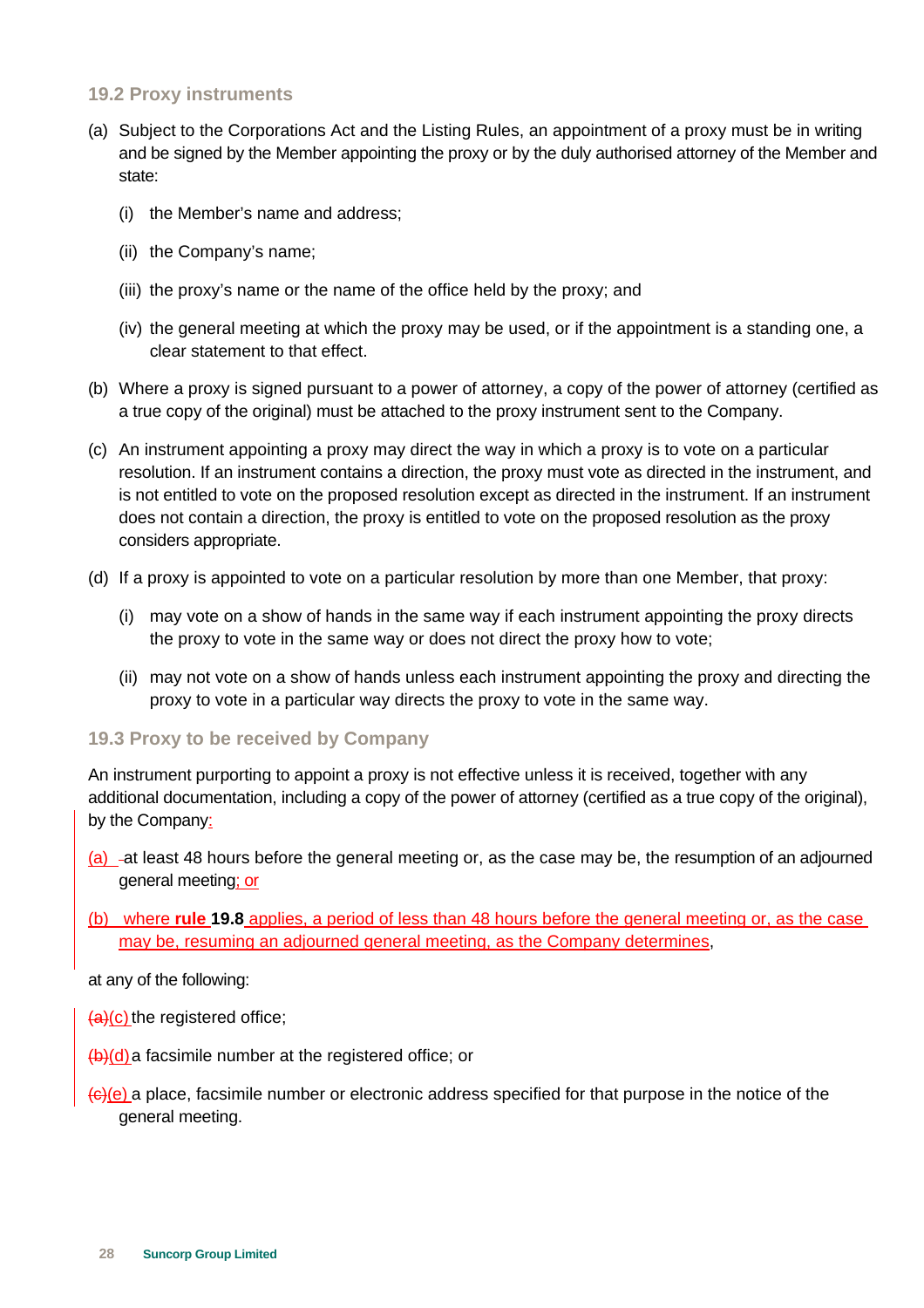### 19.2 Proxy instruments

(a) Subject to the Corporations Act and the Listing Rules, an appointment of a proxy must be in writing and be signed by the Member appointing the proxy or by the duly authorised attorney of the Member and state:

   (i) the Member's name and address;

   (ii) the Company's name;

   (iii) the proxy's name or the name of the office held by the proxy; and

   (iv) the general meeting at which the proxy may be used, or if the appointment is a standing one, a clear statement to that effect.

(b) Where a proxy is signed pursuant to a power of attorney, a copy of the power of attorney (certified as a true copy of the original) must be attached to the proxy instrument sent to the Company.

(c) An instrument appointing a proxy may direct the way in which a proxy is to vote on a particular resolution. If an instrument contains a direction, the proxy must vote as directed in the instrument, and is not entitled to vote on the proposed resolution except as directed in the instrument. If an instrument does not contain a direction, the proxy is entitled to vote on the proposed resolution as the proxy considers appropriate.

(d) If a proxy is appointed to vote on a particular resolution by more than one Member, that proxy:

   (i) may vote on a show of hands in the same way if each instrument appointing the proxy directs the proxy to vote in the same way or does not direct the proxy how to vote;

   (ii) may not vote on a show of hands unless each instrument appointing the proxy and directing the proxy to vote in a particular way directs the proxy to vote in the same way.

### 19.3 Proxy to be received by Company

An instrument purporting to appoint a proxy is not effective unless it is received, together with any additional documentation, including a copy of the power of attorney (certified as a true copy of the original), by the Company:

(a) at least 48 hours before the general meeting or, as the case may be, the resumption of an adjourned general meeting; or

(b) where **rule 19.8** applies, a period of less than 48 hours before the general meeting or, as the case may be, resuming an adjourned general meeting, as the Company determines,

at any of the following:

~~(a)~~(c) the registered office;

~~(b)~~(d) a facsimile number at the registered office; or

~~(c)~~(e) a place, facsimile number or electronic address specified for that purpose in the notice of the general meeting.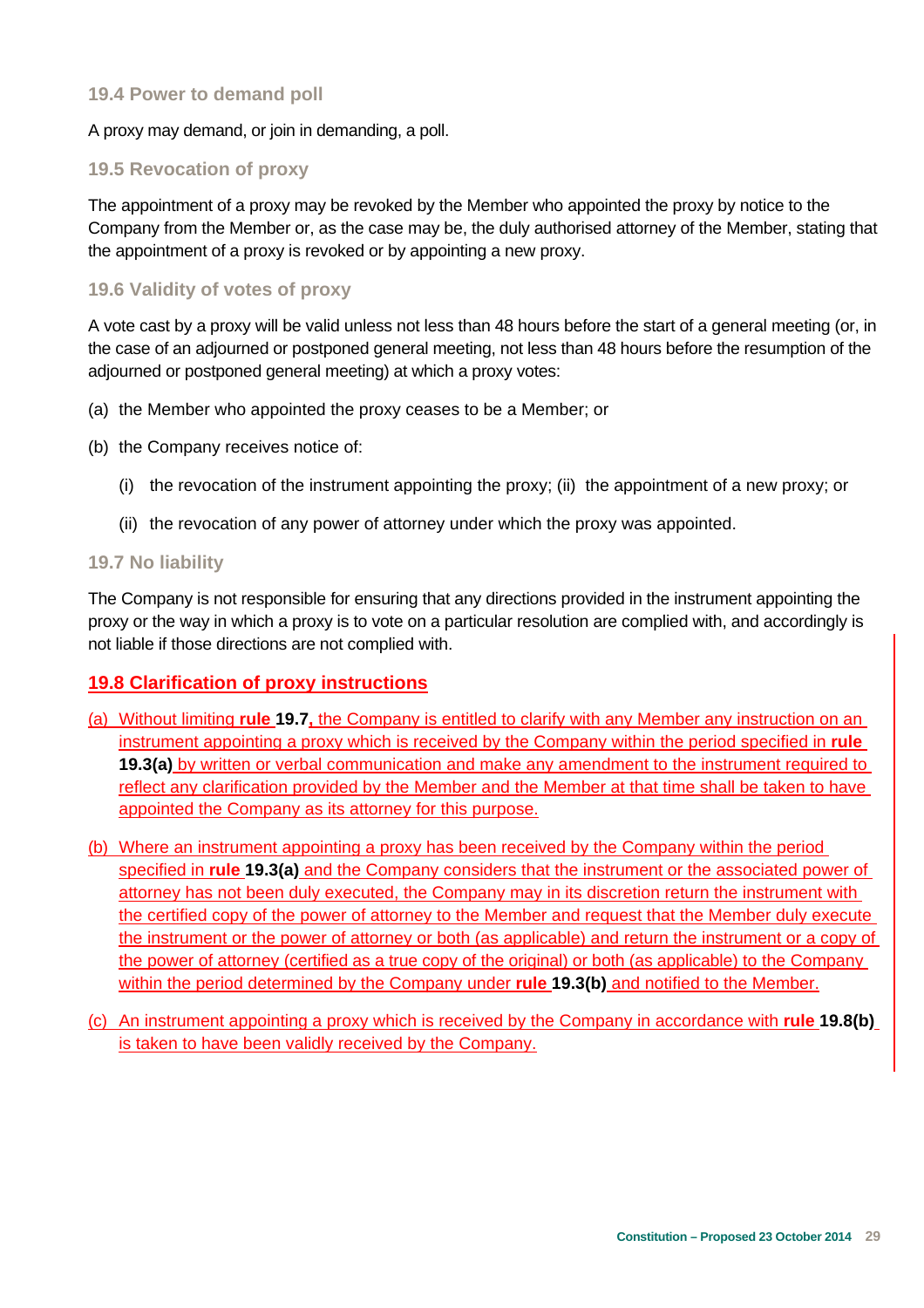### 19.4 Power to demand poll

A proxy may demand, or join in demanding, a poll.

### 19.5 Revocation of proxy

The appointment of a proxy may be revoked by the Member who appointed the proxy by notice to the Company from the Member or, as the case may be, the duly authorised attorney of the Member, stating that the appointment of a proxy is revoked or by appointing a new proxy.

### 19.6 Validity of votes of proxy

A vote cast by a proxy will be valid unless not less than 48 hours before the start of a general meeting (or, in the case of an adjourned or postponed general meeting, not less than 48 hours before the resumption of the adjourned or postponed general meeting) at which a proxy votes:

(a) the Member who appointed the proxy ceases to be a Member; or

(b) the Company receives notice of:

(i) the revocation of the instrument appointing the proxy; (ii) the appointment of a new proxy; or

(ii) the revocation of any power of attorney under which the proxy was appointed.

### 19.7 No liability

The Company is not responsible for ensuring that any directions provided in the instrument appointing the proxy or the way in which a proxy is to vote on a particular resolution are complied with, and accordingly is not liable if those directions are not complied with.

### 19.8 Clarification of proxy instructions

(a) Without limiting **rule 19.7**, the Company is entitled to clarify with any Member any instruction on an instrument appointing a proxy which is received by the Company within the period specified in **rule 19.3(a)** by written or verbal communication and make any amendment to the instrument required to reflect any clarification provided by the Member and the Member at that time shall be taken to have appointed the Company as its attorney for this purpose.

(b) Where an instrument appointing a proxy has been received by the Company within the period specified in **rule 19.3(a)** and the Company considers that the instrument or the associated power of attorney has not been duly executed, the Company may in its discretion return the instrument with the certified copy of the power of attorney to the Member and request that the Member duly execute the instrument or the power of attorney or both (as applicable) and return the instrument or a copy of the power of attorney (certified as a true copy of the original) or both (as applicable) to the Company within the period determined by the Company under **rule 19.3(b)** and notified to the Member.

(c) An instrument appointing a proxy which is received by the Company in accordance with **rule 19.8(b)** is taken to have been validly received by the Company.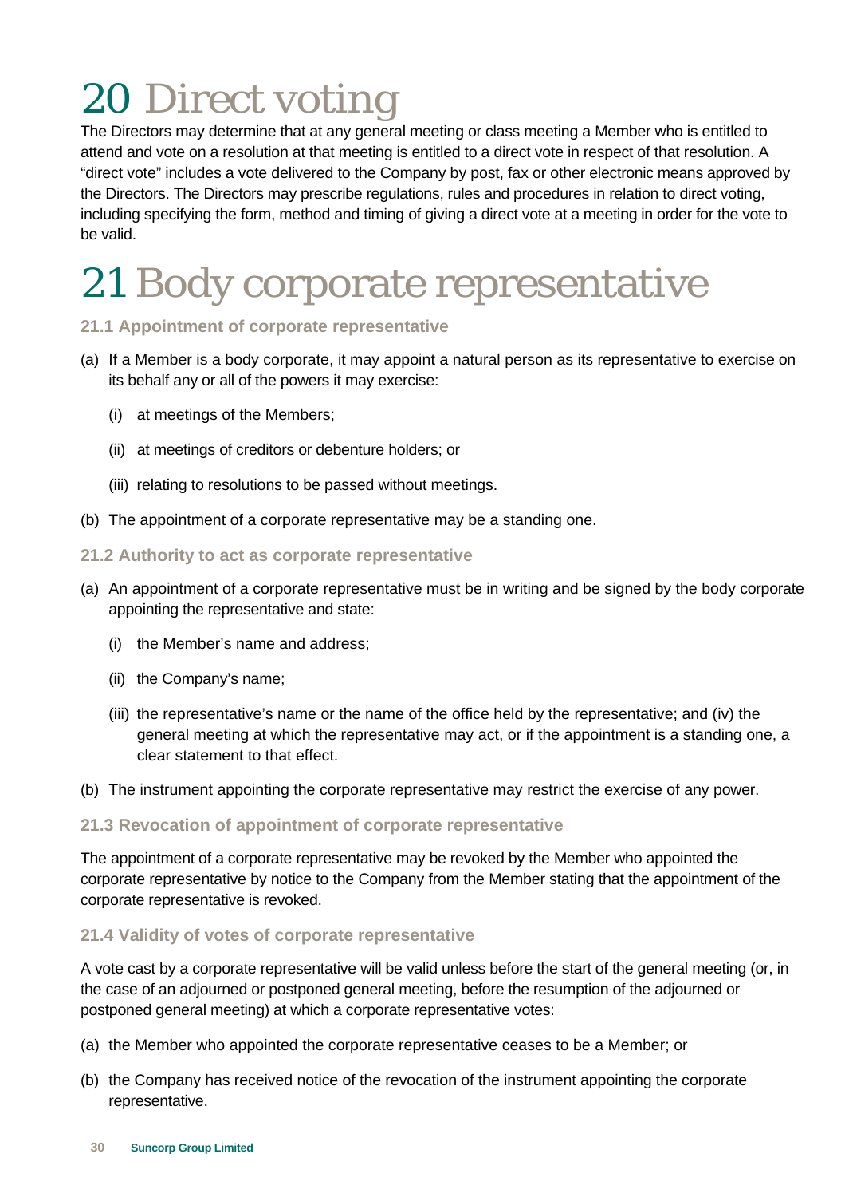# 20 Direct voting

The Directors may determine that at any general meeting or class meeting a Member who is entitled to attend and vote on a resolution at that meeting is entitled to a direct vote in respect of that resolution. A "direct vote" includes a vote delivered to the Company by post, fax or other electronic means approved by the Directors. The Directors may prescribe regulations, rules and procedures in relation to direct voting, including specifying the form, method and timing of giving a direct vote at a meeting in order for the vote to be valid.

# 21 Body corporate representative

### 21.1 Appointment of corporate representative

(a) If a Member is a body corporate, it may appoint a natural person as its representative to exercise on its behalf any or all of the powers it may exercise:

  (i) at meetings of the Members;

  (ii) at meetings of creditors or debenture holders; or

  (iii) relating to resolutions to be passed without meetings.

(b) The appointment of a corporate representative may be a standing one.

### 21.2 Authority to act as corporate representative

(a) An appointment of a corporate representative must be in writing and be signed by the body corporate appointing the representative and state:

  (i) the Member's name and address;

  (ii) the Company's name;

  (iii) the representative's name or the name of the office held by the representative; and (iv) the general meeting at which the representative may act, or if the appointment is a standing one, a clear statement to that effect.

(b) The instrument appointing the corporate representative may restrict the exercise of any power.

### 21.3 Revocation of appointment of corporate representative

The appointment of a corporate representative may be revoked by the Member who appointed the corporate representative by notice to the Company from the Member stating that the appointment of the corporate representative is revoked.

### 21.4 Validity of votes of corporate representative

A vote cast by a corporate representative will be valid unless before the start of the general meeting (or, in the case of an adjourned or postponed general meeting, before the resumption of the adjourned or postponed general meeting) at which a corporate representative votes:

(a) the Member who appointed the corporate representative ceases to be a Member; or

(b) the Company has received notice of the revocation of the instrument appointing the corporate representative.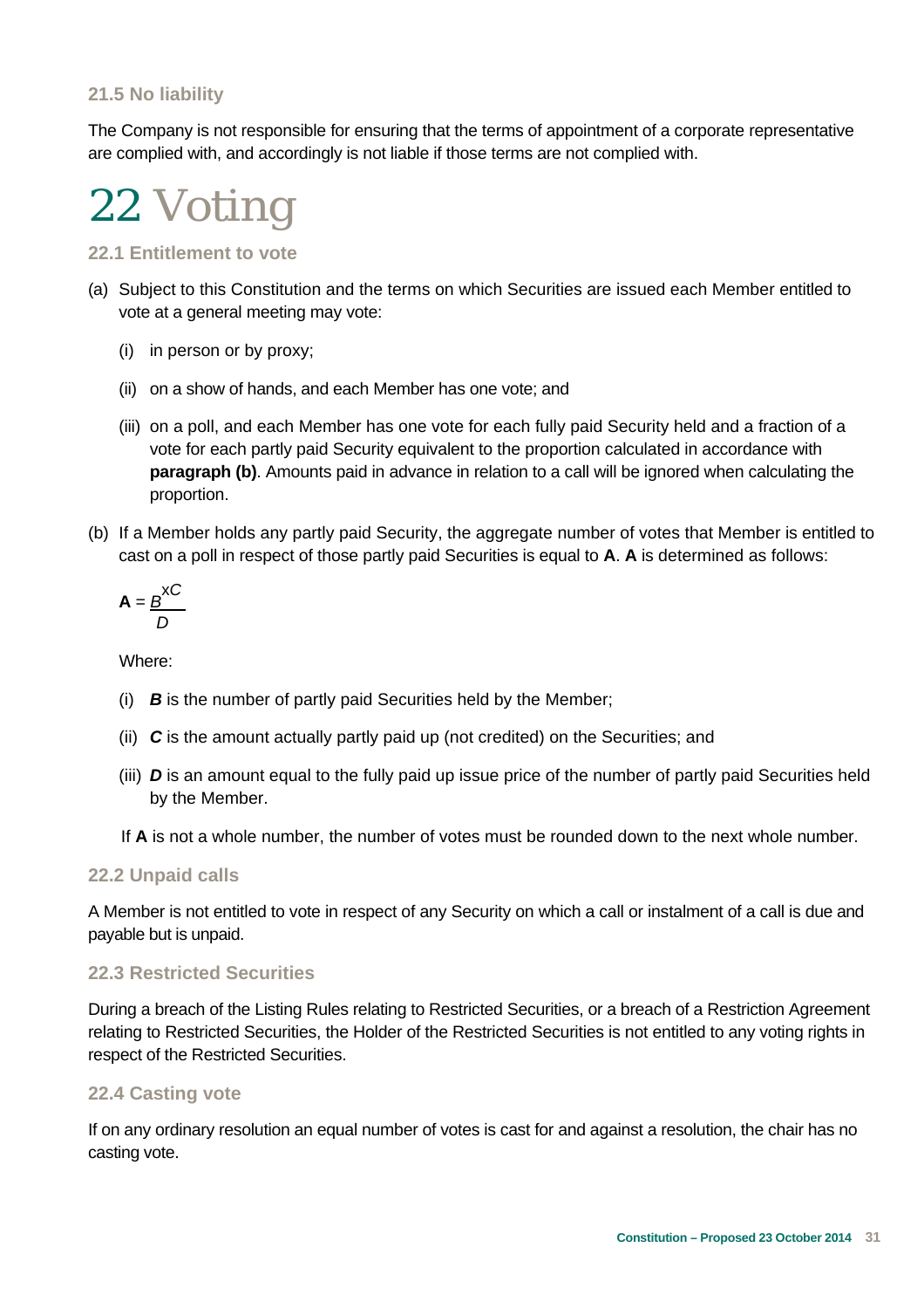### 21.5 No liability

The Company is not responsible for ensuring that the terms of appointment of a corporate representative are complied with, and accordingly is not liable if those terms are not complied with.

# 22 Voting

### 22.1 Entitlement to vote

(a) Subject to this Constitution and the terms on which Securities are issued each Member entitled to vote at a general meeting may vote:

  (i) in person or by proxy;

  (ii) on a show of hands, and each Member has one vote; and

  (iii) on a poll, and each Member has one vote for each fully paid Security held and a fraction of a vote for each partly paid Security equivalent to the proportion calculated in accordance with **paragraph (b)**. Amounts paid in advance in relation to a call will be ignored when calculating the proportion.

(b) If a Member holds any partly paid Security, the aggregate number of votes that Member is entitled to cast on a poll in respect of those partly paid Securities is equal to **A**. **A** is determined as follows:

$$\mathbf{A} = \frac{B \times C}{D}$$

Where:

  (i) ***B*** is the number of partly paid Securities held by the Member;

  (ii) ***C*** is the amount actually partly paid up (not credited) on the Securities; and

  (iii) ***D*** is an amount equal to the fully paid up issue price of the number of partly paid Securities held by the Member.

If **A** is not a whole number, the number of votes must be rounded down to the next whole number.

### 22.2 Unpaid calls

A Member is not entitled to vote in respect of any Security on which a call or instalment of a call is due and payable but is unpaid.

### 22.3 Restricted Securities

During a breach of the Listing Rules relating to Restricted Securities, or a breach of a Restriction Agreement relating to Restricted Securities, the Holder of the Restricted Securities is not entitled to any voting rights in respect of the Restricted Securities.

### 22.4 Casting vote

If on any ordinary resolution an equal number of votes is cast for and against a resolution, the chair has no casting vote.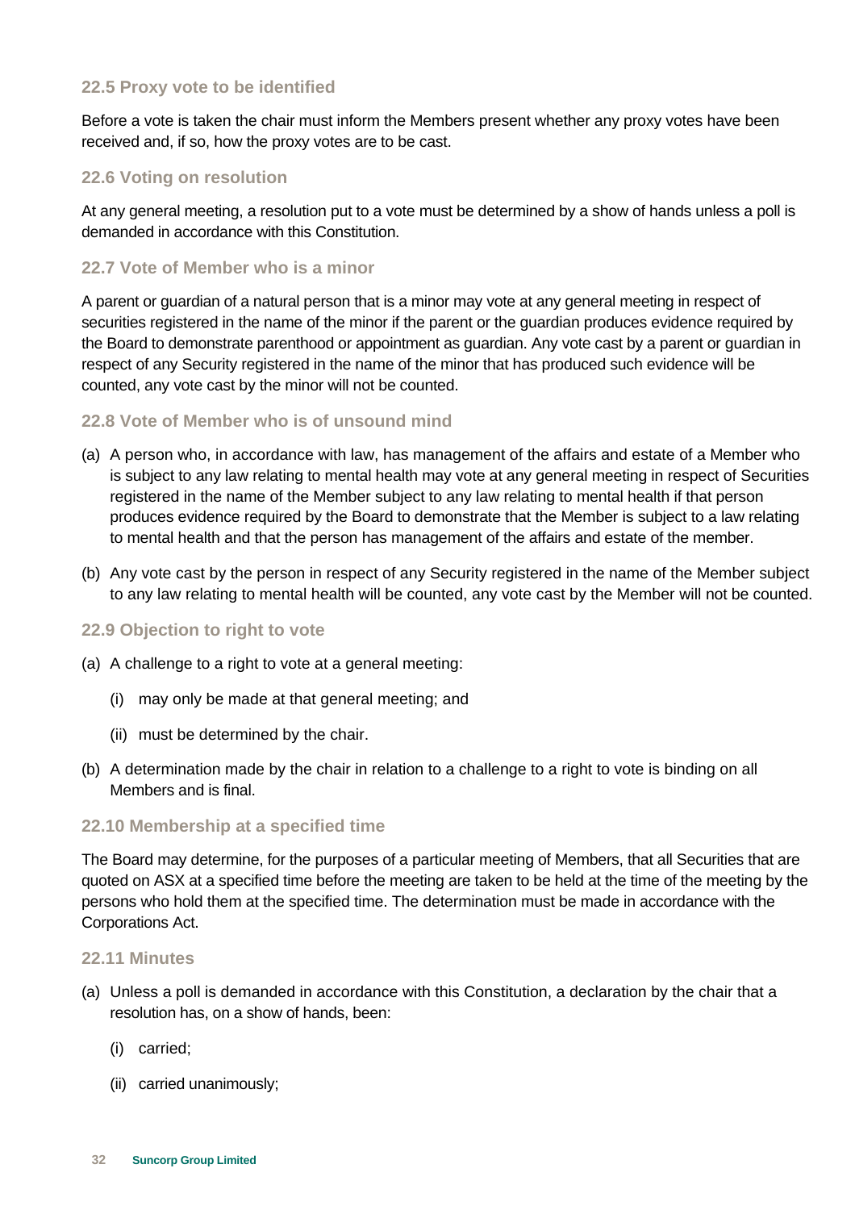### 22.5 Proxy vote to be identified

Before a vote is taken the chair must inform the Members present whether any proxy votes have been received and, if so, how the proxy votes are to be cast.

### 22.6 Voting on resolution

At any general meeting, a resolution put to a vote must be determined by a show of hands unless a poll is demanded in accordance with this Constitution.

### 22.7 Vote of Member who is a minor

A parent or guardian of a natural person that is a minor may vote at any general meeting in respect of securities registered in the name of the minor if the parent or the guardian produces evidence required by the Board to demonstrate parenthood or appointment as guardian. Any vote cast by a parent or guardian in respect of any Security registered in the name of the minor that has produced such evidence will be counted, any vote cast by the minor will not be counted.

### 22.8 Vote of Member who is of unsound mind

(a) A person who, in accordance with law, has management of the affairs and estate of a Member who is subject to any law relating to mental health may vote at any general meeting in respect of Securities registered in the name of the Member subject to any law relating to mental health if that person produces evidence required by the Board to demonstrate that the Member is subject to a law relating to mental health and that the person has management of the affairs and estate of the member.

(b) Any vote cast by the person in respect of any Security registered in the name of the Member subject to any law relating to mental health will be counted, any vote cast by the Member will not be counted.

### 22.9 Objection to right to vote

(a) A challenge to a right to vote at a general meeting:

  (i) may only be made at that general meeting; and

  (ii) must be determined by the chair.

(b) A determination made by the chair in relation to a challenge to a right to vote is binding on all Members and is final.

### 22.10 Membership at a specified time

The Board may determine, for the purposes of a particular meeting of Members, that all Securities that are quoted on ASX at a specified time before the meeting are taken to be held at the time of the meeting by the persons who hold them at the specified time. The determination must be made in accordance with the Corporations Act.

### 22.11 Minutes

(a) Unless a poll is demanded in accordance with this Constitution, a declaration by the chair that a resolution has, on a show of hands, been:

  (i) carried;

  (ii) carried unanimously;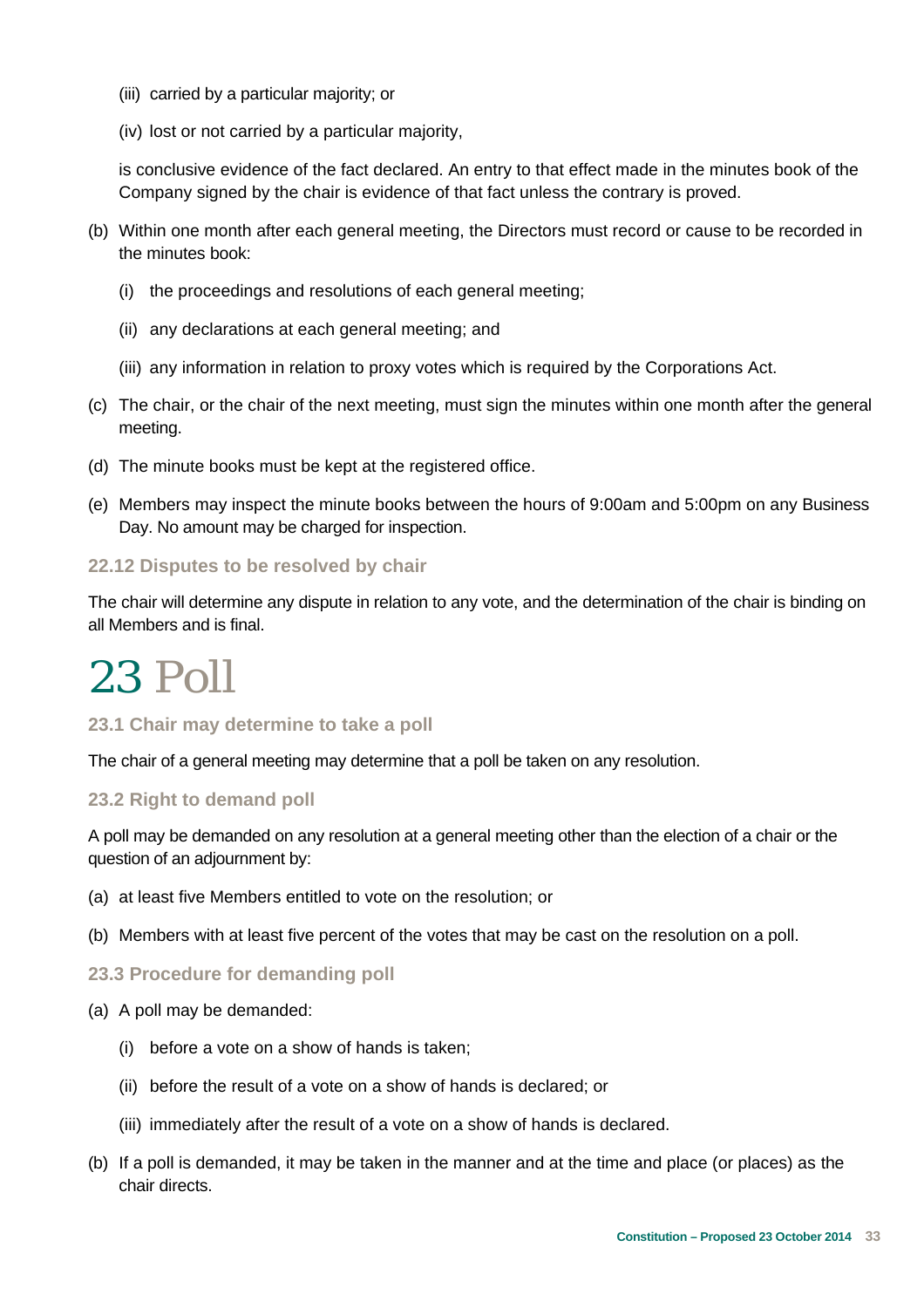(iii) carried by a particular majority; or

(iv) lost or not carried by a particular majority,

is conclusive evidence of the fact declared. An entry to that effect made in the minutes book of the Company signed by the chair is evidence of that fact unless the contrary is proved.

(b) Within one month after each general meeting, the Directors must record or cause to be recorded in the minutes book:

(i) the proceedings and resolutions of each general meeting;

(ii) any declarations at each general meeting; and

(iii) any information in relation to proxy votes which is required by the Corporations Act.

(c) The chair, or the chair of the next meeting, must sign the minutes within one month after the general meeting.

(d) The minute books must be kept at the registered office.

(e) Members may inspect the minute books between the hours of 9:00am and 5:00pm on any Business Day. No amount may be charged for inspection.

### 22.12 Disputes to be resolved by chair

The chair will determine any dispute in relation to any vote, and the determination of the chair is binding on all Members and is final.

# 23 Poll

### 23.1 Chair may determine to take a poll

The chair of a general meeting may determine that a poll be taken on any resolution.

### 23.2 Right to demand poll

A poll may be demanded on any resolution at a general meeting other than the election of a chair or the question of an adjournment by:

(a) at least five Members entitled to vote on the resolution; or

(b) Members with at least five percent of the votes that may be cast on the resolution on a poll.

### 23.3 Procedure for demanding poll

(a) A poll may be demanded:

(i) before a vote on a show of hands is taken;

(ii) before the result of a vote on a show of hands is declared; or

(iii) immediately after the result of a vote on a show of hands is declared.

(b) If a poll is demanded, it may be taken in the manner and at the time and place (or places) as the chair directs.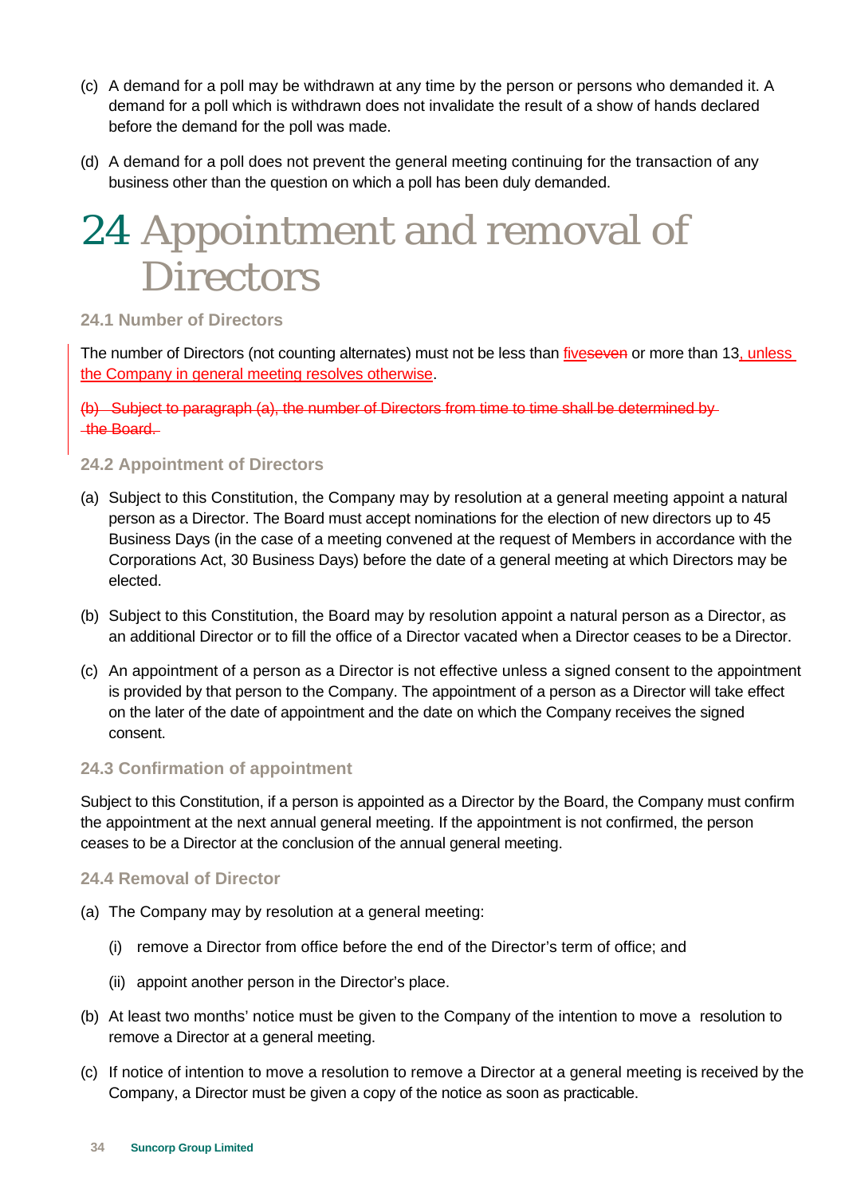(c) A demand for a poll may be withdrawn at any time by the person or persons who demanded it. A demand for a poll which is withdrawn does not invalidate the result of a show of hands declared before the demand for the poll was made.

(d) A demand for a poll does not prevent the general meeting continuing for the transaction of any business other than the question on which a poll has been duly demanded.

# 24 Appointment and removal of Directors

### 24.1 Number of Directors

The number of Directors (not counting alternates) must not be less than <ins>five</ins>~~seven~~ or more than 13<ins>, unless the Company in general meeting resolves otherwise</ins>.

~~(b) Subject to paragraph (a), the number of Directors from time to time shall be determined by the Board.~~

### 24.2 Appointment of Directors

(a) Subject to this Constitution, the Company may by resolution at a general meeting appoint a natural person as a Director. The Board must accept nominations for the election of new directors up to 45 Business Days (in the case of a meeting convened at the request of Members in accordance with the Corporations Act, 30 Business Days) before the date of a general meeting at which Directors may be elected.

(b) Subject to this Constitution, the Board may by resolution appoint a natural person as a Director, as an additional Director or to fill the office of a Director vacated when a Director ceases to be a Director.

(c) An appointment of a person as a Director is not effective unless a signed consent to the appointment is provided by that person to the Company. The appointment of a person as a Director will take effect on the later of the date of appointment and the date on which the Company receives the signed consent.

### 24.3 Confirmation of appointment

Subject to this Constitution, if a person is appointed as a Director by the Board, the Company must confirm the appointment at the next annual general meeting. If the appointment is not confirmed, the person ceases to be a Director at the conclusion of the annual general meeting.

### 24.4 Removal of Director

(a) The Company may by resolution at a general meeting:

(i) remove a Director from office before the end of the Director's term of office; and

(ii) appoint another person in the Director's place.

(b) At least two months' notice must be given to the Company of the intention to move a resolution to remove a Director at a general meeting.

(c) If notice of intention to move a resolution to remove a Director at a general meeting is received by the Company, a Director must be given a copy of the notice as soon as practicable.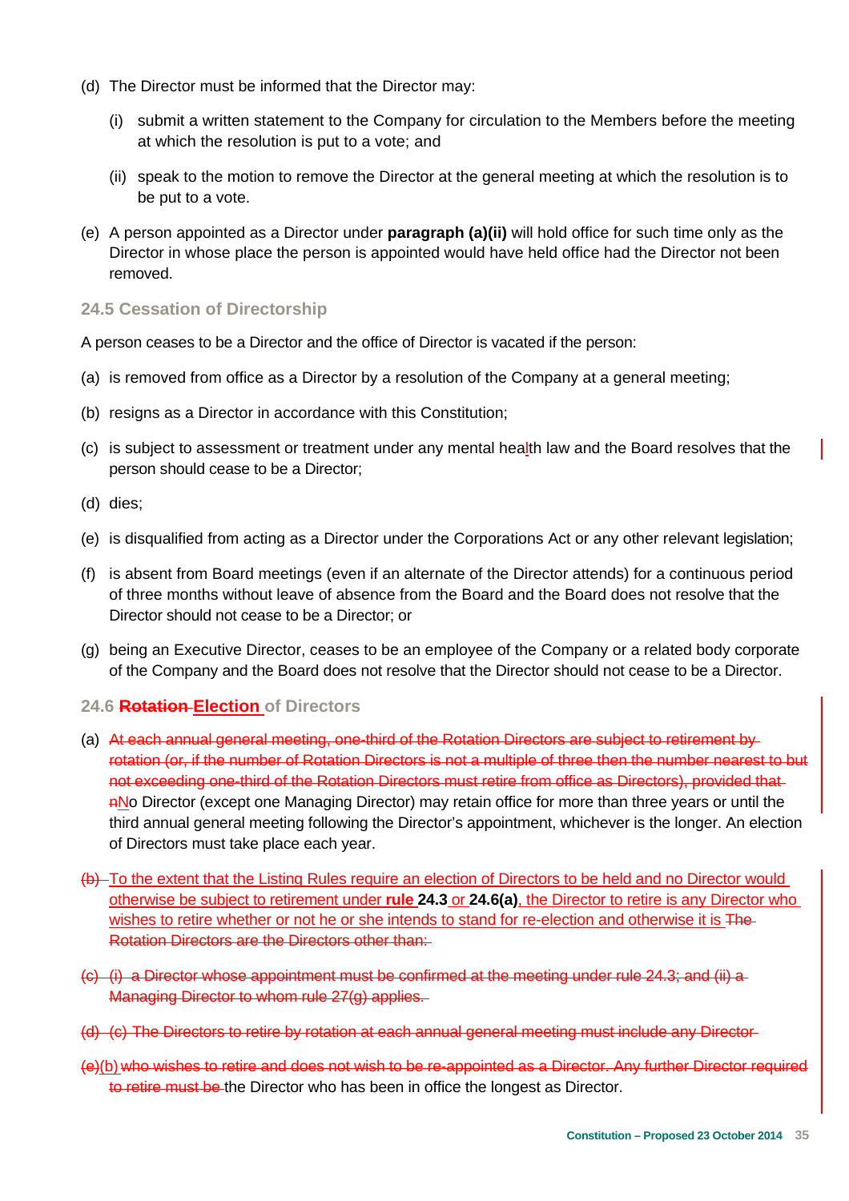(d) The Director must be informed that the Director may:

(i) submit a written statement to the Company for circulation to the Members before the meeting at which the resolution is put to a vote; and

(ii) speak to the motion to remove the Director at the general meeting at which the resolution is to be put to a vote.

(e) A person appointed as a Director under **paragraph (a)(ii)** will hold office for such time only as the Director in whose place the person is appointed would have held office had the Director not been removed.

## 24.5 Cessation of Directorship

A person ceases to be a Director and the office of Director is vacated if the person:

(a) is removed from office as a Director by a resolution of the Company at a general meeting;

(b) resigns as a Director in accordance with this Constitution;

(c) is subject to assessment or treatment under any mental health law and the Board resolves that the person should cease to be a Director;

(d) dies;

(e) is disqualified from acting as a Director under the Corporations Act or any other relevant legislation;

(f) is absent from Board meetings (even if an alternate of the Director attends) for a continuous period of three months without leave of absence from the Board and the Board does not resolve that the Director should not cease to be a Director; or

(g) being an Executive Director, ceases to be an employee of the Company or a related body corporate of the Company and the Board does not resolve that the Director should not cease to be a Director.

## 24.6 ~~Rotation~~ Election of Directors

(a) ~~At each annual general meeting, one-third of the Rotation Directors are subject to retirement by rotation (or, if the number of Rotation Directors is not a multiple of three then the number nearest to but not exceeding one-third of the Rotation Directors must retire from office as Directors), provided that n~~No Director (except one Managing Director) may retain office for more than three years or until the third annual general meeting following the Director's appointment, whichever is the longer. An election of Directors must take place each year.

~~(b)~~ To the extent that the Listing Rules require an election of Directors to be held and no Director would otherwise be subject to retirement under **rule 24.3** or **24.6(a)**, the Director to retire is any Director who wishes to retire whether or not he or she intends to stand for re-election and otherwise it is ~~The Rotation Directors are the Directors other than:~~

~~(c) (i) a Director whose appointment must be confirmed at the meeting under rule 24.3; and (ii) a Managing Director to whom rule 27(g) applies.~~

~~(d) (c) The Directors to retire by rotation at each annual general meeting must include any Director~~

~~(e)~~(b) ~~who wishes to retire and does not wish to be re-appointed as a Director. Any further Director required to retire must be~~ the Director who has been in office the longest as Director.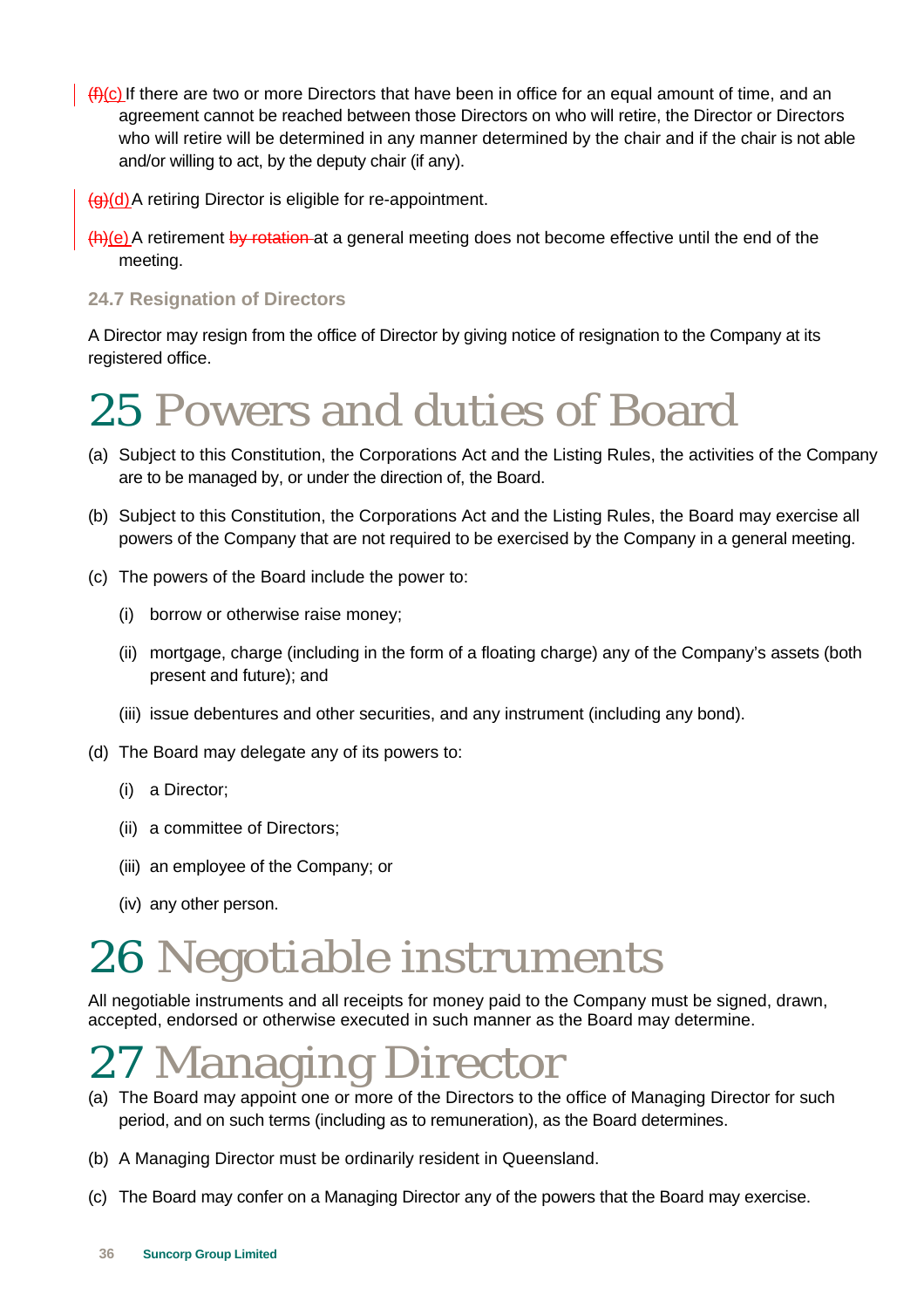~~(f)~~(c) If there are two or more Directors that have been in office for an equal amount of time, and an agreement cannot be reached between those Directors on who will retire, the Director or Directors who will retire will be determined in any manner determined by the chair and if the chair is not able and/or willing to act, by the deputy chair (if any).

~~(g)~~(d) A retiring Director is eligible for re-appointment.

~~(h)~~(e) A retirement ~~by rotation~~ at a general meeting does not become effective until the end of the meeting.

### 24.7 Resignation of Directors

A Director may resign from the office of Director by giving notice of resignation to the Company at its registered office.

# 25 Powers and duties of Board

(a) Subject to this Constitution, the Corporations Act and the Listing Rules, the activities of the Company are to be managed by, or under the direction of, the Board.

(b) Subject to this Constitution, the Corporations Act and the Listing Rules, the Board may exercise all powers of the Company that are not required to be exercised by the Company in a general meeting.

(c) The powers of the Board include the power to:

(i) borrow or otherwise raise money;

(ii) mortgage, charge (including in the form of a floating charge) any of the Company's assets (both present and future); and

(iii) issue debentures and other securities, and any instrument (including any bond).

(d) The Board may delegate any of its powers to:

(i) a Director;

(ii) a committee of Directors;

(iii) an employee of the Company; or

(iv) any other person.

# 26 Negotiable instruments

All negotiable instruments and all receipts for money paid to the Company must be signed, drawn, accepted, endorsed or otherwise executed in such manner as the Board may determine.

# 27 Managing Director

(a) The Board may appoint one or more of the Directors to the office of Managing Director for such period, and on such terms (including as to remuneration), as the Board determines.

(b) A Managing Director must be ordinarily resident in Queensland.

(c) The Board may confer on a Managing Director any of the powers that the Board may exercise.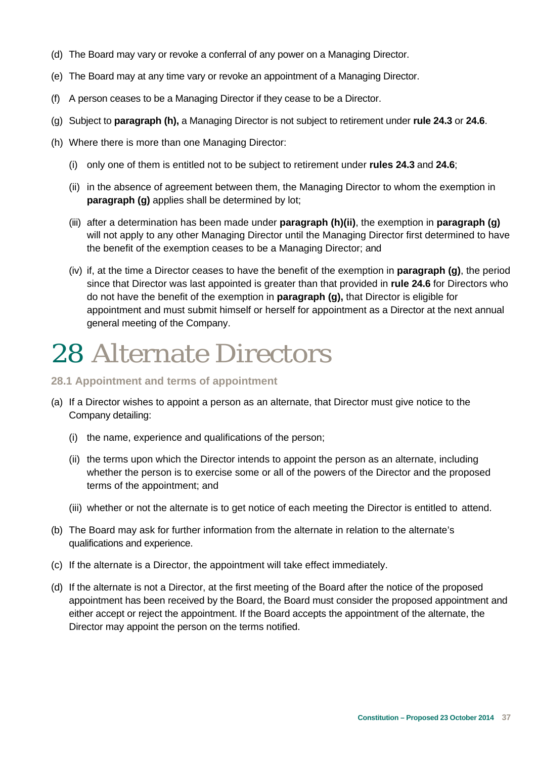(d) The Board may vary or revoke a conferral of any power on a Managing Director.

(e) The Board may at any time vary or revoke an appointment of a Managing Director.

(f) A person ceases to be a Managing Director if they cease to be a Director.

(g) Subject to **paragraph (h),** a Managing Director is not subject to retirement under **rule 24.3** or **24.6**.

(h) Where there is more than one Managing Director:

  (i) only one of them is entitled not to be subject to retirement under **rules 24.3** and **24.6**;

  (ii) in the absence of agreement between them, the Managing Director to whom the exemption in **paragraph (g)** applies shall be determined by lot;

  (iii) after a determination has been made under **paragraph (h)(ii)**, the exemption in **paragraph (g)** will not apply to any other Managing Director until the Managing Director first determined to have the benefit of the exemption ceases to be a Managing Director; and

  (iv) if, at the time a Director ceases to have the benefit of the exemption in **paragraph (g)**, the period since that Director was last appointed is greater than that provided in **rule 24.6** for Directors who do not have the benefit of the exemption in **paragraph (g),** that Director is eligible for appointment and must submit himself or herself for appointment as a Director at the next annual general meeting of the Company.

# 28 Alternate Directors

### 28.1 Appointment and terms of appointment

(a) If a Director wishes to appoint a person as an alternate, that Director must give notice to the Company detailing:

  (i) the name, experience and qualifications of the person;

  (ii) the terms upon which the Director intends to appoint the person as an alternate, including whether the person is to exercise some or all of the powers of the Director and the proposed terms of the appointment; and

  (iii) whether or not the alternate is to get notice of each meeting the Director is entitled to attend.

(b) The Board may ask for further information from the alternate in relation to the alternate's qualifications and experience.

(c) If the alternate is a Director, the appointment will take effect immediately.

(d) If the alternate is not a Director, at the first meeting of the Board after the notice of the proposed appointment has been received by the Board, the Board must consider the proposed appointment and either accept or reject the appointment. If the Board accepts the appointment of the alternate, the Director may appoint the person on the terms notified.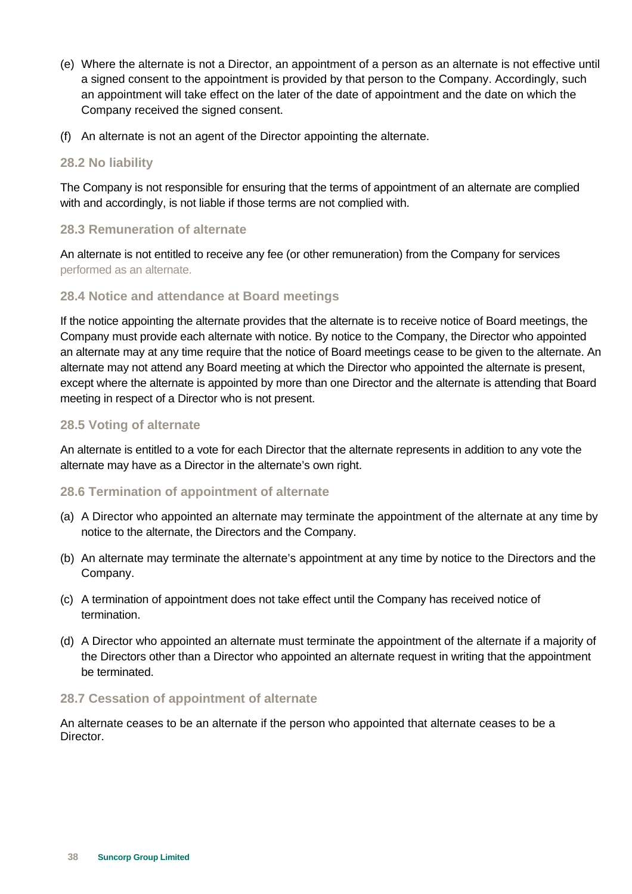(e) Where the alternate is not a Director, an appointment of a person as an alternate is not effective until a signed consent to the appointment is provided by that person to the Company. Accordingly, such an appointment will take effect on the later of the date of appointment and the date on which the Company received the signed consent.

(f) An alternate is not an agent of the Director appointing the alternate.

### 28.2 No liability

The Company is not responsible for ensuring that the terms of appointment of an alternate are complied with and accordingly, is not liable if those terms are not complied with.

### 28.3 Remuneration of alternate

An alternate is not entitled to receive any fee (or other remuneration) from the Company for services performed as an alternate.

### 28.4 Notice and attendance at Board meetings

If the notice appointing the alternate provides that the alternate is to receive notice of Board meetings, the Company must provide each alternate with notice. By notice to the Company, the Director who appointed an alternate may at any time require that the notice of Board meetings cease to be given to the alternate. An alternate may not attend any Board meeting at which the Director who appointed the alternate is present, except where the alternate is appointed by more than one Director and the alternate is attending that Board meeting in respect of a Director who is not present.

### 28.5 Voting of alternate

An alternate is entitled to a vote for each Director that the alternate represents in addition to any vote the alternate may have as a Director in the alternate's own right.

### 28.6 Termination of appointment of alternate

(a) A Director who appointed an alternate may terminate the appointment of the alternate at any time by notice to the alternate, the Directors and the Company.

(b) An alternate may terminate the alternate's appointment at any time by notice to the Directors and the Company.

(c) A termination of appointment does not take effect until the Company has received notice of termination.

(d) A Director who appointed an alternate must terminate the appointment of the alternate if a majority of the Directors other than a Director who appointed an alternate request in writing that the appointment be terminated.

### 28.7 Cessation of appointment of alternate

An alternate ceases to be an alternate if the person who appointed that alternate ceases to be a Director.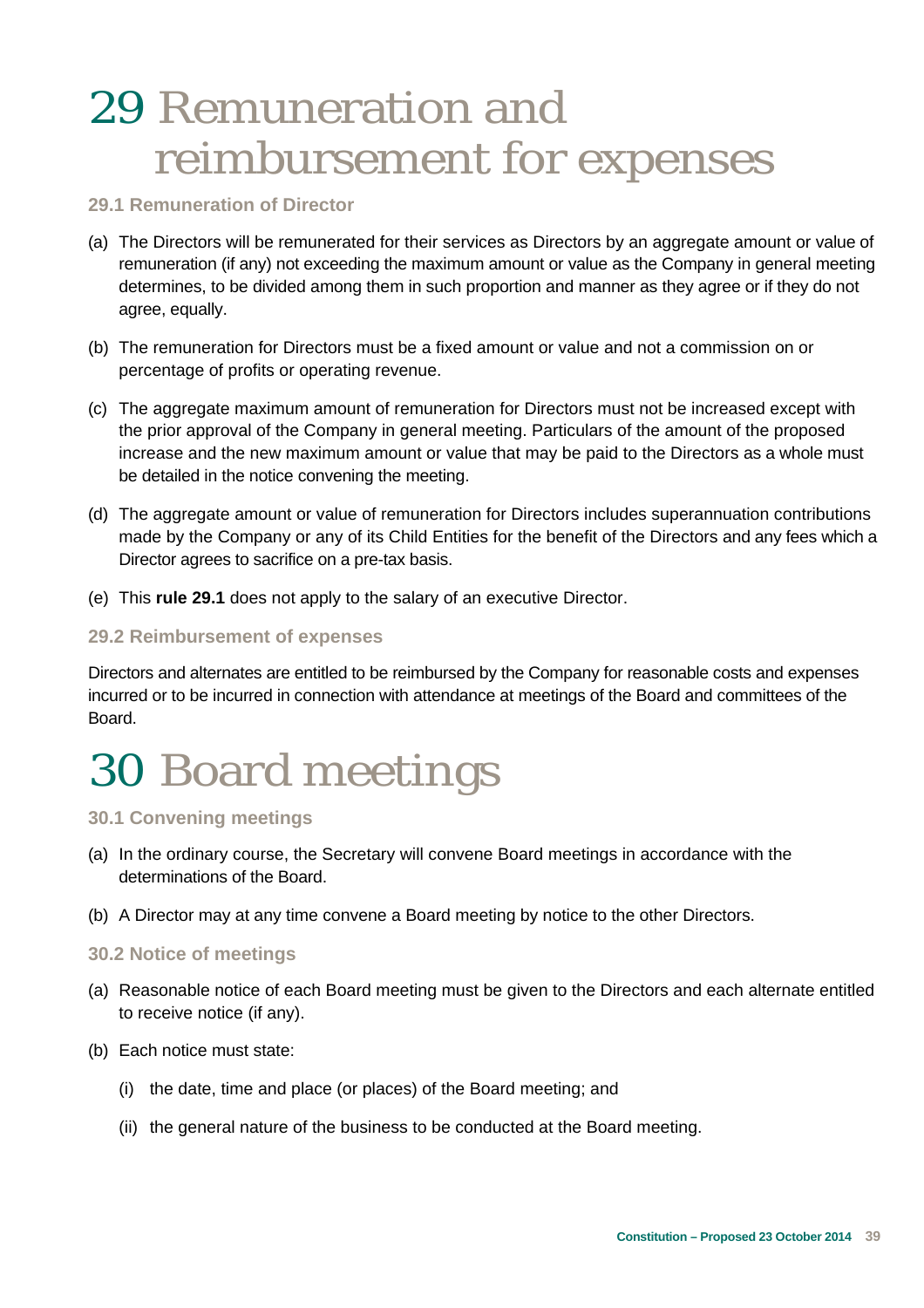# 29 Remuneration and reimbursement for expenses

### 29.1 Remuneration of Director

(a) The Directors will be remunerated for their services as Directors by an aggregate amount or value of remuneration (if any) not exceeding the maximum amount or value as the Company in general meeting determines, to be divided among them in such proportion and manner as they agree or if they do not agree, equally.

(b) The remuneration for Directors must be a fixed amount or value and not a commission on or percentage of profits or operating revenue.

(c) The aggregate maximum amount of remuneration for Directors must not be increased except with the prior approval of the Company in general meeting. Particulars of the amount of the proposed increase and the new maximum amount or value that may be paid to the Directors as a whole must be detailed in the notice convening the meeting.

(d) The aggregate amount or value of remuneration for Directors includes superannuation contributions made by the Company or any of its Child Entities for the benefit of the Directors and any fees which a Director agrees to sacrifice on a pre-tax basis.

(e) This **rule 29.1** does not apply to the salary of an executive Director.

### 29.2 Reimbursement of expenses

Directors and alternates are entitled to be reimbursed by the Company for reasonable costs and expenses incurred or to be incurred in connection with attendance at meetings of the Board and committees of the Board.

# 30 Board meetings

### 30.1 Convening meetings

(a) In the ordinary course, the Secretary will convene Board meetings in accordance with the determinations of the Board.

(b) A Director may at any time convene a Board meeting by notice to the other Directors.

### 30.2 Notice of meetings

(a) Reasonable notice of each Board meeting must be given to the Directors and each alternate entitled to receive notice (if any).

(b) Each notice must state:

   (i) the date, time and place (or places) of the Board meeting; and

   (ii) the general nature of the business to be conducted at the Board meeting.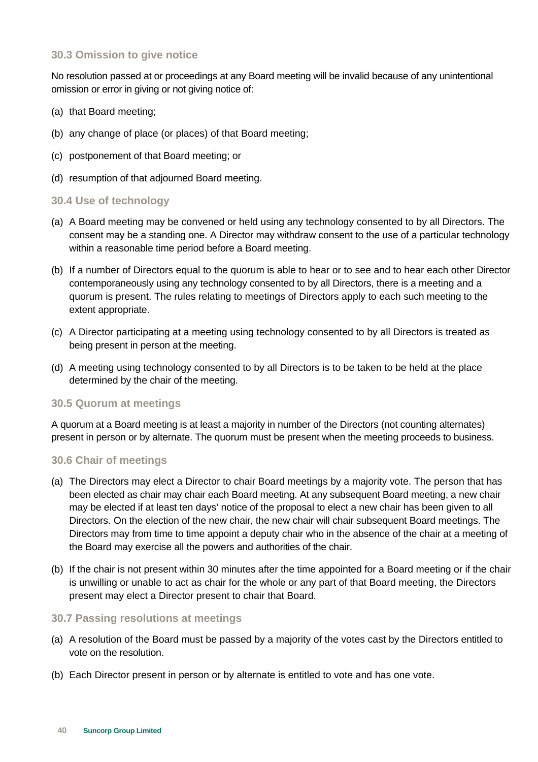### 30.3 Omission to give notice

No resolution passed at or proceedings at any Board meeting will be invalid because of any unintentional omission or error in giving or not giving notice of:

(a) that Board meeting;

(b) any change of place (or places) of that Board meeting;

(c) postponement of that Board meeting; or

(d) resumption of that adjourned Board meeting.

### 30.4 Use of technology

(a) A Board meeting may be convened or held using any technology consented to by all Directors. The consent may be a standing one. A Director may withdraw consent to the use of a particular technology within a reasonable time period before a Board meeting.

(b) If a number of Directors equal to the quorum is able to hear or to see and to hear each other Director contemporaneously using any technology consented to by all Directors, there is a meeting and a quorum is present. The rules relating to meetings of Directors apply to each such meeting to the extent appropriate.

(c) A Director participating at a meeting using technology consented to by all Directors is treated as being present in person at the meeting.

(d) A meeting using technology consented to by all Directors is to be taken to be held at the place determined by the chair of the meeting.

### 30.5 Quorum at meetings

A quorum at a Board meeting is at least a majority in number of the Directors (not counting alternates) present in person or by alternate. The quorum must be present when the meeting proceeds to business.

### 30.6 Chair of meetings

(a) The Directors may elect a Director to chair Board meetings by a majority vote. The person that has been elected as chair may chair each Board meeting. At any subsequent Board meeting, a new chair may be elected if at least ten days' notice of the proposal to elect a new chair has been given to all Directors. On the election of the new chair, the new chair will chair subsequent Board meetings. The Directors may from time to time appoint a deputy chair who in the absence of the chair at a meeting of the Board may exercise all the powers and authorities of the chair.

(b) If the chair is not present within 30 minutes after the time appointed for a Board meeting or if the chair is unwilling or unable to act as chair for the whole or any part of that Board meeting, the Directors present may elect a Director present to chair that Board.

### 30.7 Passing resolutions at meetings

(a) A resolution of the Board must be passed by a majority of the votes cast by the Directors entitled to vote on the resolution.

(b) Each Director present in person or by alternate is entitled to vote and has one vote.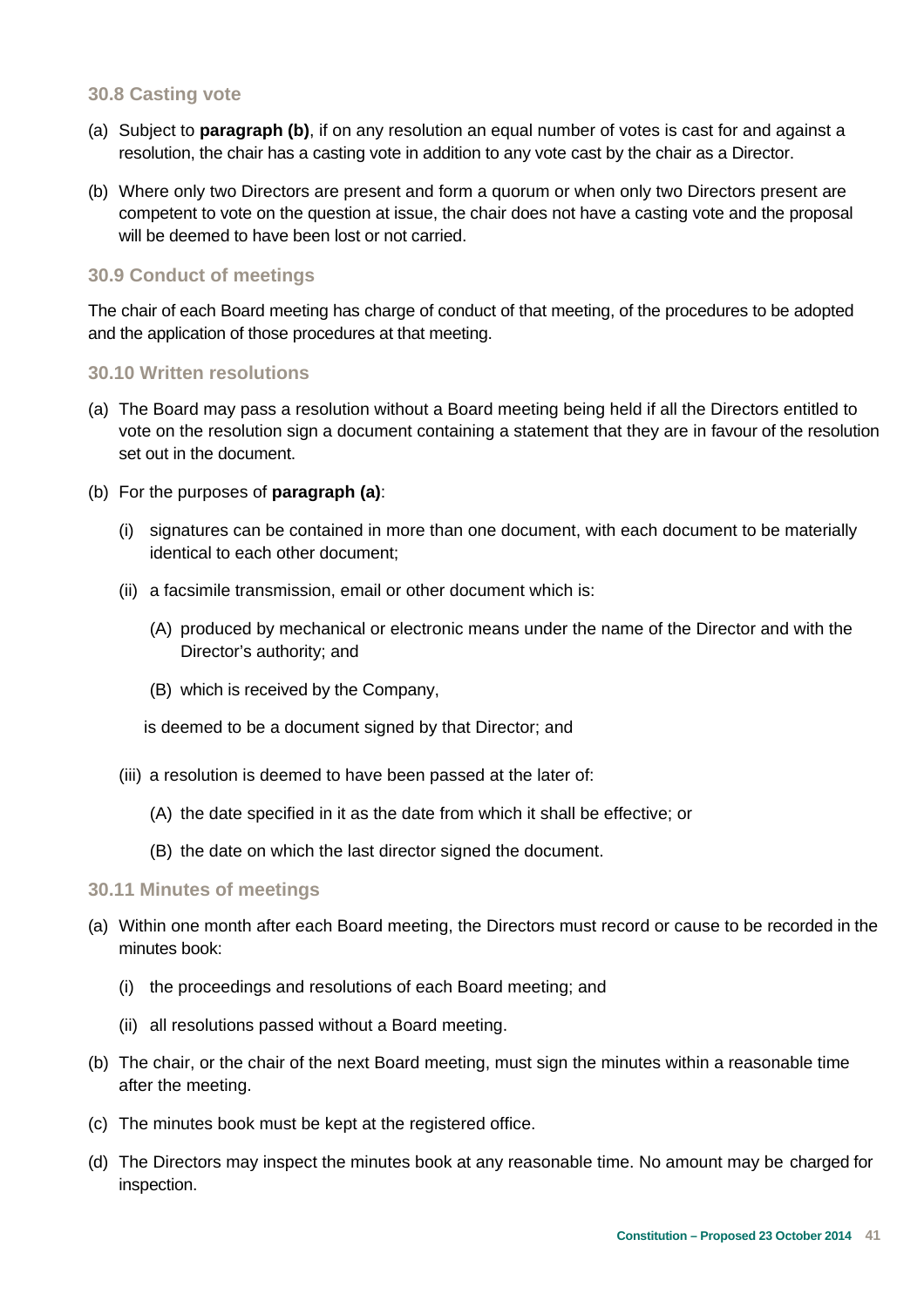### 30.8 Casting vote

(a) Subject to **paragraph (b)**, if on any resolution an equal number of votes is cast for and against a resolution, the chair has a casting vote in addition to any vote cast by the chair as a Director.

(b) Where only two Directors are present and form a quorum or when only two Directors present are competent to vote on the question at issue, the chair does not have a casting vote and the proposal will be deemed to have been lost or not carried.

### 30.9 Conduct of meetings

The chair of each Board meeting has charge of conduct of that meeting, of the procedures to be adopted and the application of those procedures at that meeting.

### 30.10 Written resolutions

(a) The Board may pass a resolution without a Board meeting being held if all the Directors entitled to vote on the resolution sign a document containing a statement that they are in favour of the resolution set out in the document.

(b) For the purposes of **paragraph (a)**:

   (i) signatures can be contained in more than one document, with each document to be materially identical to each other document;

   (ii) a facsimile transmission, email or other document which is:

      (A) produced by mechanical or electronic means under the name of the Director and with the Director's authority; and

      (B) which is received by the Company,

   is deemed to be a document signed by that Director; and

   (iii) a resolution is deemed to have been passed at the later of:

      (A) the date specified in it as the date from which it shall be effective; or

      (B) the date on which the last director signed the document.

### 30.11 Minutes of meetings

(a) Within one month after each Board meeting, the Directors must record or cause to be recorded in the minutes book:

   (i) the proceedings and resolutions of each Board meeting; and

   (ii) all resolutions passed without a Board meeting.

(b) The chair, or the chair of the next Board meeting, must sign the minutes within a reasonable time after the meeting.

(c) The minutes book must be kept at the registered office.

(d) The Directors may inspect the minutes book at any reasonable time. No amount may be charged for inspection.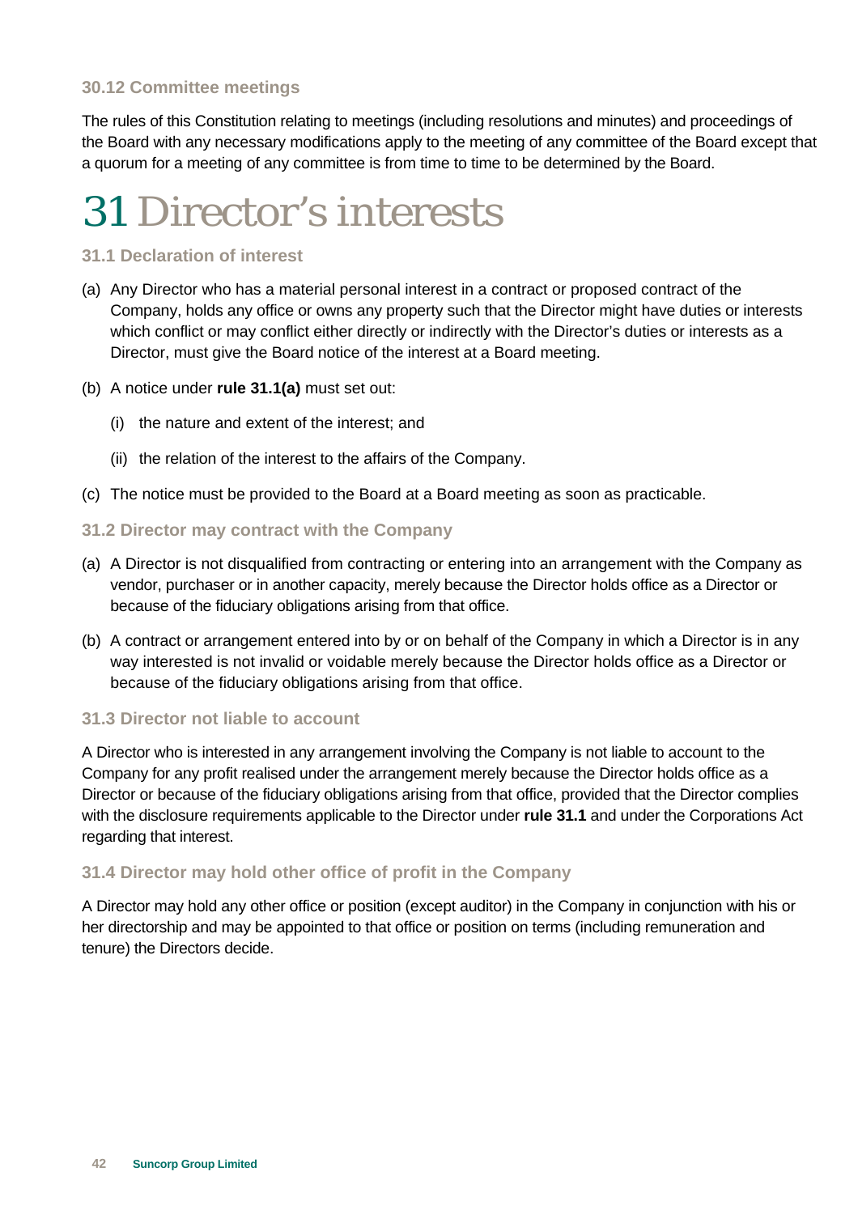### 30.12 Committee meetings

The rules of this Constitution relating to meetings (including resolutions and minutes) and proceedings of the Board with any necessary modifications apply to the meeting of any committee of the Board except that a quorum for a meeting of any committee is from time to time to be determined by the Board.

# 31 Director's interests

### 31.1 Declaration of interest

(a) Any Director who has a material personal interest in a contract or proposed contract of the Company, holds any office or owns any property such that the Director might have duties or interests which conflict or may conflict either directly or indirectly with the Director's duties or interests as a Director, must give the Board notice of the interest at a Board meeting.

(b) A notice under **rule 31.1(a)** must set out:

   (i) the nature and extent of the interest; and

   (ii) the relation of the interest to the affairs of the Company.

(c) The notice must be provided to the Board at a Board meeting as soon as practicable.

### 31.2 Director may contract with the Company

(a) A Director is not disqualified from contracting or entering into an arrangement with the Company as vendor, purchaser or in another capacity, merely because the Director holds office as a Director or because of the fiduciary obligations arising from that office.

(b) A contract or arrangement entered into by or on behalf of the Company in which a Director is in any way interested is not invalid or voidable merely because the Director holds office as a Director or because of the fiduciary obligations arising from that office.

### 31.3 Director not liable to account

A Director who is interested in any arrangement involving the Company is not liable to account to the Company for any profit realised under the arrangement merely because the Director holds office as a Director or because of the fiduciary obligations arising from that office, provided that the Director complies with the disclosure requirements applicable to the Director under **rule 31.1** and under the Corporations Act regarding that interest.

### 31.4 Director may hold other office of profit in the Company

A Director may hold any other office or position (except auditor) in the Company in conjunction with his or her directorship and may be appointed to that office or position on terms (including remuneration and tenure) the Directors decide.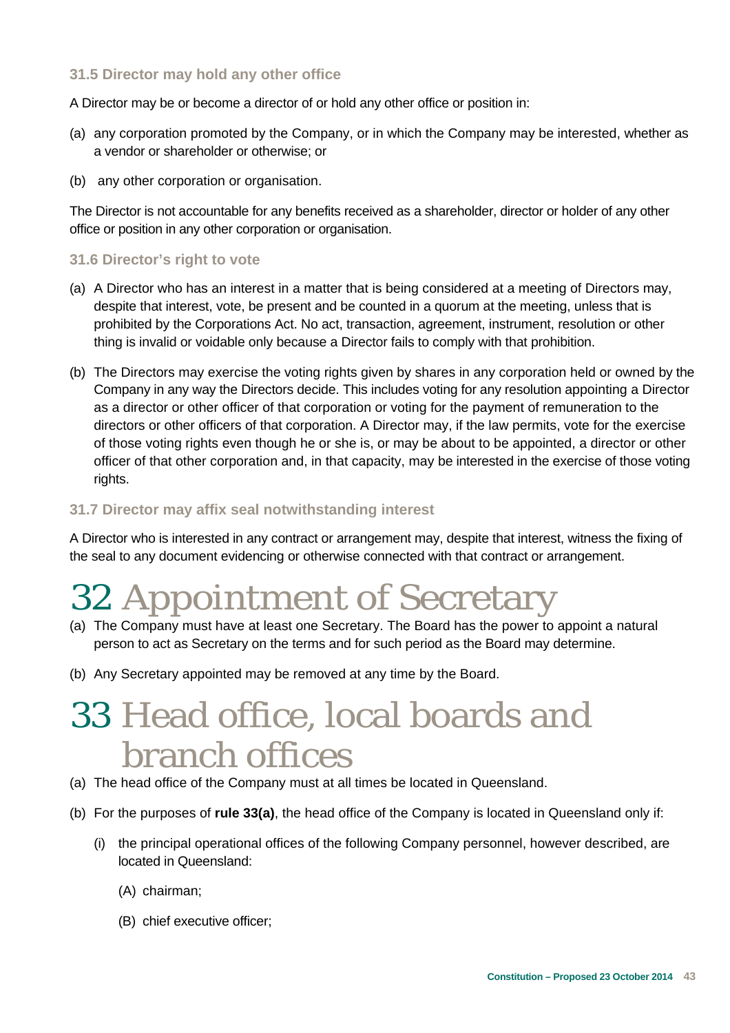### 31.5 Director may hold any other office

A Director may be or become a director of or hold any other office or position in:

(a) any corporation promoted by the Company, or in which the Company may be interested, whether as a vendor or shareholder or otherwise; or

(b) any other corporation or organisation.

The Director is not accountable for any benefits received as a shareholder, director or holder of any other office or position in any other corporation or organisation.

### 31.6 Director's right to vote

(a) A Director who has an interest in a matter that is being considered at a meeting of Directors may, despite that interest, vote, be present and be counted in a quorum at the meeting, unless that is prohibited by the Corporations Act. No act, transaction, agreement, instrument, resolution or other thing is invalid or voidable only because a Director fails to comply with that prohibition.

(b) The Directors may exercise the voting rights given by shares in any corporation held or owned by the Company in any way the Directors decide. This includes voting for any resolution appointing a Director as a director or other officer of that corporation or voting for the payment of remuneration to the directors or other officers of that corporation. A Director may, if the law permits, vote for the exercise of those voting rights even though he or she is, or may be about to be appointed, a director or other officer of that other corporation and, in that capacity, may be interested in the exercise of those voting rights.

### 31.7 Director may affix seal notwithstanding interest

A Director who is interested in any contract or arrangement may, despite that interest, witness the fixing of the seal to any document evidencing or otherwise connected with that contract or arrangement.

# 32 Appointment of Secretary

(a) The Company must have at least one Secretary. The Board has the power to appoint a natural person to act as Secretary on the terms and for such period as the Board may determine.

(b) Any Secretary appointed may be removed at any time by the Board.

# 33 Head office, local boards and branch offices

(a) The head office of the Company must at all times be located in Queensland.

(b) For the purposes of **rule 33(a)**, the head office of the Company is located in Queensland only if:

  (i) the principal operational offices of the following Company personnel, however described, are located in Queensland:

    (A) chairman;

    (B) chief executive officer;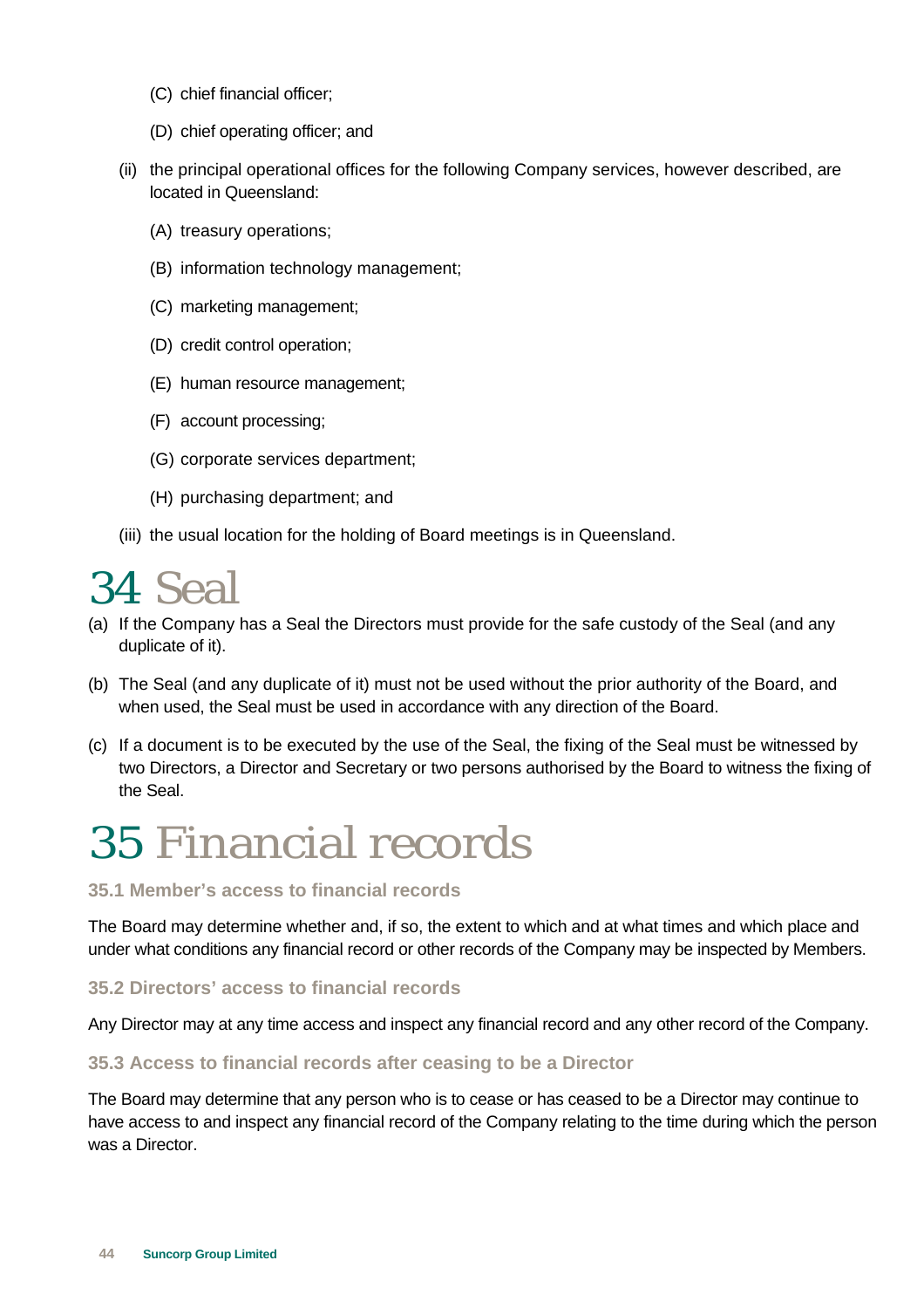(C) chief financial officer;

(D) chief operating officer; and

(ii) the principal operational offices for the following Company services, however described, are located in Queensland:

(A) treasury operations;

(B) information technology management;

(C) marketing management;

(D) credit control operation;

(E) human resource management;

(F) account processing;

(G) corporate services department;

(H) purchasing department; and

(iii) the usual location for the holding of Board meetings is in Queensland.

# 34 Seal

(a) If the Company has a Seal the Directors must provide for the safe custody of the Seal (and any duplicate of it).

(b) The Seal (and any duplicate of it) must not be used without the prior authority of the Board, and when used, the Seal must be used in accordance with any direction of the Board.

(c) If a document is to be executed by the use of the Seal, the fixing of the Seal must be witnessed by two Directors, a Director and Secretary or two persons authorised by the Board to witness the fixing of the Seal.

# 35 Financial records

### 35.1 Member's access to financial records

The Board may determine whether and, if so, the extent to which and at what times and which place and under what conditions any financial record or other records of the Company may be inspected by Members.

### 35.2 Directors' access to financial records

Any Director may at any time access and inspect any financial record and any other record of the Company.

### 35.3 Access to financial records after ceasing to be a Director

The Board may determine that any person who is to cease or has ceased to be a Director may continue to have access to and inspect any financial record of the Company relating to the time during which the person was a Director.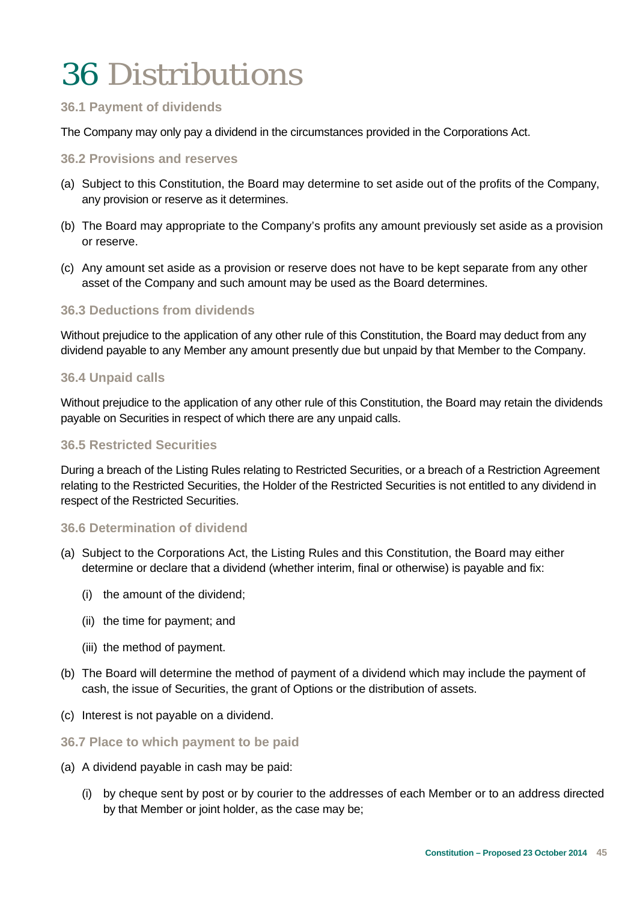# 36 Distributions

### 36.1 Payment of dividends

The Company may only pay a dividend in the circumstances provided in the Corporations Act.

### 36.2 Provisions and reserves

(a) Subject to this Constitution, the Board may determine to set aside out of the profits of the Company, any provision or reserve as it determines.

(b) The Board may appropriate to the Company's profits any amount previously set aside as a provision or reserve.

(c) Any amount set aside as a provision or reserve does not have to be kept separate from any other asset of the Company and such amount may be used as the Board determines.

### 36.3 Deductions from dividends

Without prejudice to the application of any other rule of this Constitution, the Board may deduct from any dividend payable to any Member any amount presently due but unpaid by that Member to the Company.

### 36.4 Unpaid calls

Without prejudice to the application of any other rule of this Constitution, the Board may retain the dividends payable on Securities in respect of which there are any unpaid calls.

### 36.5 Restricted Securities

During a breach of the Listing Rules relating to Restricted Securities, or a breach of a Restriction Agreement relating to the Restricted Securities, the Holder of the Restricted Securities is not entitled to any dividend in respect of the Restricted Securities.

### 36.6 Determination of dividend

(a) Subject to the Corporations Act, the Listing Rules and this Constitution, the Board may either determine or declare that a dividend (whether interim, final or otherwise) is payable and fix:

  (i) the amount of the dividend;

  (ii) the time for payment; and

  (iii) the method of payment.

(b) The Board will determine the method of payment of a dividend which may include the payment of cash, the issue of Securities, the grant of Options or the distribution of assets.

(c) Interest is not payable on a dividend.

### 36.7 Place to which payment to be paid

(a) A dividend payable in cash may be paid:

  (i) by cheque sent by post or by courier to the addresses of each Member or to an address directed by that Member or joint holder, as the case may be;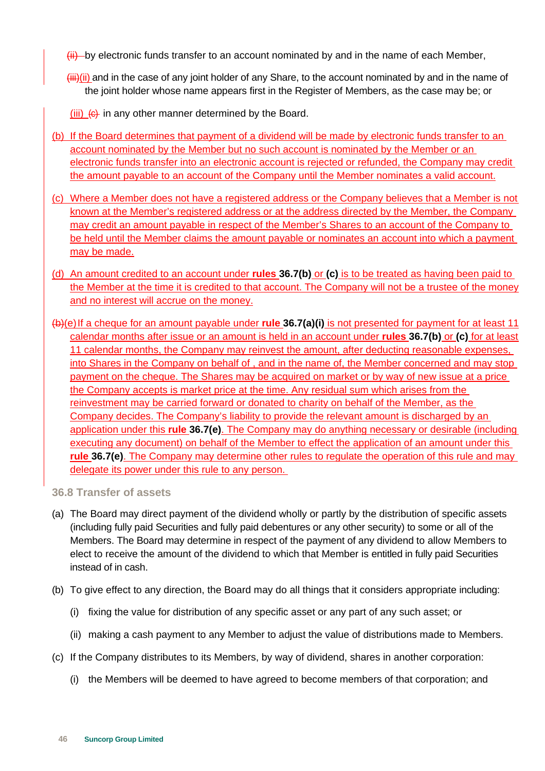~~(ii)~~ by electronic funds transfer to an account nominated by and in the name of each Member,

~~(iii)~~(ii) and in the case of any joint holder of any Share, to the account nominated by and in the name of the joint holder whose name appears first in the Register of Members, as the case may be; or

(iii) ~~(c)~~ in any other manner determined by the Board.

(b) If the Board determines that payment of a dividend will be made by electronic funds transfer to an account nominated by the Member but no such account is nominated by the Member or an electronic funds transfer into an electronic account is rejected or refunded, the Company may credit the amount payable to an account of the Company until the Member nominates a valid account.

(c) Where a Member does not have a registered address or the Company believes that a Member is not known at the Member's registered address or at the address directed by the Member, the Company may credit an amount payable in respect of the Member's Shares to an account of the Company to be held until the Member claims the amount payable or nominates an account into which a payment may be made.

(d) An amount credited to an account under **rules 36.7(b)** or **(c)** is to be treated as having been paid to the Member at the time it is credited to that account. The Company will not be a trustee of the money and no interest will accrue on the money.

~~(b)~~(e) If a cheque for an amount payable under **rule 36.7(a)(i)** is not presented for payment for at least 11 calendar months after issue or an amount is held in an account under **rules 36.7(b)** or **(c)** for at least 11 calendar months, the Company may reinvest the amount, after deducting reasonable expenses, into Shares in the Company on behalf of , and in the name of, the Member concerned and may stop payment on the cheque. The Shares may be acquired on market or by way of new issue at a price the Company accepts is market price at the time. Any residual sum which arises from the reinvestment may be carried forward or donated to charity on behalf of the Member, as the Company decides. The Company's liability to provide the relevant amount is discharged by an application under this **rule 36.7(e)**. The Company may do anything necessary or desirable (including executing any document) on behalf of the Member to effect the application of an amount under this **rule 36.7(e)**. The Company may determine other rules to regulate the operation of this rule and may delegate its power under this rule to any person.

### 36.8 Transfer of assets

(a) The Board may direct payment of the dividend wholly or partly by the distribution of specific assets (including fully paid Securities and fully paid debentures or any other security) to some or all of the Members. The Board may determine in respect of the payment of any dividend to allow Members to elect to receive the amount of the dividend to which that Member is entitled in fully paid Securities instead of in cash.

(b) To give effect to any direction, the Board may do all things that it considers appropriate including:

   (i) fixing the value for distribution of any specific asset or any part of any such asset; or

   (ii) making a cash payment to any Member to adjust the value of distributions made to Members.

(c) If the Company distributes to its Members, by way of dividend, shares in another corporation:

   (i) the Members will be deemed to have agreed to become members of that corporation; and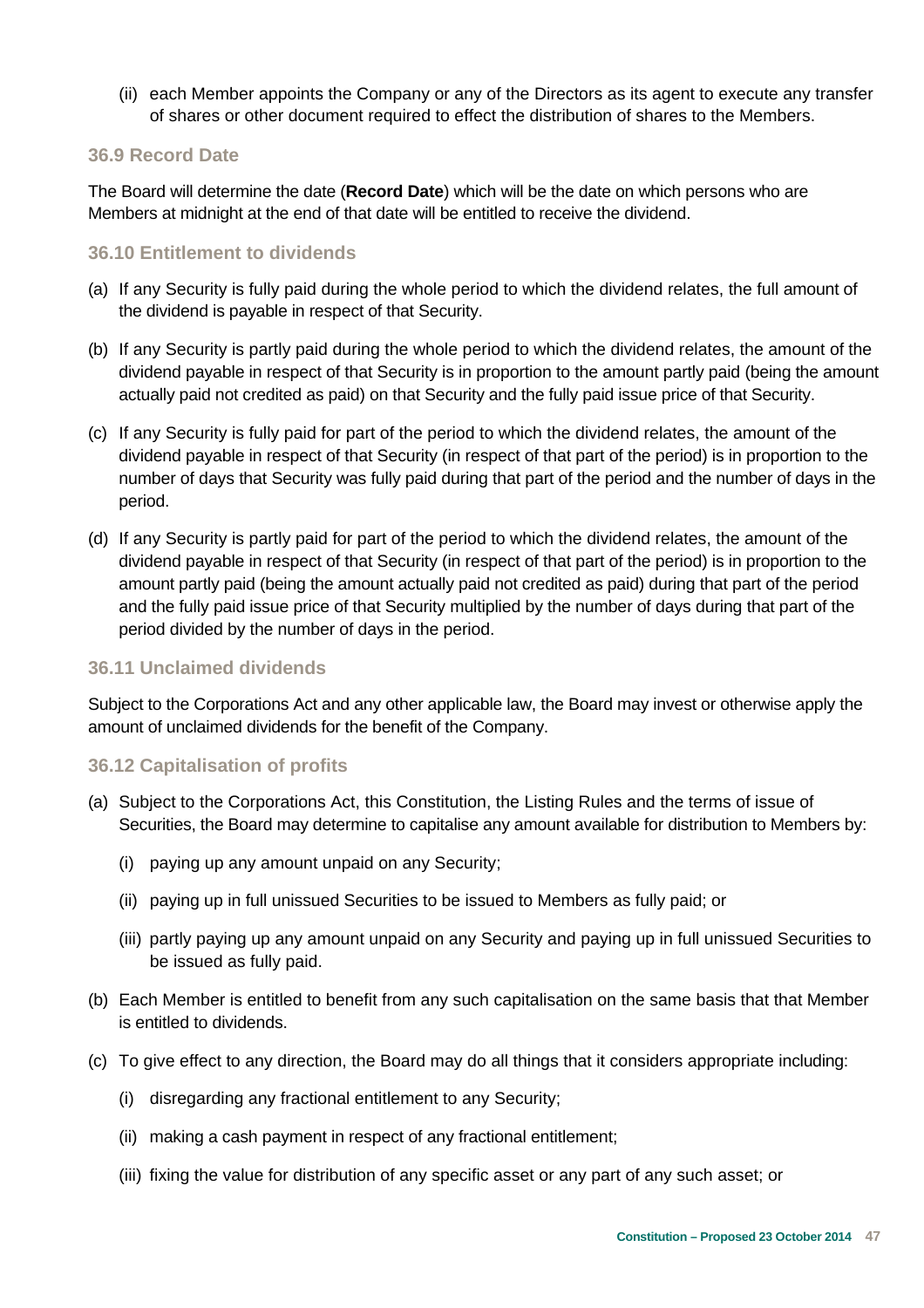(ii) each Member appoints the Company or any of the Directors as its agent to execute any transfer of shares or other document required to effect the distribution of shares to the Members.

### 36.9 Record Date

The Board will determine the date (**Record Date**) which will be the date on which persons who are Members at midnight at the end of that date will be entitled to receive the dividend.

### 36.10 Entitlement to dividends

(a) If any Security is fully paid during the whole period to which the dividend relates, the full amount of the dividend is payable in respect of that Security.

(b) If any Security is partly paid during the whole period to which the dividend relates, the amount of the dividend payable in respect of that Security is in proportion to the amount partly paid (being the amount actually paid not credited as paid) on that Security and the fully paid issue price of that Security.

(c) If any Security is fully paid for part of the period to which the dividend relates, the amount of the dividend payable in respect of that Security (in respect of that part of the period) is in proportion to the number of days that Security was fully paid during that part of the period and the number of days in the period.

(d) If any Security is partly paid for part of the period to which the dividend relates, the amount of the dividend payable in respect of that Security (in respect of that part of the period) is in proportion to the amount partly paid (being the amount actually paid not credited as paid) during that part of the period and the fully paid issue price of that Security multiplied by the number of days during that part of the period divided by the number of days in the period.

### 36.11 Unclaimed dividends

Subject to the Corporations Act and any other applicable law, the Board may invest or otherwise apply the amount of unclaimed dividends for the benefit of the Company.

### 36.12 Capitalisation of profits

(a) Subject to the Corporations Act, this Constitution, the Listing Rules and the terms of issue of Securities, the Board may determine to capitalise any amount available for distribution to Members by:

   (i) paying up any amount unpaid on any Security;

   (ii) paying up in full unissued Securities to be issued to Members as fully paid; or

   (iii) partly paying up any amount unpaid on any Security and paying up in full unissued Securities to be issued as fully paid.

(b) Each Member is entitled to benefit from any such capitalisation on the same basis that that Member is entitled to dividends.

(c) To give effect to any direction, the Board may do all things that it considers appropriate including:

   (i) disregarding any fractional entitlement to any Security;

   (ii) making a cash payment in respect of any fractional entitlement;

   (iii) fixing the value for distribution of any specific asset or any part of any such asset; or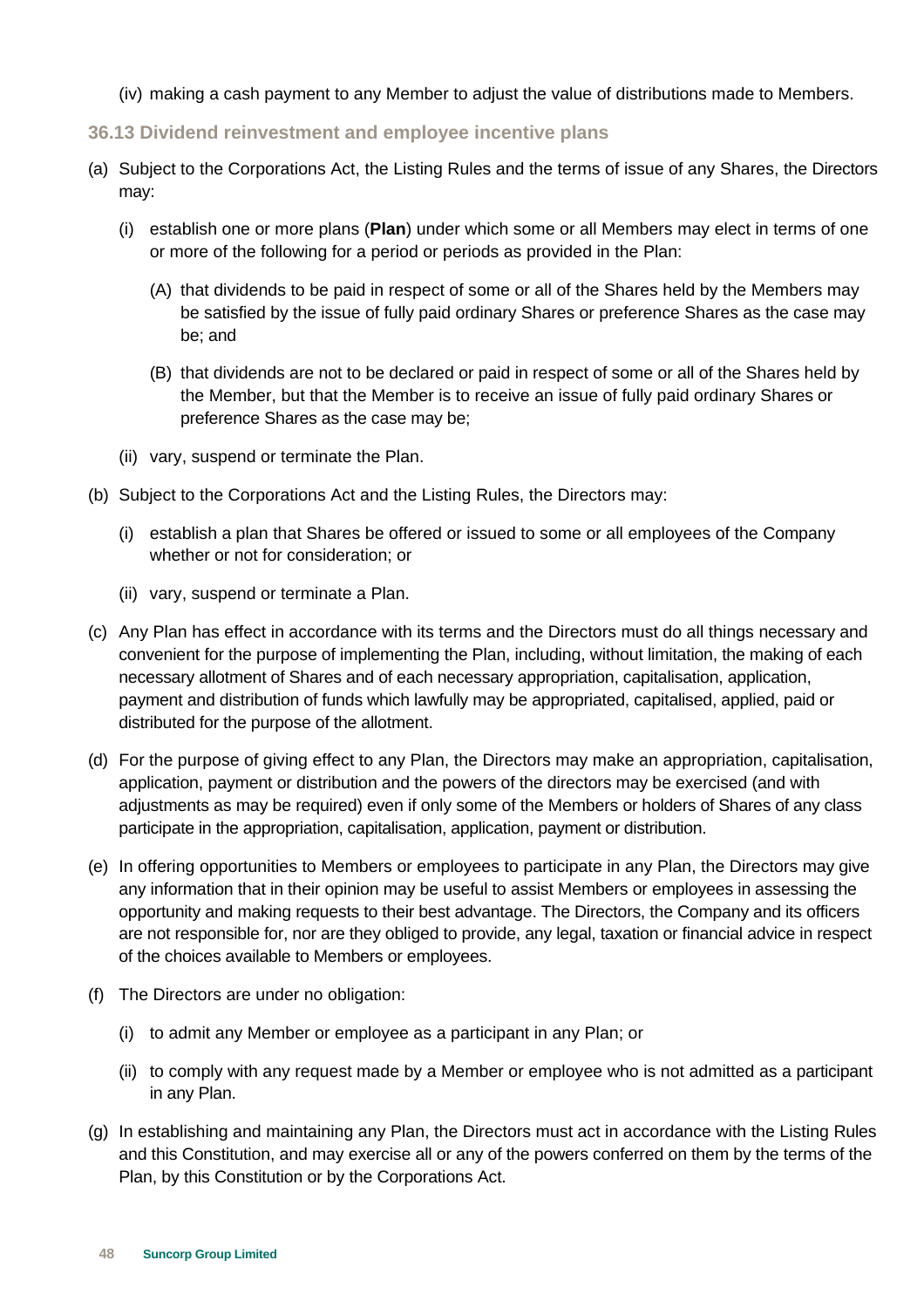(iv) making a cash payment to any Member to adjust the value of distributions made to Members.

### 36.13 Dividend reinvestment and employee incentive plans

(a) Subject to the Corporations Act, the Listing Rules and the terms of issue of any Shares, the Directors may:

(i) establish one or more plans (**Plan**) under which some or all Members may elect in terms of one or more of the following for a period or periods as provided in the Plan:

(A) that dividends to be paid in respect of some or all of the Shares held by the Members may be satisfied by the issue of fully paid ordinary Shares or preference Shares as the case may be; and

(B) that dividends are not to be declared or paid in respect of some or all of the Shares held by the Member, but that the Member is to receive an issue of fully paid ordinary Shares or preference Shares as the case may be;

(ii) vary, suspend or terminate the Plan.

(b) Subject to the Corporations Act and the Listing Rules, the Directors may:

(i) establish a plan that Shares be offered or issued to some or all employees of the Company whether or not for consideration; or

(ii) vary, suspend or terminate a Plan.

(c) Any Plan has effect in accordance with its terms and the Directors must do all things necessary and convenient for the purpose of implementing the Plan, including, without limitation, the making of each necessary allotment of Shares and of each necessary appropriation, capitalisation, application, payment and distribution of funds which lawfully may be appropriated, capitalised, applied, paid or distributed for the purpose of the allotment.

(d) For the purpose of giving effect to any Plan, the Directors may make an appropriation, capitalisation, application, payment or distribution and the powers of the directors may be exercised (and with adjustments as may be required) even if only some of the Members or holders of Shares of any class participate in the appropriation, capitalisation, application, payment or distribution.

(e) In offering opportunities to Members or employees to participate in any Plan, the Directors may give any information that in their opinion may be useful to assist Members or employees in assessing the opportunity and making requests to their best advantage. The Directors, the Company and its officers are not responsible for, nor are they obliged to provide, any legal, taxation or financial advice in respect of the choices available to Members or employees.

(f) The Directors are under no obligation:

(i) to admit any Member or employee as a participant in any Plan; or

(ii) to comply with any request made by a Member or employee who is not admitted as a participant in any Plan.

(g) In establishing and maintaining any Plan, the Directors must act in accordance with the Listing Rules and this Constitution, and may exercise all or any of the powers conferred on them by the terms of the Plan, by this Constitution or by the Corporations Act.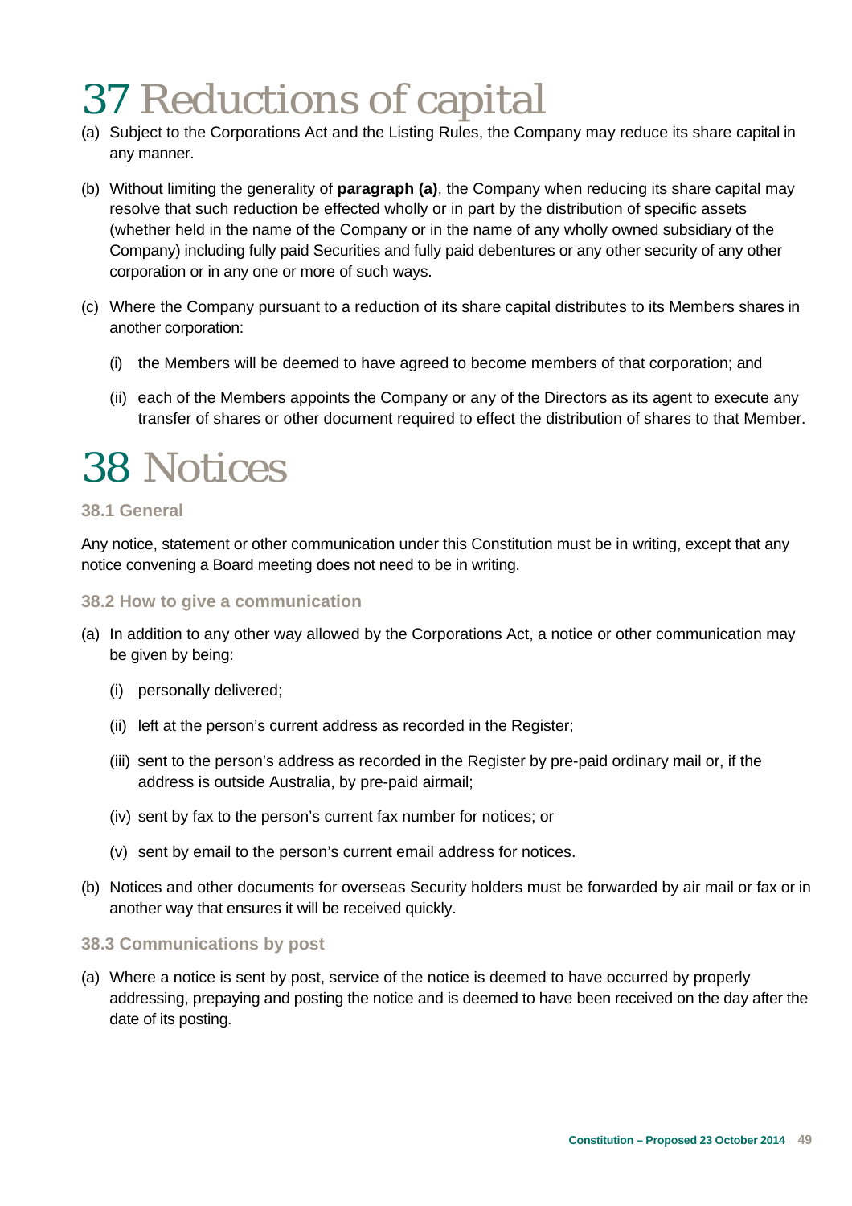# 37 Reductions of capital

(a) Subject to the Corporations Act and the Listing Rules, the Company may reduce its share capital in any manner.

(b) Without limiting the generality of **paragraph (a)**, the Company when reducing its share capital may resolve that such reduction be effected wholly or in part by the distribution of specific assets (whether held in the name of the Company or in the name of any wholly owned subsidiary of the Company) including fully paid Securities and fully paid debentures or any other security of any other corporation or in any one or more of such ways.

(c) Where the Company pursuant to a reduction of its share capital distributes to its Members shares in another corporation:

  (i) the Members will be deemed to have agreed to become members of that corporation; and

  (ii) each of the Members appoints the Company or any of the Directors as its agent to execute any transfer of shares or other document required to effect the distribution of shares to that Member.

# 38 Notices

### 38.1 General

Any notice, statement or other communication under this Constitution must be in writing, except that any notice convening a Board meeting does not need to be in writing.

### 38.2 How to give a communication

(a) In addition to any other way allowed by the Corporations Act, a notice or other communication may be given by being:

  (i) personally delivered;

  (ii) left at the person's current address as recorded in the Register;

  (iii) sent to the person's address as recorded in the Register by pre-paid ordinary mail or, if the address is outside Australia, by pre-paid airmail;

  (iv) sent by fax to the person's current fax number for notices; or

  (v) sent by email to the person's current email address for notices.

(b) Notices and other documents for overseas Security holders must be forwarded by air mail or fax or in another way that ensures it will be received quickly.

### 38.3 Communications by post

(a) Where a notice is sent by post, service of the notice is deemed to have occurred by properly addressing, prepaying and posting the notice and is deemed to have been received on the day after the date of its posting.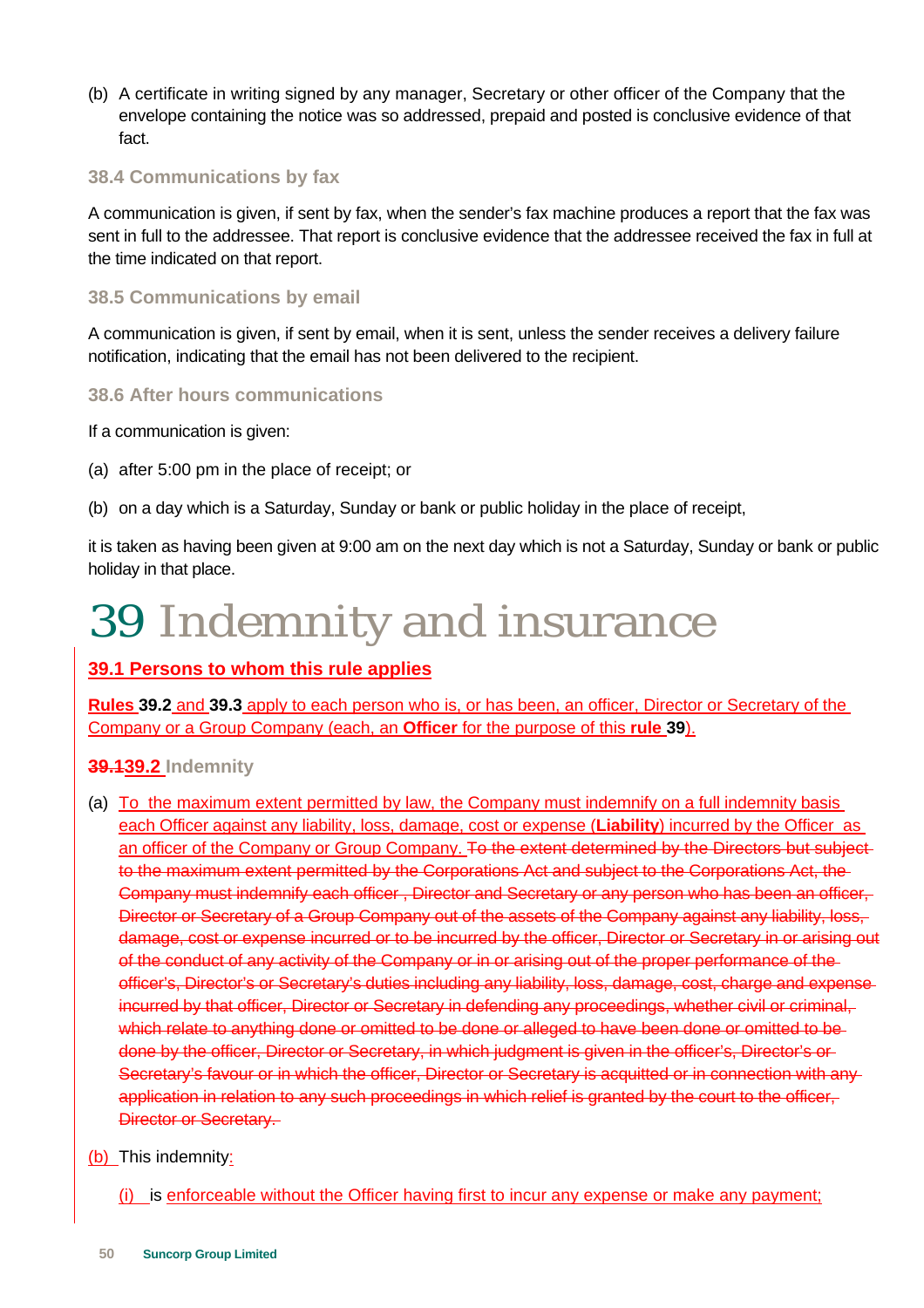(b) A certificate in writing signed by any manager, Secretary or other officer of the Company that the envelope containing the notice was so addressed, prepaid and posted is conclusive evidence of that fact.

### 38.4 Communications by fax

A communication is given, if sent by fax, when the sender's fax machine produces a report that the fax was sent in full to the addressee. That report is conclusive evidence that the addressee received the fax in full at the time indicated on that report.

### 38.5 Communications by email

A communication is given, if sent by email, when it is sent, unless the sender receives a delivery failure notification, indicating that the email has not been delivered to the recipient.

### 38.6 After hours communications

If a communication is given:

(a) after 5:00 pm in the place of receipt; or

(b) on a day which is a Saturday, Sunday or bank or public holiday in the place of receipt,

it is taken as having been given at 9:00 am on the next day which is not a Saturday, Sunday or bank or public holiday in that place.

# 39 Indemnity and insurance

### 39.1 Persons to whom this rule applies

Rules **39.2** and **39.3** apply to each person who is, or has been, an officer, Director or Secretary of the Company or a Group Company (each, an **Officer** for the purpose of this **rule 39**).

### ~~39.1~~39.2 Indemnity

(a) To the maximum extent permitted by law, the Company must indemnify on a full indemnity basis each Officer against any liability, loss, damage, cost or expense (**Liability**) incurred by the Officer as an officer of the Company or Group Company. ~~To the extent determined by the Directors but subject to the maximum extent permitted by the Corporations Act and subject to the Corporations Act, the Company must indemnify each officer , Director and Secretary or any person who has been an officer, Director or Secretary of a Group Company out of the assets of the Company against any liability, loss, damage, cost or expense incurred or to be incurred by the officer, Director or Secretary in or arising out of the conduct of any activity of the Company or in or arising out of the proper performance of the officer's, Director's or Secretary's duties including any liability, loss, damage, cost, charge and expense incurred by that officer, Director or Secretary in defending any proceedings, whether civil or criminal, which relate to anything done or omitted to be done or alleged to have been done or omitted to be done by the officer, Director or Secretary, in which judgment is given in the officer's, Director's or Secretary's favour or in which the officer, Director or Secretary is acquitted or in connection with any application in relation to any such proceedings in which relief is granted by the court to the officer, Director or Secretary.~~

(b) This indemnity:

(i) is enforceable without the Officer having first to incur any expense or make any payment;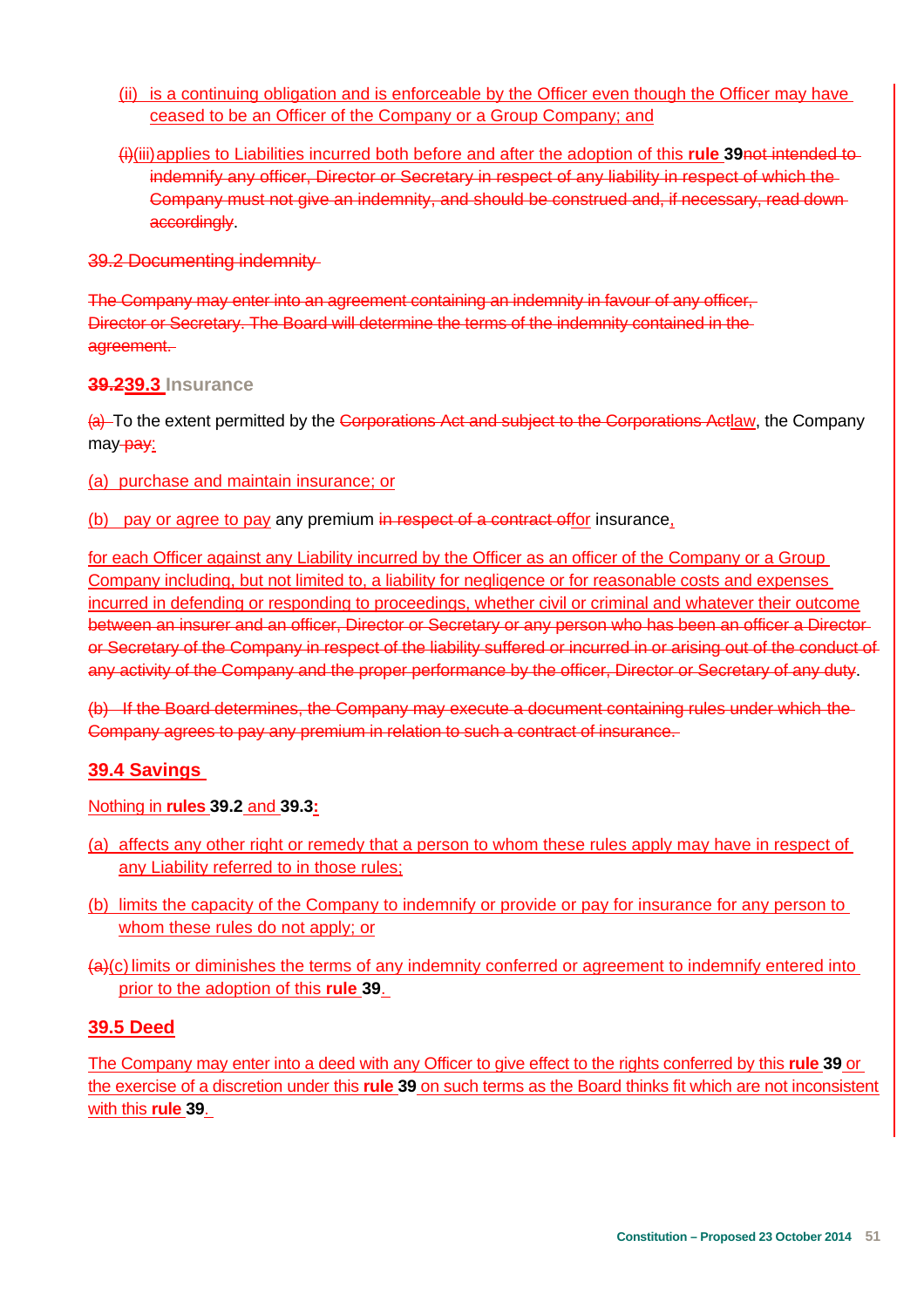(ii) is a continuing obligation and is enforceable by the Officer even though the Officer may have ceased to be an Officer of the Company or a Group Company; and

~~(i)~~(iii) applies to Liabilities incurred both before and after the adoption of this **rule** **39**~~not intended to indemnify any officer, Director or Secretary in respect of any liability in respect of which the Company must not give an indemnity, and should be construed and, if necessary, read down accordingly~~.

~~39.2 Documenting indemnity~~

~~The Company may enter into an agreement containing an indemnity in favour of any officer, Director or Secretary. The Board will determine the terms of the indemnity contained in the agreement.~~

### ~~39.2~~39.3 Insurance

~~(a)~~ To the extent permitted by the ~~Corporations Act and subject to the Corporations Act~~law, the Company may ~~pay~~:

(a) purchase and maintain insurance; or

(b) pay or agree to pay any premium ~~in respect of a contract of~~for insurance,

for each Officer against any Liability incurred by the Officer as an officer of the Company or a Group Company including, but not limited to, a liability for negligence or for reasonable costs and expenses incurred in defending or responding to proceedings, whether civil or criminal and whatever their outcome ~~between an insurer and an officer, Director or Secretary or any person who has been an officer a Director or Secretary of the Company in respect of the liability suffered or incurred in or arising out of the conduct of any activity of the Company and the proper performance by the officer, Director or Secretary of any duty~~.

~~(b) If the Board determines, the Company may execute a document containing rules under which the Company agrees to pay any premium in relation to such a contract of insurance.~~

### 39.4 Savings

Nothing in **rules** **39.2** and **39.3**:

(a) affects any other right or remedy that a person to whom these rules apply may have in respect of any Liability referred to in those rules;

(b) limits the capacity of the Company to indemnify or provide or pay for insurance for any person to whom these rules do not apply; or

~~(a)~~(c) limits or diminishes the terms of any indemnity conferred or agreement to indemnify entered into prior to the adoption of this **rule** **39**.

### 39.5 Deed

The Company may enter into a deed with any Officer to give effect to the rights conferred by this **rule** **39** or the exercise of a discretion under this **rule** **39** on such terms as the Board thinks fit which are not inconsistent with this **rule** **39**.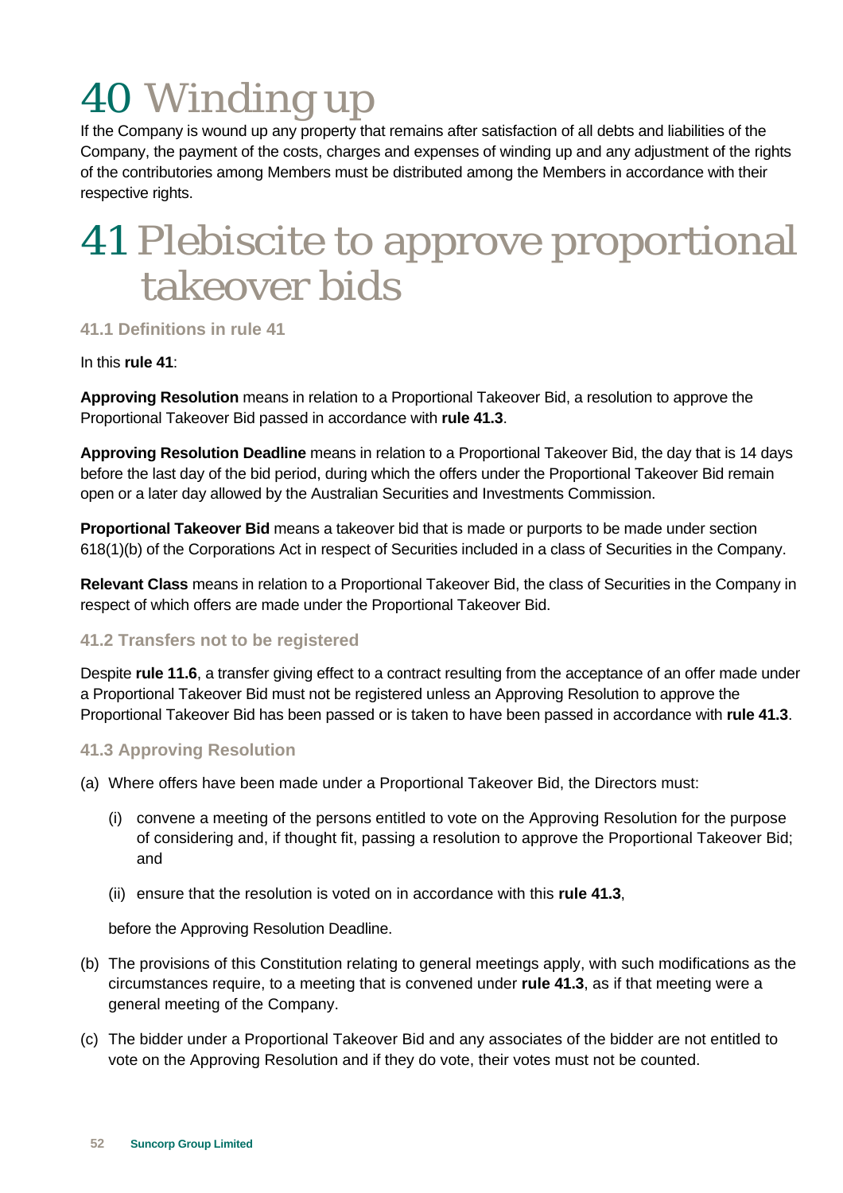# 40 Winding up

If the Company is wound up any property that remains after satisfaction of all debts and liabilities of the Company, the payment of the costs, charges and expenses of winding up and any adjustment of the rights of the contributories among Members must be distributed among the Members in accordance with their respective rights.

# 41 Plebiscite to approve proportional takeover bids

### 41.1 Definitions in rule 41

In this **rule 41**:

**Approving Resolution** means in relation to a Proportional Takeover Bid, a resolution to approve the Proportional Takeover Bid passed in accordance with **rule 41.3**.

**Approving Resolution Deadline** means in relation to a Proportional Takeover Bid, the day that is 14 days before the last day of the bid period, during which the offers under the Proportional Takeover Bid remain open or a later day allowed by the Australian Securities and Investments Commission.

**Proportional Takeover Bid** means a takeover bid that is made or purports to be made under section 618(1)(b) of the Corporations Act in respect of Securities included in a class of Securities in the Company.

**Relevant Class** means in relation to a Proportional Takeover Bid, the class of Securities in the Company in respect of which offers are made under the Proportional Takeover Bid.

### 41.2 Transfers not to be registered

Despite **rule 11.6**, a transfer giving effect to a contract resulting from the acceptance of an offer made under a Proportional Takeover Bid must not be registered unless an Approving Resolution to approve the Proportional Takeover Bid has been passed or is taken to have been passed in accordance with **rule 41.3**.

### 41.3 Approving Resolution

(a) Where offers have been made under a Proportional Takeover Bid, the Directors must:

   (i) convene a meeting of the persons entitled to vote on the Approving Resolution for the purpose of considering and, if thought fit, passing a resolution to approve the Proportional Takeover Bid; and

   (ii) ensure that the resolution is voted on in accordance with this **rule 41.3**,

   before the Approving Resolution Deadline.

(b) The provisions of this Constitution relating to general meetings apply, with such modifications as the circumstances require, to a meeting that is convened under **rule 41.3**, as if that meeting were a general meeting of the Company.

(c) The bidder under a Proportional Takeover Bid and any associates of the bidder are not entitled to vote on the Approving Resolution and if they do vote, their votes must not be counted.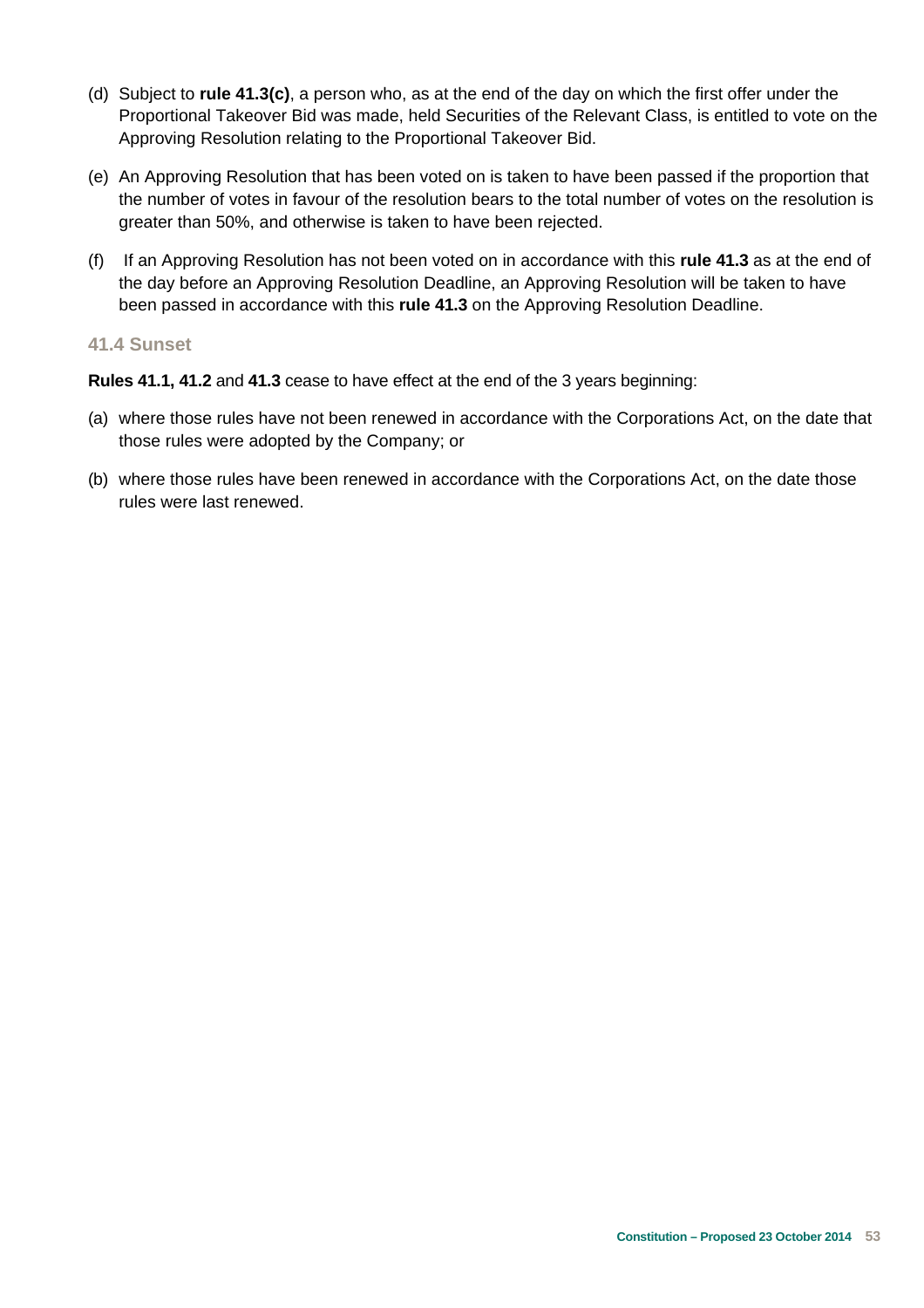(d) Subject to **rule 41.3(c)**, a person who, as at the end of the day on which the first offer under the Proportional Takeover Bid was made, held Securities of the Relevant Class, is entitled to vote on the Approving Resolution relating to the Proportional Takeover Bid.

(e) An Approving Resolution that has been voted on is taken to have been passed if the proportion that the number of votes in favour of the resolution bears to the total number of votes on the resolution is greater than 50%, and otherwise is taken to have been rejected.

(f) If an Approving Resolution has not been voted on in accordance with this **rule 41.3** as at the end of the day before an Approving Resolution Deadline, an Approving Resolution will be taken to have been passed in accordance with this **rule 41.3** on the Approving Resolution Deadline.

### 41.4 Sunset

**Rules 41.1, 41.2** and **41.3** cease to have effect at the end of the 3 years beginning:

(a) where those rules have not been renewed in accordance with the Corporations Act, on the date that those rules were adopted by the Company; or

(b) where those rules have been renewed in accordance with the Corporations Act, on the date those rules were last renewed.